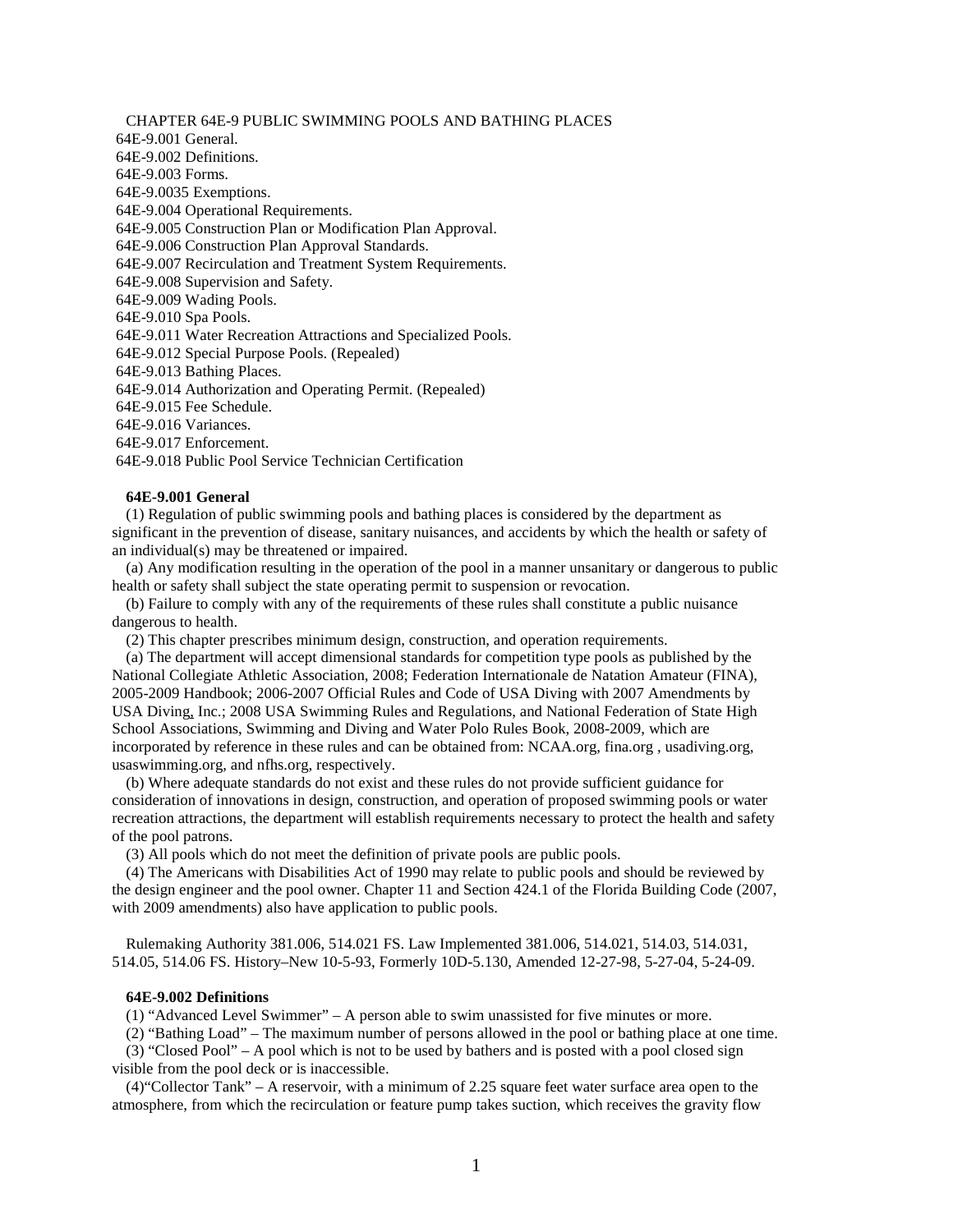CHAPTER 64E-9 PUBLIC SWIMMING POOLS AND BATHING PLACES

64E-9.001 General.
64E-9.002 Definitions.
64E-9.003 Forms.
64E-9.0035 Exemptions.
64E-9.004 Operational Requirements.
64E-9.005 Construction Plan or Modification Plan Approval.
64E-9.006 Construction Plan Approval Standards.
64E-9.007 Recirculation and Treatment System Requirements.
64E-9.008 Supervision and Safety.
64E-9.009 Wading Pools.
64E-9.010 Spa Pools.
64E-9.011 Water Recreation Attractions and Specialized Pools.
64E-9.012 Special Purpose Pools. (Repealed)
64E-9.013 Bathing Places.
64E-9.014 Authorization and Operating Permit. (Repealed)
64E-9.015 Fee Schedule.
64E-9.016 Variances.
64E-9.017 Enforcement.
64E-9.018 Public Pool Service Technician Certification

**64E-9.001 General**

(1) Regulation of public swimming pools and bathing places is considered by the department as significant in the prevention of disease, sanitary nuisances, and accidents by which the health or safety of an individual(s) may be threatened or impaired.

(a) Any modification resulting in the operation of the pool in a manner unsanitary or dangerous to public health or safety shall subject the state operating permit to suspension or revocation.

(b) Failure to comply with any of the requirements of these rules shall constitute a public nuisance dangerous to health.

(2) This chapter prescribes minimum design, construction, and operation requirements.

(a) The department will accept dimensional standards for competition type pools as published by the National Collegiate Athletic Association, 2008; Federation Internationale de Natation Amateur (FINA), 2005-2009 Handbook; 2006-2007 Official Rules and Code of USA Diving with 2007 Amendments by USA Diving, Inc.; 2008 USA Swimming Rules and Regulations, and National Federation of State High School Associations, Swimming and Diving and Water Polo Rules Book, 2008-2009, which are incorporated by reference in these rules and can be obtained from: NCAA.org, fina.org , usadiving.org, usaswimming.org, and nfhs.org, respectively.

(b) Where adequate standards do not exist and these rules do not provide sufficient guidance for consideration of innovations in design, construction, and operation of proposed swimming pools or water recreation attractions, the department will establish requirements necessary to protect the health and safety of the pool patrons.

(3) All pools which do not meet the definition of private pools are public pools.

(4) The Americans with Disabilities Act of 1990 may relate to public pools and should be reviewed by the design engineer and the pool owner. Chapter 11 and Section 424.1 of the Florida Building Code (2007, with 2009 amendments) also have application to public pools.

Rulemaking Authority 381.006, 514.021 FS. Law Implemented 381.006, 514.021, 514.03, 514.031, 514.05, 514.06 FS. History–New 10-5-93, Formerly 10D-5.130, Amended 12-27-98, 5-27-04, 5-24-09.

**64E-9.002 Definitions**

(1) "Advanced Level Swimmer" – A person able to swim unassisted for five minutes or more.

(2) "Bathing Load" – The maximum number of persons allowed in the pool or bathing place at one time.

(3) "Closed Pool" – A pool which is not to be used by bathers and is posted with a pool closed sign visible from the pool deck or is inaccessible.

(4)"Collector Tank" – A reservoir, with a minimum of 2.25 square feet water surface area open to the atmosphere, from which the recirculation or feature pump takes suction, which receives the gravity flow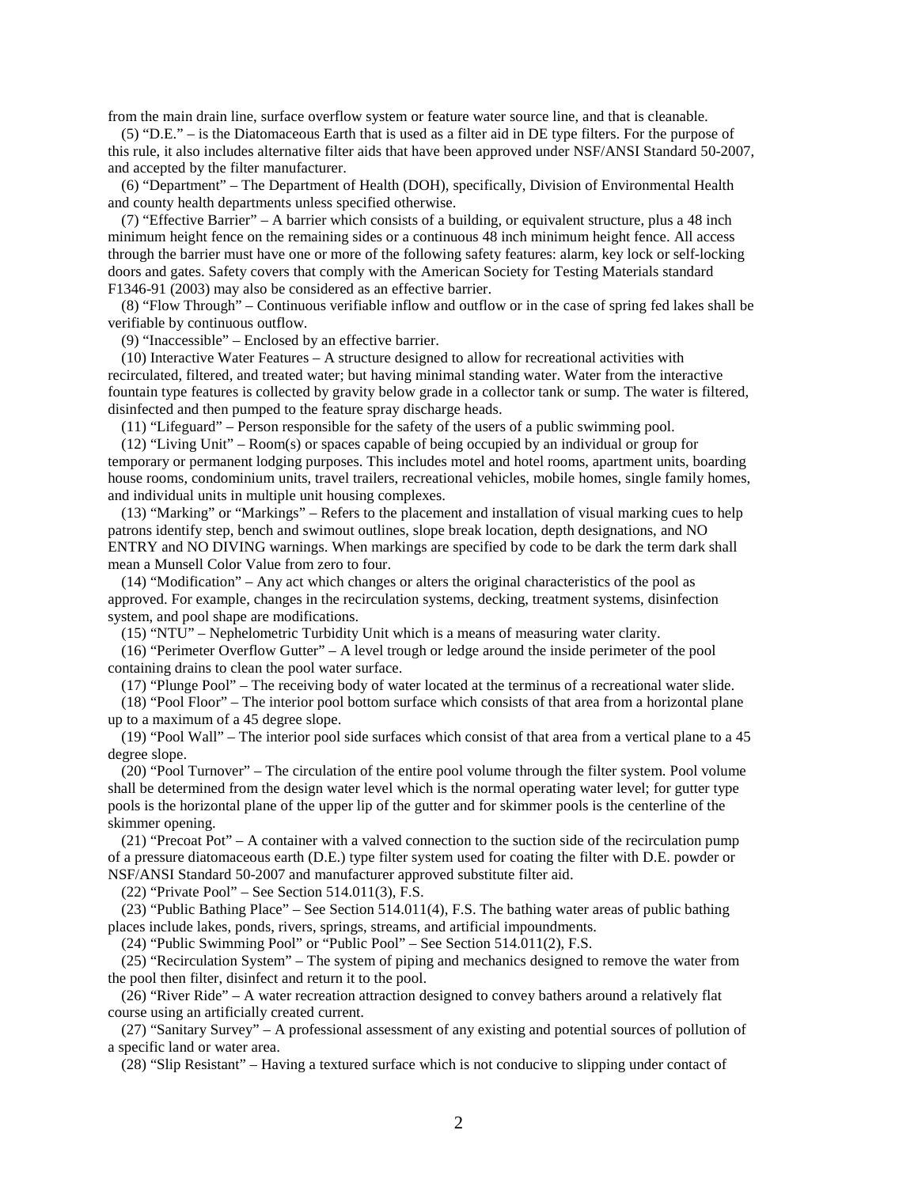from the main drain line, surface overflow system or feature water source line, and that is cleanable.

(5) "D.E." – is the Diatomaceous Earth that is used as a filter aid in DE type filters. For the purpose of this rule, it also includes alternative filter aids that have been approved under NSF/ANSI Standard 50-2007, and accepted by the filter manufacturer.

(6) "Department" – The Department of Health (DOH), specifically, Division of Environmental Health and county health departments unless specified otherwise.

(7) "Effective Barrier" – A barrier which consists of a building, or equivalent structure, plus a 48 inch minimum height fence on the remaining sides or a continuous 48 inch minimum height fence. All access through the barrier must have one or more of the following safety features: alarm, key lock or self-locking doors and gates. Safety covers that comply with the American Society for Testing Materials standard F1346-91 (2003) may also be considered as an effective barrier.

(8) "Flow Through" – Continuous verifiable inflow and outflow or in the case of spring fed lakes shall be verifiable by continuous outflow.

(9) "Inaccessible" – Enclosed by an effective barrier.

(10) Interactive Water Features – A structure designed to allow for recreational activities with recirculated, filtered, and treated water; but having minimal standing water. Water from the interactive fountain type features is collected by gravity below grade in a collector tank or sump. The water is filtered, disinfected and then pumped to the feature spray discharge heads.

(11) "Lifeguard" – Person responsible for the safety of the users of a public swimming pool.

(12) "Living Unit" – Room(s) or spaces capable of being occupied by an individual or group for temporary or permanent lodging purposes. This includes motel and hotel rooms, apartment units, boarding house rooms, condominium units, travel trailers, recreational vehicles, mobile homes, single family homes, and individual units in multiple unit housing complexes.

(13) "Marking" or "Markings" – Refers to the placement and installation of visual marking cues to help patrons identify step, bench and swimout outlines, slope break location, depth designations, and NO ENTRY and NO DIVING warnings. When markings are specified by code to be dark the term dark shall mean a Munsell Color Value from zero to four.

(14) "Modification" – Any act which changes or alters the original characteristics of the pool as approved. For example, changes in the recirculation systems, decking, treatment systems, disinfection system, and pool shape are modifications.

(15) "NTU" – Nephelometric Turbidity Unit which is a means of measuring water clarity.

(16) "Perimeter Overflow Gutter" – A level trough or ledge around the inside perimeter of the pool containing drains to clean the pool water surface.

(17) "Plunge Pool" – The receiving body of water located at the terminus of a recreational water slide.

(18) "Pool Floor" – The interior pool bottom surface which consists of that area from a horizontal plane up to a maximum of a 45 degree slope.

(19) "Pool Wall" – The interior pool side surfaces which consist of that area from a vertical plane to a 45 degree slope.

(20) "Pool Turnover" – The circulation of the entire pool volume through the filter system. Pool volume shall be determined from the design water level which is the normal operating water level; for gutter type pools is the horizontal plane of the upper lip of the gutter and for skimmer pools is the centerline of the skimmer opening.

(21) "Precoat Pot" – A container with a valved connection to the suction side of the recirculation pump of a pressure diatomaceous earth (D.E.) type filter system used for coating the filter with D.E. powder or NSF/ANSI Standard 50-2007 and manufacturer approved substitute filter aid.

(22) "Private Pool" – See Section 514.011(3), F.S.

(23) "Public Bathing Place" – See Section 514.011(4), F.S. The bathing water areas of public bathing places include lakes, ponds, rivers, springs, streams, and artificial impoundments.

(24) "Public Swimming Pool" or "Public Pool" – See Section 514.011(2), F.S.

(25) "Recirculation System" – The system of piping and mechanics designed to remove the water from the pool then filter, disinfect and return it to the pool.

(26) "River Ride" – A water recreation attraction designed to convey bathers around a relatively flat course using an artificially created current.

(27) "Sanitary Survey" – A professional assessment of any existing and potential sources of pollution of a specific land or water area.

(28) "Slip Resistant" – Having a textured surface which is not conducive to slipping under contact of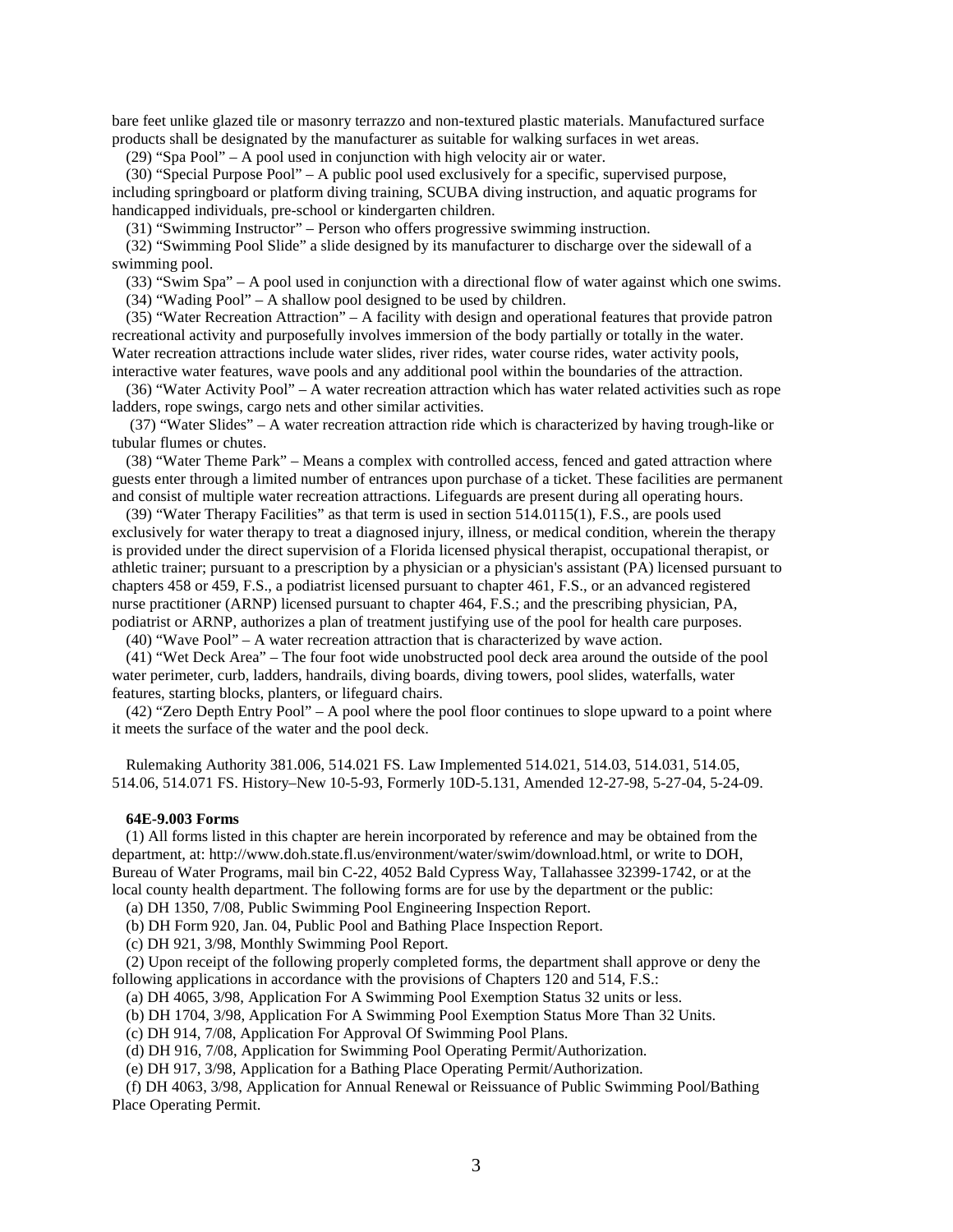bare feet unlike glazed tile or masonry terrazzo and non-textured plastic materials. Manufactured surface products shall be designated by the manufacturer as suitable for walking surfaces in wet areas.

(29) "Spa Pool" – A pool used in conjunction with high velocity air or water.

(30) "Special Purpose Pool" – A public pool used exclusively for a specific, supervised purpose, including springboard or platform diving training, SCUBA diving instruction, and aquatic programs for handicapped individuals, pre-school or kindergarten children.

(31) "Swimming Instructor" – Person who offers progressive swimming instruction.

(32) "Swimming Pool Slide" a slide designed by its manufacturer to discharge over the sidewall of a swimming pool.

(33) "Swim Spa" – A pool used in conjunction with a directional flow of water against which one swims.

(34) "Wading Pool" – A shallow pool designed to be used by children.

(35) "Water Recreation Attraction" – A facility with design and operational features that provide patron recreational activity and purposefully involves immersion of the body partially or totally in the water. Water recreation attractions include water slides, river rides, water course rides, water activity pools, interactive water features, wave pools and any additional pool within the boundaries of the attraction.

(36) "Water Activity Pool" – A water recreation attraction which has water related activities such as rope ladders, rope swings, cargo nets and other similar activities.

(37) "Water Slides" – A water recreation attraction ride which is characterized by having trough-like or tubular flumes or chutes.

(38) "Water Theme Park" – Means a complex with controlled access, fenced and gated attraction where guests enter through a limited number of entrances upon purchase of a ticket. These facilities are permanent and consist of multiple water recreation attractions. Lifeguards are present during all operating hours.

(39) "Water Therapy Facilities" as that term is used in section 514.0115(1), F.S., are pools used exclusively for water therapy to treat a diagnosed injury, illness, or medical condition, wherein the therapy is provided under the direct supervision of a Florida licensed physical therapist, occupational therapist, or athletic trainer; pursuant to a prescription by a physician or a physician's assistant (PA) licensed pursuant to chapters 458 or 459, F.S., a podiatrist licensed pursuant to chapter 461, F.S., or an advanced registered nurse practitioner (ARNP) licensed pursuant to chapter 464, F.S.; and the prescribing physician, PA, podiatrist or ARNP, authorizes a plan of treatment justifying use of the pool for health care purposes.

(40) "Wave Pool" – A water recreation attraction that is characterized by wave action.

(41) "Wet Deck Area" – The four foot wide unobstructed pool deck area around the outside of the pool water perimeter, curb, ladders, handrails, diving boards, diving towers, pool slides, waterfalls, water features, starting blocks, planters, or lifeguard chairs.

(42) "Zero Depth Entry Pool" – A pool where the pool floor continues to slope upward to a point where it meets the surface of the water and the pool deck.

Rulemaking Authority 381.006, 514.021 FS. Law Implemented 514.021, 514.03, 514.031, 514.05, 514.06, 514.071 FS. History–New 10-5-93, Formerly 10D-5.131, Amended 12-27-98, 5-27-04, 5-24-09.

**64E-9.003 Forms**

(1) All forms listed in this chapter are herein incorporated by reference and may be obtained from the department, at: http://www.doh.state.fl.us/environment/water/swim/download.html, or write to DOH, Bureau of Water Programs, mail bin C-22, 4052 Bald Cypress Way, Tallahassee 32399-1742, or at the local county health department. The following forms are for use by the department or the public:

(a) DH 1350, 7/08, Public Swimming Pool Engineering Inspection Report.

(b) DH Form 920, Jan. 04, Public Pool and Bathing Place Inspection Report.

(c) DH 921, 3/98, Monthly Swimming Pool Report.

(2) Upon receipt of the following properly completed forms, the department shall approve or deny the following applications in accordance with the provisions of Chapters 120 and 514, F.S.:

(a) DH 4065, 3/98, Application For A Swimming Pool Exemption Status 32 units or less.

(b) DH 1704, 3/98, Application For A Swimming Pool Exemption Status More Than 32 Units.

(c) DH 914, 7/08, Application For Approval Of Swimming Pool Plans.

(d) DH 916, 7/08, Application for Swimming Pool Operating Permit/Authorization.

(e) DH 917, 3/98, Application for a Bathing Place Operating Permit/Authorization.

(f) DH 4063, 3/98, Application for Annual Renewal or Reissuance of Public Swimming Pool/Bathing Place Operating Permit.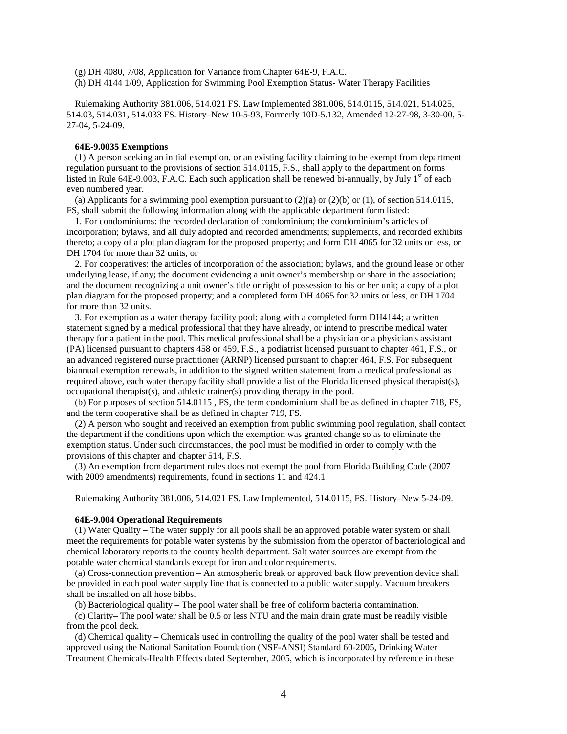(g) DH 4080, 7/08, Application for Variance from Chapter 64E-9, F.A.C.

(h) DH 4144 1/09, Application for Swimming Pool Exemption Status- Water Therapy Facilities

Rulemaking Authority 381.006, 514.021 FS. Law Implemented 381.006, 514.0115, 514.021, 514.025, 514.03, 514.031, 514.033 FS. History–New 10-5-93, Formerly 10D-5.132, Amended 12-27-98, 3-30-00, 5-27-04, 5-24-09.

**64E-9.0035 Exemptions**

(1) A person seeking an initial exemption, or an existing facility claiming to be exempt from department regulation pursuant to the provisions of section 514.0115, F.S., shall apply to the department on forms listed in Rule 64E-9.003, F.A.C. Each such application shall be renewed bi-annually, by July 1st of each even numbered year.

(a) Applicants for a swimming pool exemption pursuant to (2)(a) or (2)(b) or (1), of section 514.0115, FS, shall submit the following information along with the applicable department form listed:

1. For condominiums: the recorded declaration of condominium; the condominium's articles of incorporation; bylaws, and all duly adopted and recorded amendments; supplements, and recorded exhibits thereto; a copy of a plot plan diagram for the proposed property; and form DH 4065 for 32 units or less, or DH 1704 for more than 32 units, or

2. For cooperatives: the articles of incorporation of the association; bylaws, and the ground lease or other underlying lease, if any; the document evidencing a unit owner's membership or share in the association; and the document recognizing a unit owner's title or right of possession to his or her unit; a copy of a plot plan diagram for the proposed property; and a completed form DH 4065 for 32 units or less, or DH 1704 for more than 32 units.

3. For exemption as a water therapy facility pool: along with a completed form DH4144; a written statement signed by a medical professional that they have already, or intend to prescribe medical water therapy for a patient in the pool. This medical professional shall be a physician or a physician's assistant (PA) licensed pursuant to chapters 458 or 459, F.S., a podiatrist licensed pursuant to chapter 461, F.S., or an advanced registered nurse practitioner (ARNP) licensed pursuant to chapter 464, F.S. For subsequent biannual exemption renewals, in addition to the signed written statement from a medical professional as required above, each water therapy facility shall provide a list of the Florida licensed physical therapist(s), occupational therapist(s), and athletic trainer(s) providing therapy in the pool.

(b) For purposes of section 514.0115 , FS, the term condominium shall be as defined in chapter 718, FS, and the term cooperative shall be as defined in chapter 719, FS.

(2) A person who sought and received an exemption from public swimming pool regulation, shall contact the department if the conditions upon which the exemption was granted change so as to eliminate the exemption status. Under such circumstances, the pool must be modified in order to comply with the provisions of this chapter and chapter 514, F.S.

(3) An exemption from department rules does not exempt the pool from Florida Building Code (2007 with 2009 amendments) requirements, found in sections 11 and 424.1

Rulemaking Authority 381.006, 514.021 FS. Law Implemented, 514.0115, FS. History–New 5-24-09.

**64E-9.004 Operational Requirements**

(1) Water Quality – The water supply for all pools shall be an approved potable water system or shall meet the requirements for potable water systems by the submission from the operator of bacteriological and chemical laboratory reports to the county health department. Salt water sources are exempt from the potable water chemical standards except for iron and color requirements.

(a) Cross-connection prevention – An atmospheric break or approved back flow prevention device shall be provided in each pool water supply line that is connected to a public water supply. Vacuum breakers shall be installed on all hose bibbs.

(b) Bacteriological quality – The pool water shall be free of coliform bacteria contamination.

(c) Clarity– The pool water shall be 0.5 or less NTU and the main drain grate must be readily visible from the pool deck.

(d) Chemical quality – Chemicals used in controlling the quality of the pool water shall be tested and approved using the National Sanitation Foundation (NSF-ANSI) Standard 60-2005, Drinking Water Treatment Chemicals-Health Effects dated September, 2005, which is incorporated by reference in these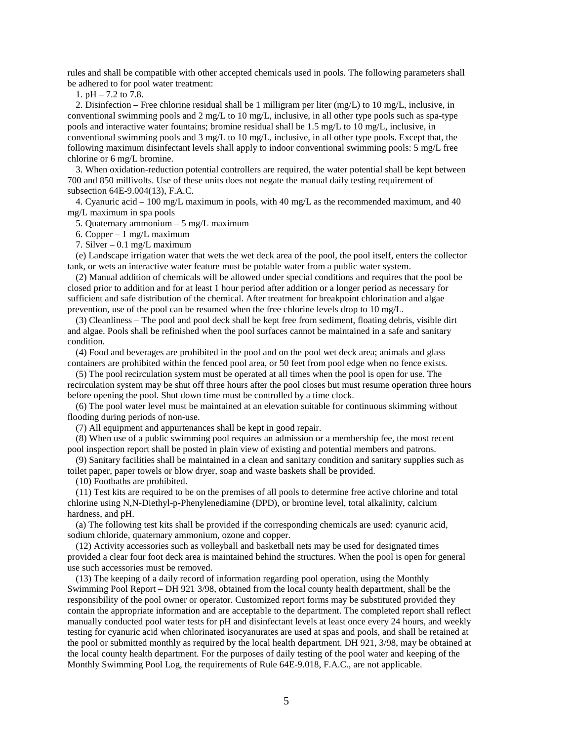rules and shall be compatible with other accepted chemicals used in pools. The following parameters shall be adhered to for pool water treatment:

1. pH – 7.2 to 7.8.

2. Disinfection – Free chlorine residual shall be 1 milligram per liter (mg/L) to 10 mg/L, inclusive, in conventional swimming pools and 2 mg/L to 10 mg/L, inclusive, in all other type pools such as spa-type pools and interactive water fountains; bromine residual shall be 1.5 mg/L to 10 mg/L, inclusive, in conventional swimming pools and 3 mg/L to 10 mg/L, inclusive, in all other type pools. Except that, the following maximum disinfectant levels shall apply to indoor conventional swimming pools: 5 mg/L free chlorine or 6 mg/L bromine.

3. When oxidation-reduction potential controllers are required, the water potential shall be kept between 700 and 850 millivolts. Use of these units does not negate the manual daily testing requirement of subsection 64E-9.004(13), F.A.C.

4. Cyanuric acid – 100 mg/L maximum in pools, with 40 mg/L as the recommended maximum, and 40 mg/L maximum in spa pools

5. Quaternary ammonium – 5 mg/L maximum

6. Copper – 1 mg/L maximum

7. Silver – 0.1 mg/L maximum

(e) Landscape irrigation water that wets the wet deck area of the pool, the pool itself, enters the collector tank, or wets an interactive water feature must be potable water from a public water system.

(2) Manual addition of chemicals will be allowed under special conditions and requires that the pool be closed prior to addition and for at least 1 hour period after addition or a longer period as necessary for sufficient and safe distribution of the chemical. After treatment for breakpoint chlorination and algae prevention, use of the pool can be resumed when the free chlorine levels drop to 10 mg/L.

(3) Cleanliness – The pool and pool deck shall be kept free from sediment, floating debris, visible dirt and algae. Pools shall be refinished when the pool surfaces cannot be maintained in a safe and sanitary condition.

(4) Food and beverages are prohibited in the pool and on the pool wet deck area; animals and glass containers are prohibited within the fenced pool area, or 50 feet from pool edge when no fence exists.

(5) The pool recirculation system must be operated at all times when the pool is open for use. The recirculation system may be shut off three hours after the pool closes but must resume operation three hours before opening the pool. Shut down time must be controlled by a time clock.

(6) The pool water level must be maintained at an elevation suitable for continuous skimming without flooding during periods of non-use.

(7) All equipment and appurtenances shall be kept in good repair.

(8) When use of a public swimming pool requires an admission or a membership fee, the most recent pool inspection report shall be posted in plain view of existing and potential members and patrons.

(9) Sanitary facilities shall be maintained in a clean and sanitary condition and sanitary supplies such as toilet paper, paper towels or blow dryer, soap and waste baskets shall be provided.

(10) Footbaths are prohibited.

(11) Test kits are required to be on the premises of all pools to determine free active chlorine and total chlorine using N,N-Diethyl-p-Phenylenediamine (DPD), or bromine level, total alkalinity, calcium hardness, and pH.

(a) The following test kits shall be provided if the corresponding chemicals are used: cyanuric acid, sodium chloride, quaternary ammonium, ozone and copper.

(12) Activity accessories such as volleyball and basketball nets may be used for designated times provided a clear four foot deck area is maintained behind the structures. When the pool is open for general use such accessories must be removed.

(13) The keeping of a daily record of information regarding pool operation, using the Monthly Swimming Pool Report – DH 921 3/98, obtained from the local county health department, shall be the responsibility of the pool owner or operator. Customized report forms may be substituted provided they contain the appropriate information and are acceptable to the department. The completed report shall reflect manually conducted pool water tests for pH and disinfectant levels at least once every 24 hours, and weekly testing for cyanuric acid when chlorinated isocyanurates are used at spas and pools, and shall be retained at the pool or submitted monthly as required by the local health department. DH 921, 3/98, may be obtained at the local county health department. For the purposes of daily testing of the pool water and keeping of the Monthly Swimming Pool Log, the requirements of Rule 64E-9.018, F.A.C., are not applicable.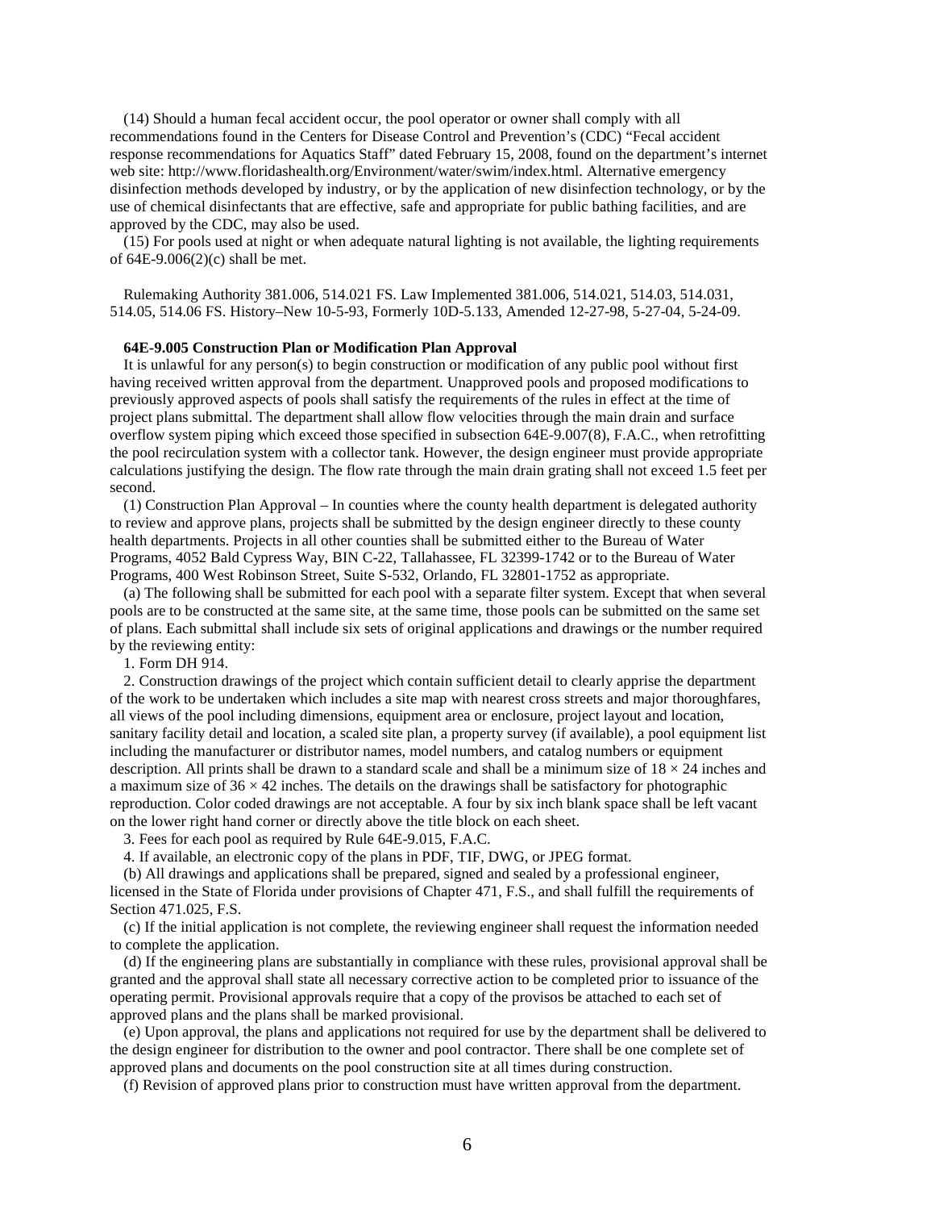(14) Should a human fecal accident occur, the pool operator or owner shall comply with all recommendations found in the Centers for Disease Control and Prevention's (CDC) "Fecal accident response recommendations for Aquatics Staff" dated February 15, 2008, found on the department's internet web site: http://www.floridashealth.org/Environment/water/swim/index.html. Alternative emergency disinfection methods developed by industry, or by the application of new disinfection technology, or by the use of chemical disinfectants that are effective, safe and appropriate for public bathing facilities, and are approved by the CDC, may also be used.

(15) For pools used at night or when adequate natural lighting is not available, the lighting requirements of 64E-9.006(2)(c) shall be met.

Rulemaking Authority 381.006, 514.021 FS. Law Implemented 381.006, 514.021, 514.03, 514.031, 514.05, 514.06 FS. History–New 10-5-93, Formerly 10D-5.133, Amended 12-27-98, 5-27-04, 5-24-09.

**64E-9.005 Construction Plan or Modification Plan Approval**

It is unlawful for any person(s) to begin construction or modification of any public pool without first having received written approval from the department. Unapproved pools and proposed modifications to previously approved aspects of pools shall satisfy the requirements of the rules in effect at the time of project plans submittal. The department shall allow flow velocities through the main drain and surface overflow system piping which exceed those specified in subsection 64E-9.007(8), F.A.C., when retrofitting the pool recirculation system with a collector tank. However, the design engineer must provide appropriate calculations justifying the design. The flow rate through the main drain grating shall not exceed 1.5 feet per second.

(1) Construction Plan Approval – In counties where the county health department is delegated authority to review and approve plans, projects shall be submitted by the design engineer directly to these county health departments. Projects in all other counties shall be submitted either to the Bureau of Water Programs, 4052 Bald Cypress Way, BIN C-22, Tallahassee, FL 32399-1742 or to the Bureau of Water Programs, 400 West Robinson Street, Suite S-532, Orlando, FL 32801-1752 as appropriate.

(a) The following shall be submitted for each pool with a separate filter system. Except that when several pools are to be constructed at the same site, at the same time, those pools can be submitted on the same set of plans. Each submittal shall include six sets of original applications and drawings or the number required by the reviewing entity:

1. Form DH 914.

2. Construction drawings of the project which contain sufficient detail to clearly apprise the department of the work to be undertaken which includes a site map with nearest cross streets and major thoroughfares, all views of the pool including dimensions, equipment area or enclosure, project layout and location, sanitary facility detail and location, a scaled site plan, a property survey (if available), a pool equipment list including the manufacturer or distributor names, model numbers, and catalog numbers or equipment description. All prints shall be drawn to a standard scale and shall be a minimum size of 18 × 24 inches and a maximum size of 36 × 42 inches. The details on the drawings shall be satisfactory for photographic reproduction. Color coded drawings are not acceptable. A four by six inch blank space shall be left vacant on the lower right hand corner or directly above the title block on each sheet.

3. Fees for each pool as required by Rule 64E-9.015, F.A.C.

4. If available, an electronic copy of the plans in PDF, TIF, DWG, or JPEG format.

(b) All drawings and applications shall be prepared, signed and sealed by a professional engineer, licensed in the State of Florida under provisions of Chapter 471, F.S., and shall fulfill the requirements of Section 471.025, F.S.

(c) If the initial application is not complete, the reviewing engineer shall request the information needed to complete the application.

(d) If the engineering plans are substantially in compliance with these rules, provisional approval shall be granted and the approval shall state all necessary corrective action to be completed prior to issuance of the operating permit. Provisional approvals require that a copy of the provisos be attached to each set of approved plans and the plans shall be marked provisional.

(e) Upon approval, the plans and applications not required for use by the department shall be delivered to the design engineer for distribution to the owner and pool contractor. There shall be one complete set of approved plans and documents on the pool construction site at all times during construction.

(f) Revision of approved plans prior to construction must have written approval from the department.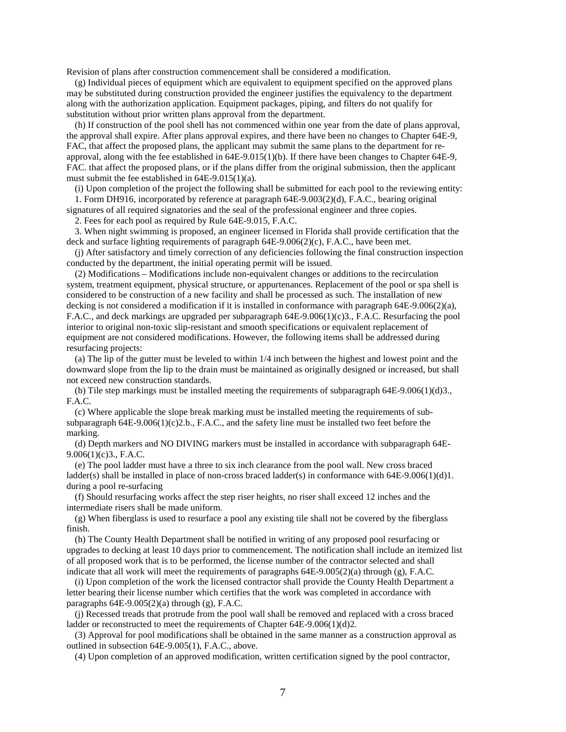Revision of plans after construction commencement shall be considered a modification.

(g) Individual pieces of equipment which are equivalent to equipment specified on the approved plans may be substituted during construction provided the engineer justifies the equivalency to the department along with the authorization application. Equipment packages, piping, and filters do not qualify for substitution without prior written plans approval from the department.

(h) If construction of the pool shell has not commenced within one year from the date of plans approval, the approval shall expire. After plans approval expires, and there have been no changes to Chapter 64E-9, FAC, that affect the proposed plans, the applicant may submit the same plans to the department for re-approval, along with the fee established in 64E-9.015(1)(b). If there have been changes to Chapter 64E-9, FAC. that affect the proposed plans, or if the plans differ from the original submission, then the applicant must submit the fee established in 64E-9.015(1)(a).

(i) Upon completion of the project the following shall be submitted for each pool to the reviewing entity:

1. Form DH916, incorporated by reference at paragraph 64E-9.003(2)(d), F.A.C., bearing original signatures of all required signatories and the seal of the professional engineer and three copies.

2. Fees for each pool as required by Rule 64E-9.015, F.A.C.

3. When night swimming is proposed, an engineer licensed in Florida shall provide certification that the deck and surface lighting requirements of paragraph 64E-9.006(2)(c), F.A.C., have been met.

(j) After satisfactory and timely correction of any deficiencies following the final construction inspection conducted by the department, the initial operating permit will be issued.

(2) Modifications – Modifications include non-equivalent changes or additions to the recirculation system, treatment equipment, physical structure, or appurtenances. Replacement of the pool or spa shell is considered to be construction of a new facility and shall be processed as such. The installation of new decking is not considered a modification if it is installed in conformance with paragraph 64E-9.006(2)(a), F.A.C., and deck markings are upgraded per subparagraph 64E-9.006(1)(c)3., F.A.C. Resurfacing the pool interior to original non-toxic slip-resistant and smooth specifications or equivalent replacement of equipment are not considered modifications. However, the following items shall be addressed during resurfacing projects:

(a) The lip of the gutter must be leveled to within 1/4 inch between the highest and lowest point and the downward slope from the lip to the drain must be maintained as originally designed or increased, but shall not exceed new construction standards.

(b) Tile step markings must be installed meeting the requirements of subparagraph 64E-9.006(1)(d)3., F.A.C.

(c) Where applicable the slope break marking must be installed meeting the requirements of sub-subparagraph 64E-9.006(1)(c)2.b., F.A.C., and the safety line must be installed two feet before the marking.

(d) Depth markers and NO DIVING markers must be installed in accordance with subparagraph 64E-9.006(1)(c)3., F.A.C.

(e) The pool ladder must have a three to six inch clearance from the pool wall. New cross braced ladder(s) shall be installed in place of non-cross braced ladder(s) in conformance with 64E-9.006(1)(d)1. during a pool re-surfacing

(f) Should resurfacing works affect the step riser heights, no riser shall exceed 12 inches and the intermediate risers shall be made uniform.

(g) When fiberglass is used to resurface a pool any existing tile shall not be covered by the fiberglass finish.

(h) The County Health Department shall be notified in writing of any proposed pool resurfacing or upgrades to decking at least 10 days prior to commencement. The notification shall include an itemized list of all proposed work that is to be performed, the license number of the contractor selected and shall indicate that all work will meet the requirements of paragraphs 64E-9.005(2)(a) through (g), F.A.C.

(i) Upon completion of the work the licensed contractor shall provide the County Health Department a letter bearing their license number which certifies that the work was completed in accordance with paragraphs 64E-9.005(2)(a) through (g), F.A.C.

(j) Recessed treads that protrude from the pool wall shall be removed and replaced with a cross braced ladder or reconstructed to meet the requirements of Chapter 64E-9.006(1)(d)2.

(3) Approval for pool modifications shall be obtained in the same manner as a construction approval as outlined in subsection 64E-9.005(1), F.A.C., above.

(4) Upon completion of an approved modification, written certification signed by the pool contractor,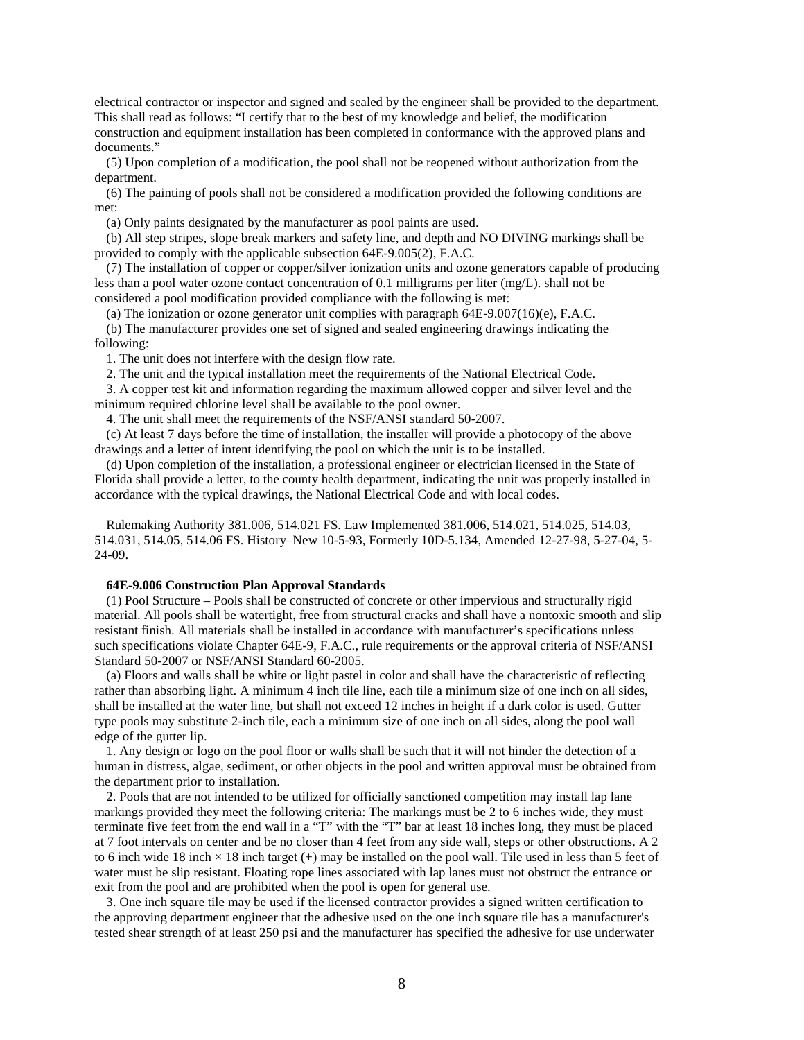electrical contractor or inspector and signed and sealed by the engineer shall be provided to the department. This shall read as follows: "I certify that to the best of my knowledge and belief, the modification construction and equipment installation has been completed in conformance with the approved plans and documents."

(5) Upon completion of a modification, the pool shall not be reopened without authorization from the department.

(6) The painting of pools shall not be considered a modification provided the following conditions are met:

(a) Only paints designated by the manufacturer as pool paints are used.

(b) All step stripes, slope break markers and safety line, and depth and NO DIVING markings shall be provided to comply with the applicable subsection 64E-9.005(2), F.A.C.

(7) The installation of copper or copper/silver ionization units and ozone generators capable of producing less than a pool water ozone contact concentration of 0.1 milligrams per liter (mg/L). shall not be considered a pool modification provided compliance with the following is met:

(a) The ionization or ozone generator unit complies with paragraph 64E-9.007(16)(e), F.A.C.

(b) The manufacturer provides one set of signed and sealed engineering drawings indicating the following:

1. The unit does not interfere with the design flow rate.

2. The unit and the typical installation meet the requirements of the National Electrical Code.

3. A copper test kit and information regarding the maximum allowed copper and silver level and the minimum required chlorine level shall be available to the pool owner.

4. The unit shall meet the requirements of the NSF/ANSI standard 50-2007.

(c) At least 7 days before the time of installation, the installer will provide a photocopy of the above drawings and a letter of intent identifying the pool on which the unit is to be installed.

(d) Upon completion of the installation, a professional engineer or electrician licensed in the State of Florida shall provide a letter, to the county health department, indicating the unit was properly installed in accordance with the typical drawings, the National Electrical Code and with local codes.

Rulemaking Authority 381.006, 514.021 FS. Law Implemented 381.006, 514.021, 514.025, 514.03, 514.031, 514.05, 514.06 FS. History–New 10-5-93, Formerly 10D-5.134, Amended 12-27-98, 5-27-04, 5-24-09.

**64E-9.006 Construction Plan Approval Standards**

(1) Pool Structure – Pools shall be constructed of concrete or other impervious and structurally rigid material. All pools shall be watertight, free from structural cracks and shall have a nontoxic smooth and slip resistant finish. All materials shall be installed in accordance with manufacturer's specifications unless such specifications violate Chapter 64E-9, F.A.C., rule requirements or the approval criteria of NSF/ANSI Standard 50-2007 or NSF/ANSI Standard 60-2005.

(a) Floors and walls shall be white or light pastel in color and shall have the characteristic of reflecting rather than absorbing light. A minimum 4 inch tile line, each tile a minimum size of one inch on all sides, shall be installed at the water line, but shall not exceed 12 inches in height if a dark color is used. Gutter type pools may substitute 2-inch tile, each a minimum size of one inch on all sides, along the pool wall edge of the gutter lip.

1. Any design or logo on the pool floor or walls shall be such that it will not hinder the detection of a human in distress, algae, sediment, or other objects in the pool and written approval must be obtained from the department prior to installation.

2. Pools that are not intended to be utilized for officially sanctioned competition may install lap lane markings provided they meet the following criteria: The markings must be 2 to 6 inches wide, they must terminate five feet from the end wall in a "T" with the "T" bar at least 18 inches long, they must be placed at 7 foot intervals on center and be no closer than 4 feet from any side wall, steps or other obstructions. A 2 to 6 inch wide 18 inch × 18 inch target (+) may be installed on the pool wall. Tile used in less than 5 feet of water must be slip resistant. Floating rope lines associated with lap lanes must not obstruct the entrance or exit from the pool and are prohibited when the pool is open for general use.

3. One inch square tile may be used if the licensed contractor provides a signed written certification to the approving department engineer that the adhesive used on the one inch square tile has a manufacturer's tested shear strength of at least 250 psi and the manufacturer has specified the adhesive for use underwater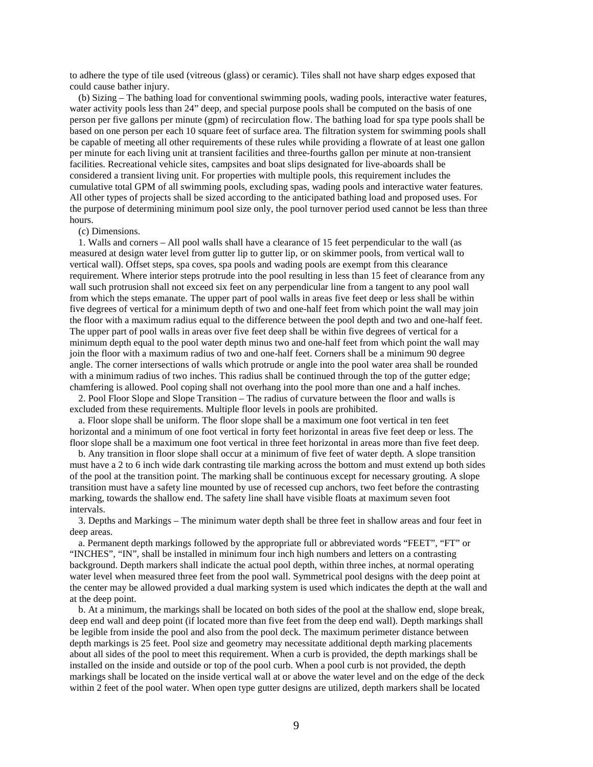to adhere the type of tile used (vitreous (glass) or ceramic). Tiles shall not have sharp edges exposed that could cause bather injury.

(b) Sizing – The bathing load for conventional swimming pools, wading pools, interactive water features, water activity pools less than 24" deep, and special purpose pools shall be computed on the basis of one person per five gallons per minute (gpm) of recirculation flow. The bathing load for spa type pools shall be based on one person per each 10 square feet of surface area. The filtration system for swimming pools shall be capable of meeting all other requirements of these rules while providing a flowrate of at least one gallon per minute for each living unit at transient facilities and three-fourths gallon per minute at non-transient facilities. Recreational vehicle sites, campsites and boat slips designated for live-aboards shall be considered a transient living unit. For properties with multiple pools, this requirement includes the cumulative total GPM of all swimming pools, excluding spas, wading pools and interactive water features. All other types of projects shall be sized according to the anticipated bathing load and proposed uses. For the purpose of determining minimum pool size only, the pool turnover period used cannot be less than three hours.

(c) Dimensions.

1. Walls and corners – All pool walls shall have a clearance of 15 feet perpendicular to the wall (as measured at design water level from gutter lip to gutter lip, or on skimmer pools, from vertical wall to vertical wall). Offset steps, spa coves, spa pools and wading pools are exempt from this clearance requirement. Where interior steps protrude into the pool resulting in less than 15 feet of clearance from any wall such protrusion shall not exceed six feet on any perpendicular line from a tangent to any pool wall from which the steps emanate. The upper part of pool walls in areas five feet deep or less shall be within five degrees of vertical for a minimum depth of two and one-half feet from which point the wall may join the floor with a maximum radius equal to the difference between the pool depth and two and one-half feet. The upper part of pool walls in areas over five feet deep shall be within five degrees of vertical for a minimum depth equal to the pool water depth minus two and one-half feet from which point the wall may join the floor with a maximum radius of two and one-half feet. Corners shall be a minimum 90 degree angle. The corner intersections of walls which protrude or angle into the pool water area shall be rounded with a minimum radius of two inches. This radius shall be continued through the top of the gutter edge; chamfering is allowed. Pool coping shall not overhang into the pool more than one and a half inches.

2. Pool Floor Slope and Slope Transition – The radius of curvature between the floor and walls is excluded from these requirements. Multiple floor levels in pools are prohibited.

a. Floor slope shall be uniform. The floor slope shall be a maximum one foot vertical in ten feet horizontal and a minimum of one foot vertical in forty feet horizontal in areas five feet deep or less. The floor slope shall be a maximum one foot vertical in three feet horizontal in areas more than five feet deep.

b. Any transition in floor slope shall occur at a minimum of five feet of water depth. A slope transition must have a 2 to 6 inch wide dark contrasting tile marking across the bottom and must extend up both sides of the pool at the transition point. The marking shall be continuous except for necessary grouting. A slope transition must have a safety line mounted by use of recessed cup anchors, two feet before the contrasting marking, towards the shallow end. The safety line shall have visible floats at maximum seven foot intervals.

3. Depths and Markings – The minimum water depth shall be three feet in shallow areas and four feet in deep areas.

a. Permanent depth markings followed by the appropriate full or abbreviated words "FEET", "FT" or "INCHES", "IN", shall be installed in minimum four inch high numbers and letters on a contrasting background. Depth markers shall indicate the actual pool depth, within three inches, at normal operating water level when measured three feet from the pool wall. Symmetrical pool designs with the deep point at the center may be allowed provided a dual marking system is used which indicates the depth at the wall and at the deep point.

b. At a minimum, the markings shall be located on both sides of the pool at the shallow end, slope break, deep end wall and deep point (if located more than five feet from the deep end wall). Depth markings shall be legible from inside the pool and also from the pool deck. The maximum perimeter distance between depth markings is 25 feet. Pool size and geometry may necessitate additional depth marking placements about all sides of the pool to meet this requirement. When a curb is provided, the depth markings shall be installed on the inside and outside or top of the pool curb. When a pool curb is not provided, the depth markings shall be located on the inside vertical wall at or above the water level and on the edge of the deck within 2 feet of the pool water. When open type gutter designs are utilized, depth markers shall be located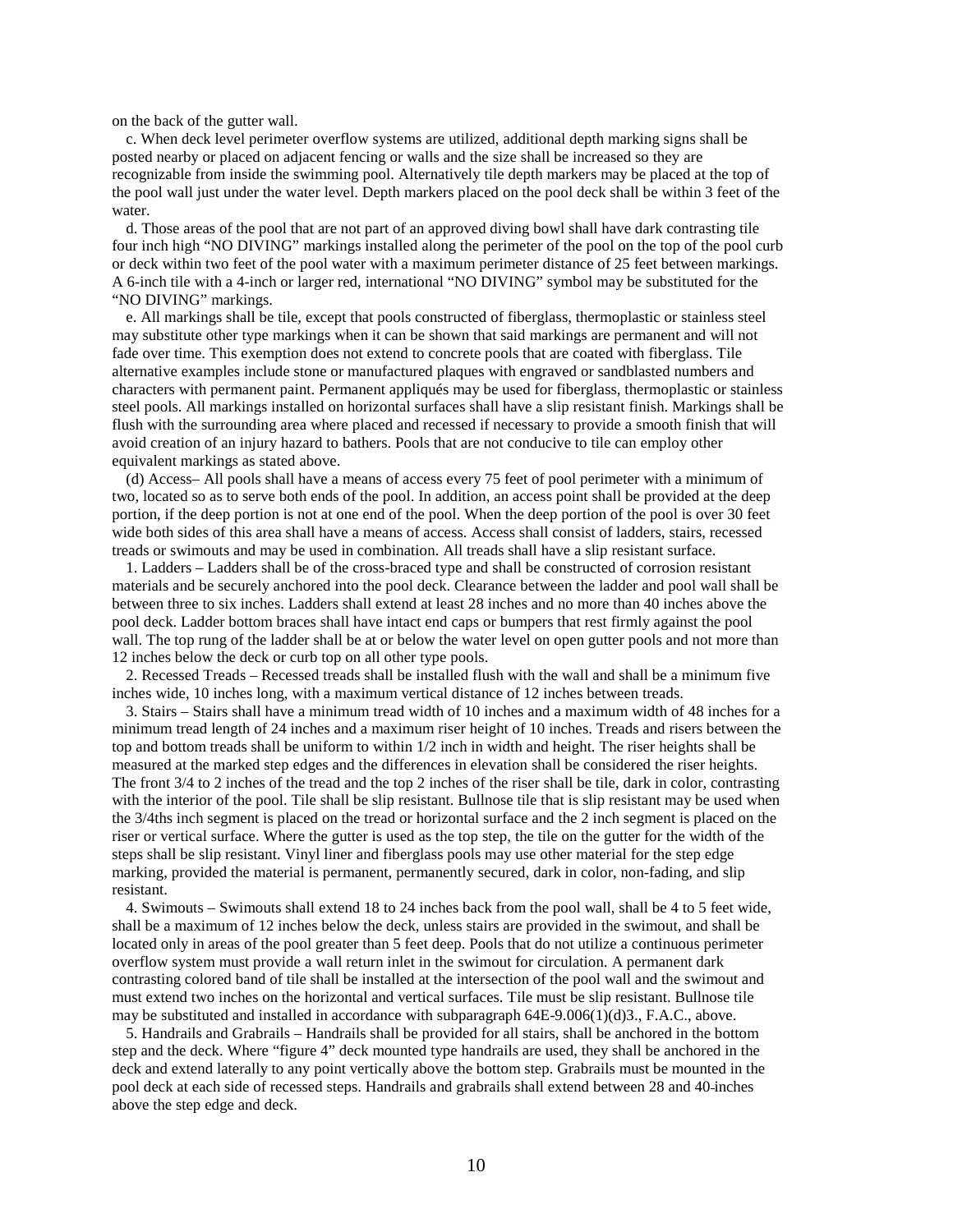on the back of the gutter wall.

c. When deck level perimeter overflow systems are utilized, additional depth marking signs shall be posted nearby or placed on adjacent fencing or walls and the size shall be increased so they are recognizable from inside the swimming pool. Alternatively tile depth markers may be placed at the top of the pool wall just under the water level. Depth markers placed on the pool deck shall be within 3 feet of the water.

d. Those areas of the pool that are not part of an approved diving bowl shall have dark contrasting tile four inch high "NO DIVING" markings installed along the perimeter of the pool on the top of the pool curb or deck within two feet of the pool water with a maximum perimeter distance of 25 feet between markings. A 6-inch tile with a 4-inch or larger red, international "NO DIVING" symbol may be substituted for the "NO DIVING" markings.

e. All markings shall be tile, except that pools constructed of fiberglass, thermoplastic or stainless steel may substitute other type markings when it can be shown that said markings are permanent and will not fade over time. This exemption does not extend to concrete pools that are coated with fiberglass. Tile alternative examples include stone or manufactured plaques with engraved or sandblasted numbers and characters with permanent paint. Permanent appliqués may be used for fiberglass, thermoplastic or stainless steel pools. All markings installed on horizontal surfaces shall have a slip resistant finish. Markings shall be flush with the surrounding area where placed and recessed if necessary to provide a smooth finish that will avoid creation of an injury hazard to bathers. Pools that are not conducive to tile can employ other equivalent markings as stated above.

(d) Access– All pools shall have a means of access every 75 feet of pool perimeter with a minimum of two, located so as to serve both ends of the pool. In addition, an access point shall be provided at the deep portion, if the deep portion is not at one end of the pool. When the deep portion of the pool is over 30 feet wide both sides of this area shall have a means of access. Access shall consist of ladders, stairs, recessed treads or swimouts and may be used in combination. All treads shall have a slip resistant surface.

1. Ladders – Ladders shall be of the cross-braced type and shall be constructed of corrosion resistant materials and be securely anchored into the pool deck. Clearance between the ladder and pool wall shall be between three to six inches. Ladders shall extend at least 28 inches and no more than 40 inches above the pool deck. Ladder bottom braces shall have intact end caps or bumpers that rest firmly against the pool wall. The top rung of the ladder shall be at or below the water level on open gutter pools and not more than 12 inches below the deck or curb top on all other type pools.

2. Recessed Treads – Recessed treads shall be installed flush with the wall and shall be a minimum five inches wide, 10 inches long, with a maximum vertical distance of 12 inches between treads.

3. Stairs – Stairs shall have a minimum tread width of 10 inches and a maximum width of 48 inches for a minimum tread length of 24 inches and a maximum riser height of 10 inches. Treads and risers between the top and bottom treads shall be uniform to within 1/2 inch in width and height. The riser heights shall be measured at the marked step edges and the differences in elevation shall be considered the riser heights. The front 3/4 to 2 inches of the tread and the top 2 inches of the riser shall be tile, dark in color, contrasting with the interior of the pool. Tile shall be slip resistant. Bullnose tile that is slip resistant may be used when the 3/4ths inch segment is placed on the tread or horizontal surface and the 2 inch segment is placed on the riser or vertical surface. Where the gutter is used as the top step, the tile on the gutter for the width of the steps shall be slip resistant. Vinyl liner and fiberglass pools may use other material for the step edge marking, provided the material is permanent, permanently secured, dark in color, non-fading, and slip resistant.

4. Swimouts – Swimouts shall extend 18 to 24 inches back from the pool wall, shall be 4 to 5 feet wide, shall be a maximum of 12 inches below the deck, unless stairs are provided in the swimout, and shall be located only in areas of the pool greater than 5 feet deep. Pools that do not utilize a continuous perimeter overflow system must provide a wall return inlet in the swimout for circulation. A permanent dark contrasting colored band of tile shall be installed at the intersection of the pool wall and the swimout and must extend two inches on the horizontal and vertical surfaces. Tile must be slip resistant. Bullnose tile may be substituted and installed in accordance with subparagraph 64E-9.006(1)(d)3., F.A.C., above.

5. Handrails and Grabrails – Handrails shall be provided for all stairs, shall be anchored in the bottom step and the deck. Where "figure 4" deck mounted type handrails are used, they shall be anchored in the deck and extend laterally to any point vertically above the bottom step. Grabrails must be mounted in the pool deck at each side of recessed steps. Handrails and grabrails shall extend between 28 and 40-inches above the step edge and deck.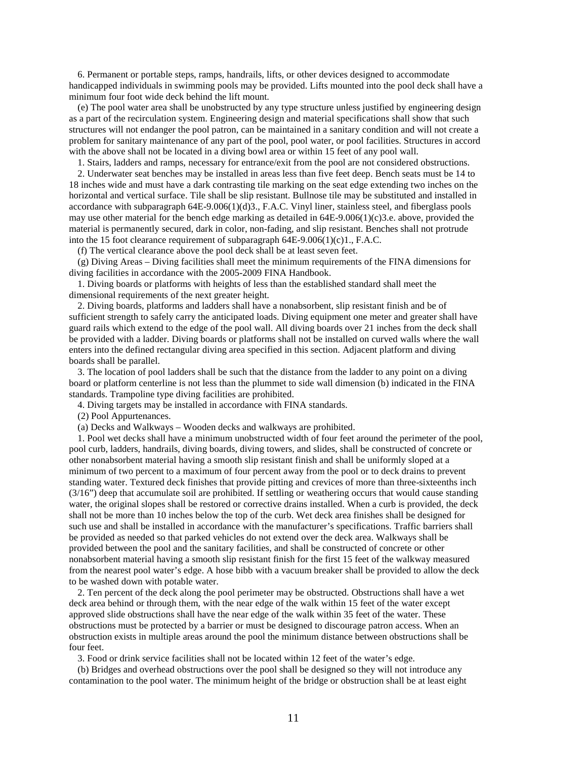6. Permanent or portable steps, ramps, handrails, lifts, or other devices designed to accommodate handicapped individuals in swimming pools may be provided. Lifts mounted into the pool deck shall have a minimum four foot wide deck behind the lift mount.

(e) The pool water area shall be unobstructed by any type structure unless justified by engineering design as a part of the recirculation system. Engineering design and material specifications shall show that such structures will not endanger the pool patron, can be maintained in a sanitary condition and will not create a problem for sanitary maintenance of any part of the pool, pool water, or pool facilities. Structures in accord with the above shall not be located in a diving bowl area or within 15 feet of any pool wall.

1. Stairs, ladders and ramps, necessary for entrance/exit from the pool are not considered obstructions.

2. Underwater seat benches may be installed in areas less than five feet deep. Bench seats must be 14 to 18 inches wide and must have a dark contrasting tile marking on the seat edge extending two inches on the horizontal and vertical surface. Tile shall be slip resistant. Bullnose tile may be substituted and installed in accordance with subparagraph 64E-9.006(1)(d)3., F.A.C. Vinyl liner, stainless steel, and fiberglass pools may use other material for the bench edge marking as detailed in 64E-9.006(1)(c)3.e. above, provided the material is permanently secured, dark in color, non-fading, and slip resistant. Benches shall not protrude into the 15 foot clearance requirement of subparagraph 64E-9.006(1)(c)1., F.A.C.

(f) The vertical clearance above the pool deck shall be at least seven feet.

(g) Diving Areas – Diving facilities shall meet the minimum requirements of the FINA dimensions for diving facilities in accordance with the 2005-2009 FINA Handbook.

1. Diving boards or platforms with heights of less than the established standard shall meet the dimensional requirements of the next greater height.

2. Diving boards, platforms and ladders shall have a nonabsorbent, slip resistant finish and be of sufficient strength to safely carry the anticipated loads. Diving equipment one meter and greater shall have guard rails which extend to the edge of the pool wall. All diving boards over 21 inches from the deck shall be provided with a ladder. Diving boards or platforms shall not be installed on curved walls where the wall enters into the defined rectangular diving area specified in this section. Adjacent platform and diving boards shall be parallel.

3. The location of pool ladders shall be such that the distance from the ladder to any point on a diving board or platform centerline is not less than the plummet to side wall dimension (b) indicated in the FINA standards. Trampoline type diving facilities are prohibited.

4. Diving targets may be installed in accordance with FINA standards.

(2) Pool Appurtenances.

(a) Decks and Walkways – Wooden decks and walkways are prohibited.

1. Pool wet decks shall have a minimum unobstructed width of four feet around the perimeter of the pool, pool curb, ladders, handrails, diving boards, diving towers, and slides, shall be constructed of concrete or other nonabsorbent material having a smooth slip resistant finish and shall be uniformly sloped at a minimum of two percent to a maximum of four percent away from the pool or to deck drains to prevent standing water. Textured deck finishes that provide pitting and crevices of more than three-sixteenths inch (3/16") deep that accumulate soil are prohibited. If settling or weathering occurs that would cause standing water, the original slopes shall be restored or corrective drains installed. When a curb is provided, the deck shall not be more than 10 inches below the top of the curb. Wet deck area finishes shall be designed for such use and shall be installed in accordance with the manufacturer's specifications. Traffic barriers shall be provided as needed so that parked vehicles do not extend over the deck area. Walkways shall be provided between the pool and the sanitary facilities, and shall be constructed of concrete or other nonabsorbent material having a smooth slip resistant finish for the first 15 feet of the walkway measured from the nearest pool water's edge. A hose bibb with a vacuum breaker shall be provided to allow the deck to be washed down with potable water.

2. Ten percent of the deck along the pool perimeter may be obstructed. Obstructions shall have a wet deck area behind or through them, with the near edge of the walk within 15 feet of the water except approved slide obstructions shall have the near edge of the walk within 35 feet of the water. These obstructions must be protected by a barrier or must be designed to discourage patron access. When an obstruction exists in multiple areas around the pool the minimum distance between obstructions shall be four feet.

3. Food or drink service facilities shall not be located within 12 feet of the water's edge.

(b) Bridges and overhead obstructions over the pool shall be designed so they will not introduce any contamination to the pool water. The minimum height of the bridge or obstruction shall be at least eight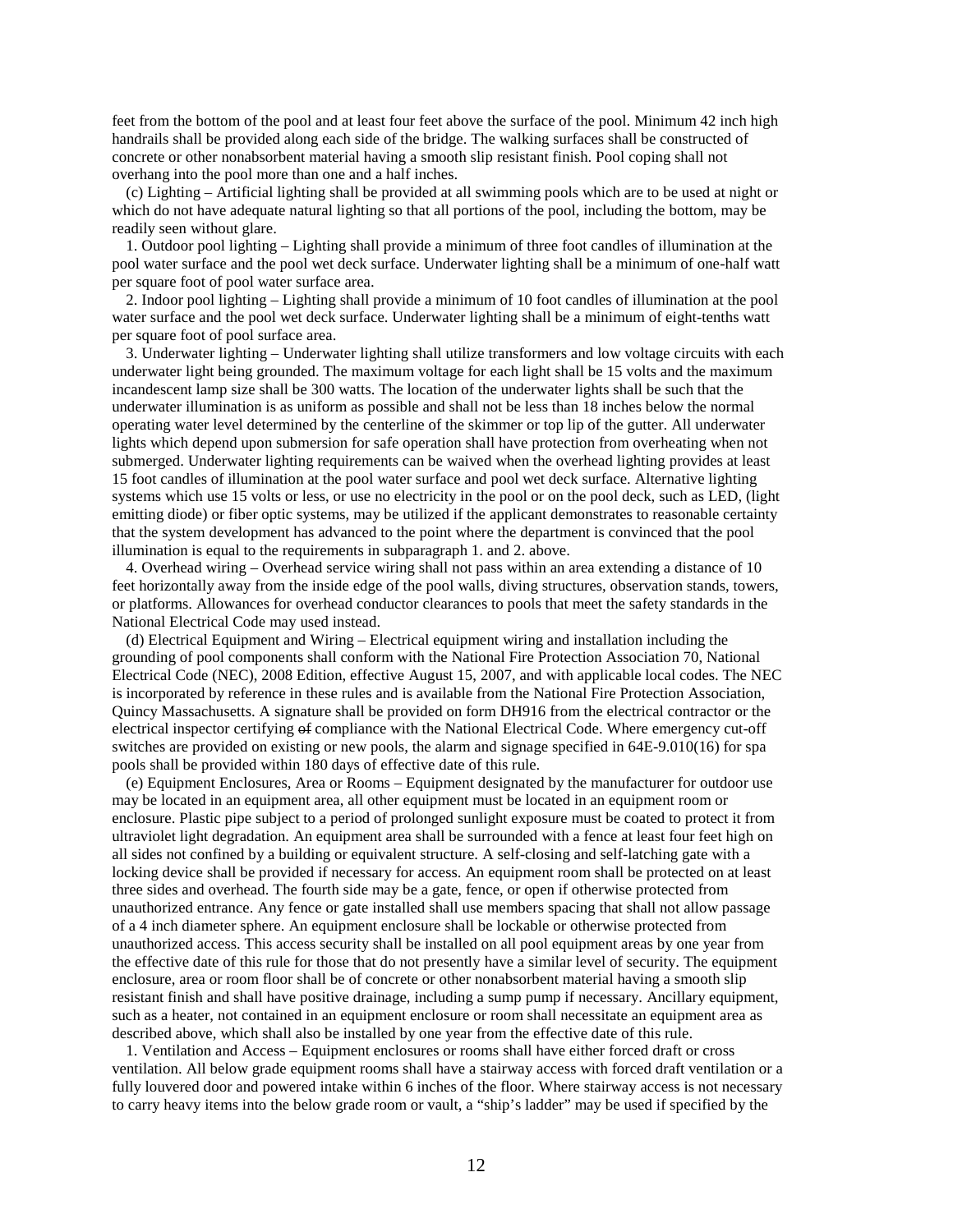feet from the bottom of the pool and at least four feet above the surface of the pool. Minimum 42 inch high handrails shall be provided along each side of the bridge. The walking surfaces shall be constructed of concrete or other nonabsorbent material having a smooth slip resistant finish. Pool coping shall not overhang into the pool more than one and a half inches.

(c) Lighting – Artificial lighting shall be provided at all swimming pools which are to be used at night or which do not have adequate natural lighting so that all portions of the pool, including the bottom, may be readily seen without glare.

1. Outdoor pool lighting – Lighting shall provide a minimum of three foot candles of illumination at the pool water surface and the pool wet deck surface. Underwater lighting shall be a minimum of one-half watt per square foot of pool water surface area.

2. Indoor pool lighting – Lighting shall provide a minimum of 10 foot candles of illumination at the pool water surface and the pool wet deck surface. Underwater lighting shall be a minimum of eight-tenths watt per square foot of pool surface area.

3. Underwater lighting – Underwater lighting shall utilize transformers and low voltage circuits with each underwater light being grounded. The maximum voltage for each light shall be 15 volts and the maximum incandescent lamp size shall be 300 watts. The location of the underwater lights shall be such that the underwater illumination is as uniform as possible and shall not be less than 18 inches below the normal operating water level determined by the centerline of the skimmer or top lip of the gutter. All underwater lights which depend upon submersion for safe operation shall have protection from overheating when not submerged. Underwater lighting requirements can be waived when the overhead lighting provides at least 15 foot candles of illumination at the pool water surface and pool wet deck surface. Alternative lighting systems which use 15 volts or less, or use no electricity in the pool or on the pool deck, such as LED, (light emitting diode) or fiber optic systems, may be utilized if the applicant demonstrates to reasonable certainty that the system development has advanced to the point where the department is convinced that the pool illumination is equal to the requirements in subparagraph 1. and 2. above.

4. Overhead wiring – Overhead service wiring shall not pass within an area extending a distance of 10 feet horizontally away from the inside edge of the pool walls, diving structures, observation stands, towers, or platforms. Allowances for overhead conductor clearances to pools that meet the safety standards in the National Electrical Code may used instead.

(d) Electrical Equipment and Wiring – Electrical equipment wiring and installation including the grounding of pool components shall conform with the National Fire Protection Association 70, National Electrical Code (NEC), 2008 Edition, effective August 15, 2007, and with applicable local codes. The NEC is incorporated by reference in these rules and is available from the National Fire Protection Association, Quincy Massachusetts. A signature shall be provided on form DH916 from the electrical contractor or the electrical inspector certifying ~~of~~ compliance with the National Electrical Code. Where emergency cut-off switches are provided on existing or new pools, the alarm and signage specified in 64E-9.010(16) for spa pools shall be provided within 180 days of effective date of this rule.

(e) Equipment Enclosures, Area or Rooms – Equipment designated by the manufacturer for outdoor use may be located in an equipment area, all other equipment must be located in an equipment room or enclosure. Plastic pipe subject to a period of prolonged sunlight exposure must be coated to protect it from ultraviolet light degradation. An equipment area shall be surrounded with a fence at least four feet high on all sides not confined by a building or equivalent structure. A self-closing and self-latching gate with a locking device shall be provided if necessary for access. An equipment room shall be protected on at least three sides and overhead. The fourth side may be a gate, fence, or open if otherwise protected from unauthorized entrance. Any fence or gate installed shall use members spacing that shall not allow passage of a 4 inch diameter sphere. An equipment enclosure shall be lockable or otherwise protected from unauthorized access. This access security shall be installed on all pool equipment areas by one year from the effective date of this rule for those that do not presently have a similar level of security. The equipment enclosure, area or room floor shall be of concrete or other nonabsorbent material having a smooth slip resistant finish and shall have positive drainage, including a sump pump if necessary. Ancillary equipment, such as a heater, not contained in an equipment enclosure or room shall necessitate an equipment area as described above, which shall also be installed by one year from the effective date of this rule.

1. Ventilation and Access – Equipment enclosures or rooms shall have either forced draft or cross ventilation. All below grade equipment rooms shall have a stairway access with forced draft ventilation or a fully louvered door and powered intake within 6 inches of the floor. Where stairway access is not necessary to carry heavy items into the below grade room or vault, a "ship's ladder" may be used if specified by the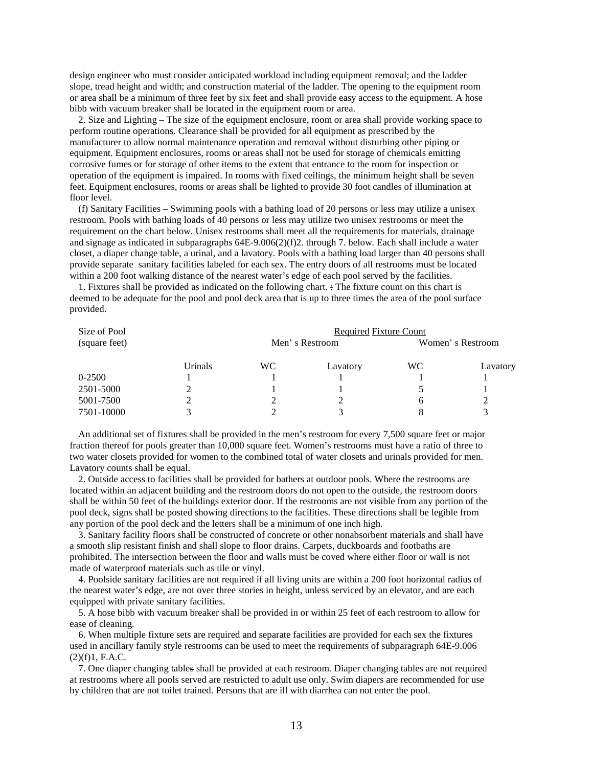design engineer who must consider anticipated workload including equipment removal; and the ladder slope, tread height and width; and construction material of the ladder. The opening to the equipment room or area shall be a minimum of three feet by six feet and shall provide easy access to the equipment. A hose bibb with vacuum breaker shall be located in the equipment room or area.

2. Size and Lighting – The size of the equipment enclosure, room or area shall provide working space to perform routine operations. Clearance shall be provided for all equipment as prescribed by the manufacturer to allow normal maintenance operation and removal without disturbing other piping or equipment. Equipment enclosures, rooms or areas shall not be used for storage of chemicals emitting corrosive fumes or for storage of other items to the extent that entrance to the room for inspection or operation of the equipment is impaired. In rooms with fixed ceilings, the minimum height shall be seven feet. Equipment enclosures, rooms or areas shall be lighted to provide 30 foot candles of illumination at floor level.

(f) Sanitary Facilities – Swimming pools with a bathing load of 20 persons or less may utilize a unisex restroom. Pools with bathing loads of 40 persons or less may utilize two unisex restrooms or meet the requirement on the chart below. Unisex restrooms shall meet all the requirements for materials, drainage and signage as indicated in subparagraphs 64E-9.006(2)(f)2. through 7. below. Each shall include a water closet, a diaper change table, a urinal, and a lavatory. Pools with a bathing load larger than 40 persons shall provide separate sanitary facilities labeled for each sex. The entry doors of all restrooms must be located within a 200 foot walking distance of the nearest water's edge of each pool served by the facilities.

1. Fixtures shall be provided as indicated on the following chart. : The fixture count on this chart is deemed to be adequate for the pool and pool deck area that is up to three times the area of the pool surface provided.

| Size of Pool (square feet) | Required Fixture Count | | | | |
|---|---|---|---|---|---|
| | Men' s Restroom | | | Women' s Restroom | |
| | Urinals | WC | Lavatory | WC | Lavatory |
| 0-2500 | 1 | 1 | 1 | 1 | 1 |
| 2501-5000 | 2 | 1 | 1 | 5 | 1 |
| 5001-7500 | 2 | 2 | 2 | 6 | 2 |
| 7501-10000 | 3 | 2 | 3 | 8 | 3 |

An additional set of fixtures shall be provided in the men's restroom for every 7,500 square feet or major fraction thereof for pools greater than 10,000 square feet. Women's restrooms must have a ratio of three to two water closets provided for women to the combined total of water closets and urinals provided for men. Lavatory counts shall be equal.

2. Outside access to facilities shall be provided for bathers at outdoor pools. Where the restrooms are located within an adjacent building and the restroom doors do not open to the outside, the restroom doors shall be within 50 feet of the buildings exterior door. If the restrooms are not visible from any portion of the pool deck, signs shall be posted showing directions to the facilities. These directions shall be legible from any portion of the pool deck and the letters shall be a minimum of one inch high.

3. Sanitary facility floors shall be constructed of concrete or other nonabsorbent materials and shall have a smooth slip resistant finish and shall slope to floor drains. Carpets, duckboards and footbaths are prohibited. The intersection between the floor and walls must be coved where either floor or wall is not made of waterproof materials such as tile or vinyl.

4. Poolside sanitary facilities are not required if all living units are within a 200 foot horizontal radius of the nearest water's edge, are not over three stories in height, unless serviced by an elevator, and are each equipped with private sanitary facilities.

5. A hose bibb with vacuum breaker shall be provided in or within 25 feet of each restroom to allow for ease of cleaning.

6. When multiple fixture sets are required and separate facilities are provided for each sex the fixtures used in ancillary family style restrooms can be used to meet the requirements of subparagraph 64E-9.006 (2)(f)1, F.A.C.

7. One diaper changing tables shall be provided at each restroom. Diaper changing tables are not required at restrooms where all pools served are restricted to adult use only. Swim diapers are recommended for use by children that are not toilet trained. Persons that are ill with diarrhea can not enter the pool.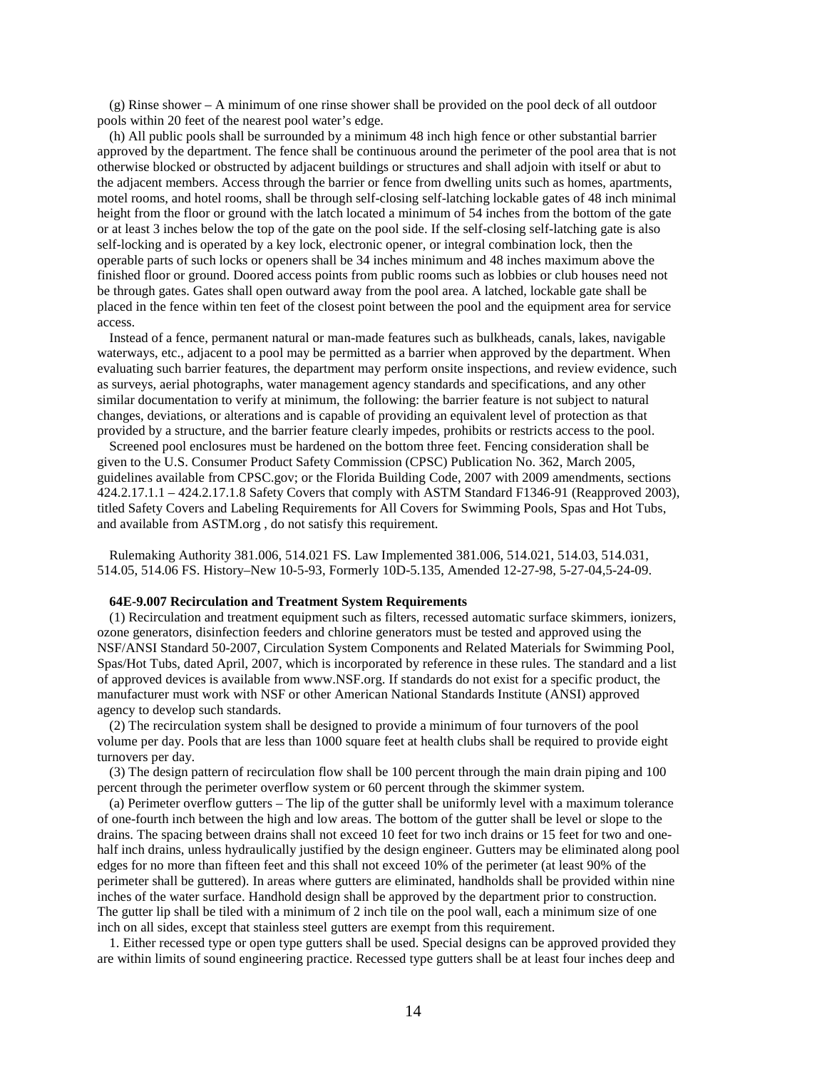(g) Rinse shower – A minimum of one rinse shower shall be provided on the pool deck of all outdoor pools within 20 feet of the nearest pool water's edge.

(h) All public pools shall be surrounded by a minimum 48 inch high fence or other substantial barrier approved by the department. The fence shall be continuous around the perimeter of the pool area that is not otherwise blocked or obstructed by adjacent buildings or structures and shall adjoin with itself or abut to the adjacent members. Access through the barrier or fence from dwelling units such as homes, apartments, motel rooms, and hotel rooms, shall be through self-closing self-latching lockable gates of 48 inch minimal height from the floor or ground with the latch located a minimum of 54 inches from the bottom of the gate or at least 3 inches below the top of the gate on the pool side. If the self-closing self-latching gate is also self-locking and is operated by a key lock, electronic opener, or integral combination lock, then the operable parts of such locks or openers shall be 34 inches minimum and 48 inches maximum above the finished floor or ground. Doored access points from public rooms such as lobbies or club houses need not be through gates. Gates shall open outward away from the pool area. A latched, lockable gate shall be placed in the fence within ten feet of the closest point between the pool and the equipment area for service access.

Instead of a fence, permanent natural or man-made features such as bulkheads, canals, lakes, navigable waterways, etc., adjacent to a pool may be permitted as a barrier when approved by the department. When evaluating such barrier features, the department may perform onsite inspections, and review evidence, such as surveys, aerial photographs, water management agency standards and specifications, and any other similar documentation to verify at minimum, the following: the barrier feature is not subject to natural changes, deviations, or alterations and is capable of providing an equivalent level of protection as that provided by a structure, and the barrier feature clearly impedes, prohibits or restricts access to the pool.

Screened pool enclosures must be hardened on the bottom three feet. Fencing consideration shall be given to the U.S. Consumer Product Safety Commission (CPSC) Publication No. 362, March 2005, guidelines available from CPSC.gov; or the Florida Building Code, 2007 with 2009 amendments, sections 424.2.17.1.1 – 424.2.17.1.8 Safety Covers that comply with ASTM Standard F1346-91 (Reapproved 2003), titled Safety Covers and Labeling Requirements for All Covers for Swimming Pools, Spas and Hot Tubs, and available from ASTM.org , do not satisfy this requirement.

Rulemaking Authority 381.006, 514.021 FS. Law Implemented 381.006, 514.021, 514.03, 514.031, 514.05, 514.06 FS. History–New 10-5-93, Formerly 10D-5.135, Amended 12-27-98, 5-27-04,5-24-09.

**64E-9.007 Recirculation and Treatment System Requirements**

(1) Recirculation and treatment equipment such as filters, recessed automatic surface skimmers, ionizers, ozone generators, disinfection feeders and chlorine generators must be tested and approved using the NSF/ANSI Standard 50-2007, Circulation System Components and Related Materials for Swimming Pool, Spas/Hot Tubs, dated April, 2007, which is incorporated by reference in these rules. The standard and a list of approved devices is available from www.NSF.org. If standards do not exist for a specific product, the manufacturer must work with NSF or other American National Standards Institute (ANSI) approved agency to develop such standards.

(2) The recirculation system shall be designed to provide a minimum of four turnovers of the pool volume per day. Pools that are less than 1000 square feet at health clubs shall be required to provide eight turnovers per day.

(3) The design pattern of recirculation flow shall be 100 percent through the main drain piping and 100 percent through the perimeter overflow system or 60 percent through the skimmer system.

(a) Perimeter overflow gutters – The lip of the gutter shall be uniformly level with a maximum tolerance of one-fourth inch between the high and low areas. The bottom of the gutter shall be level or slope to the drains. The spacing between drains shall not exceed 10 feet for two inch drains or 15 feet for two and one-half inch drains, unless hydraulically justified by the design engineer. Gutters may be eliminated along pool edges for no more than fifteen feet and this shall not exceed 10% of the perimeter (at least 90% of the perimeter shall be guttered). In areas where gutters are eliminated, handholds shall be provided within nine inches of the water surface. Handhold design shall be approved by the department prior to construction. The gutter lip shall be tiled with a minimum of 2 inch tile on the pool wall, each a minimum size of one inch on all sides, except that stainless steel gutters are exempt from this requirement.

1. Either recessed type or open type gutters shall be used. Special designs can be approved provided they are within limits of sound engineering practice. Recessed type gutters shall be at least four inches deep and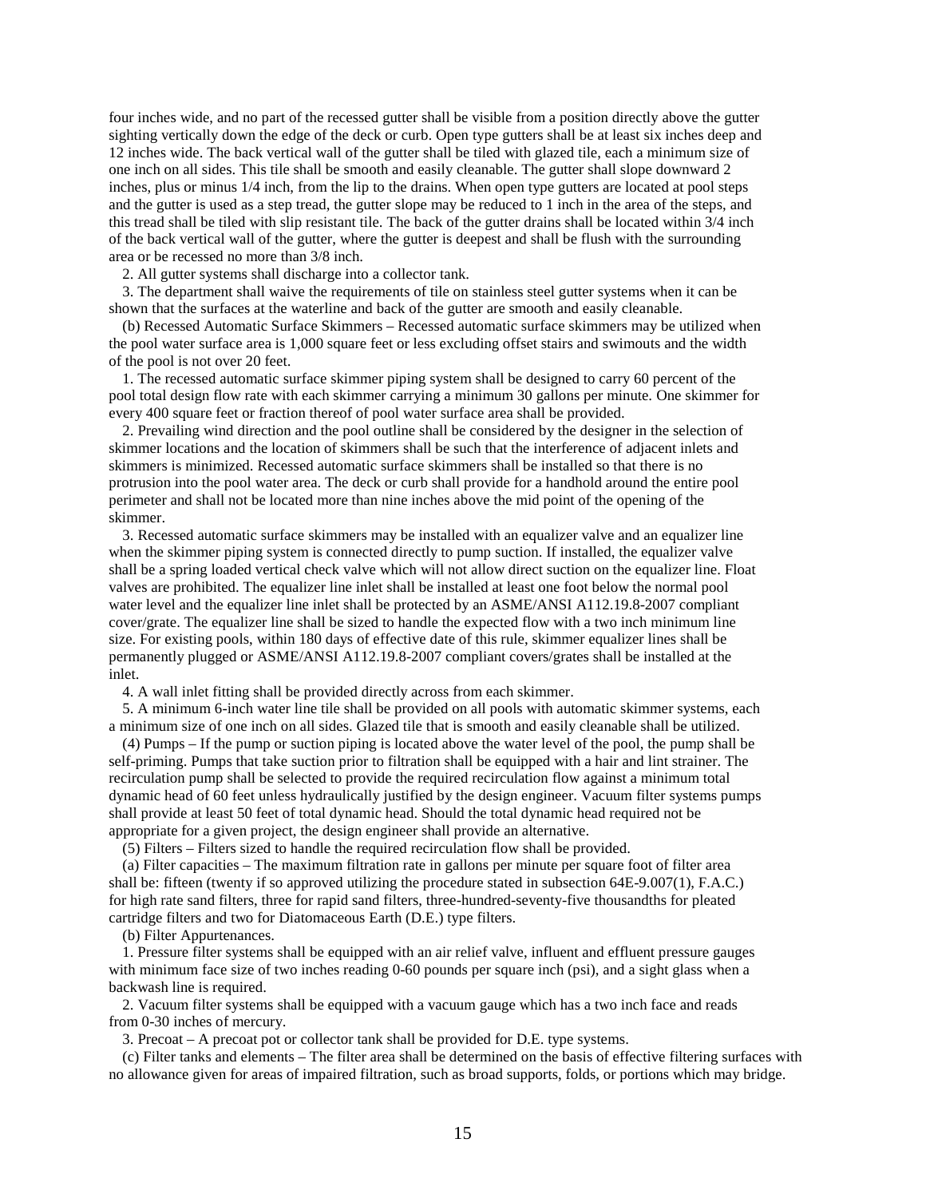four inches wide, and no part of the recessed gutter shall be visible from a position directly above the gutter sighting vertically down the edge of the deck or curb. Open type gutters shall be at least six inches deep and 12 inches wide. The back vertical wall of the gutter shall be tiled with glazed tile, each a minimum size of one inch on all sides. This tile shall be smooth and easily cleanable. The gutter shall slope downward 2 inches, plus or minus 1/4 inch, from the lip to the drains. When open type gutters are located at pool steps and the gutter is used as a step tread, the gutter slope may be reduced to 1 inch in the area of the steps, and this tread shall be tiled with slip resistant tile. The back of the gutter drains shall be located within 3/4 inch of the back vertical wall of the gutter, where the gutter is deepest and shall be flush with the surrounding area or be recessed no more than 3/8 inch.

2. All gutter systems shall discharge into a collector tank.

3. The department shall waive the requirements of tile on stainless steel gutter systems when it can be shown that the surfaces at the waterline and back of the gutter are smooth and easily cleanable.

(b) Recessed Automatic Surface Skimmers – Recessed automatic surface skimmers may be utilized when the pool water surface area is 1,000 square feet or less excluding offset stairs and swimouts and the width of the pool is not over 20 feet.

1. The recessed automatic surface skimmer piping system shall be designed to carry 60 percent of the pool total design flow rate with each skimmer carrying a minimum 30 gallons per minute. One skimmer for every 400 square feet or fraction thereof of pool water surface area shall be provided.

2. Prevailing wind direction and the pool outline shall be considered by the designer in the selection of skimmer locations and the location of skimmers shall be such that the interference of adjacent inlets and skimmers is minimized. Recessed automatic surface skimmers shall be installed so that there is no protrusion into the pool water area. The deck or curb shall provide for a handhold around the entire pool perimeter and shall not be located more than nine inches above the mid point of the opening of the skimmer.

3. Recessed automatic surface skimmers may be installed with an equalizer valve and an equalizer line when the skimmer piping system is connected directly to pump suction. If installed, the equalizer valve shall be a spring loaded vertical check valve which will not allow direct suction on the equalizer line. Float valves are prohibited. The equalizer line inlet shall be installed at least one foot below the normal pool water level and the equalizer line inlet shall be protected by an ASME/ANSI A112.19.8-2007 compliant cover/grate. The equalizer line shall be sized to handle the expected flow with a two inch minimum line size. For existing pools, within 180 days of effective date of this rule, skimmer equalizer lines shall be permanently plugged or ASME/ANSI A112.19.8-2007 compliant covers/grates shall be installed at the inlet.

4. A wall inlet fitting shall be provided directly across from each skimmer.

5. A minimum 6-inch water line tile shall be provided on all pools with automatic skimmer systems, each a minimum size of one inch on all sides. Glazed tile that is smooth and easily cleanable shall be utilized.

(4) Pumps – If the pump or suction piping is located above the water level of the pool, the pump shall be self-priming. Pumps that take suction prior to filtration shall be equipped with a hair and lint strainer. The recirculation pump shall be selected to provide the required recirculation flow against a minimum total dynamic head of 60 feet unless hydraulically justified by the design engineer. Vacuum filter systems pumps shall provide at least 50 feet of total dynamic head. Should the total dynamic head required not be appropriate for a given project, the design engineer shall provide an alternative.

(5) Filters – Filters sized to handle the required recirculation flow shall be provided.

(a) Filter capacities – The maximum filtration rate in gallons per minute per square foot of filter area shall be: fifteen (twenty if so approved utilizing the procedure stated in subsection 64E-9.007(1), F.A.C.) for high rate sand filters, three for rapid sand filters, three-hundred-seventy-five thousandths for pleated cartridge filters and two for Diatomaceous Earth (D.E.) type filters.

(b) Filter Appurtenances.

1. Pressure filter systems shall be equipped with an air relief valve, influent and effluent pressure gauges with minimum face size of two inches reading 0-60 pounds per square inch (psi), and a sight glass when a backwash line is required.

2. Vacuum filter systems shall be equipped with a vacuum gauge which has a two inch face and reads from 0-30 inches of mercury.

3. Precoat – A precoat pot or collector tank shall be provided for D.E. type systems.

(c) Filter tanks and elements – The filter area shall be determined on the basis of effective filtering surfaces with no allowance given for areas of impaired filtration, such as broad supports, folds, or portions which may bridge.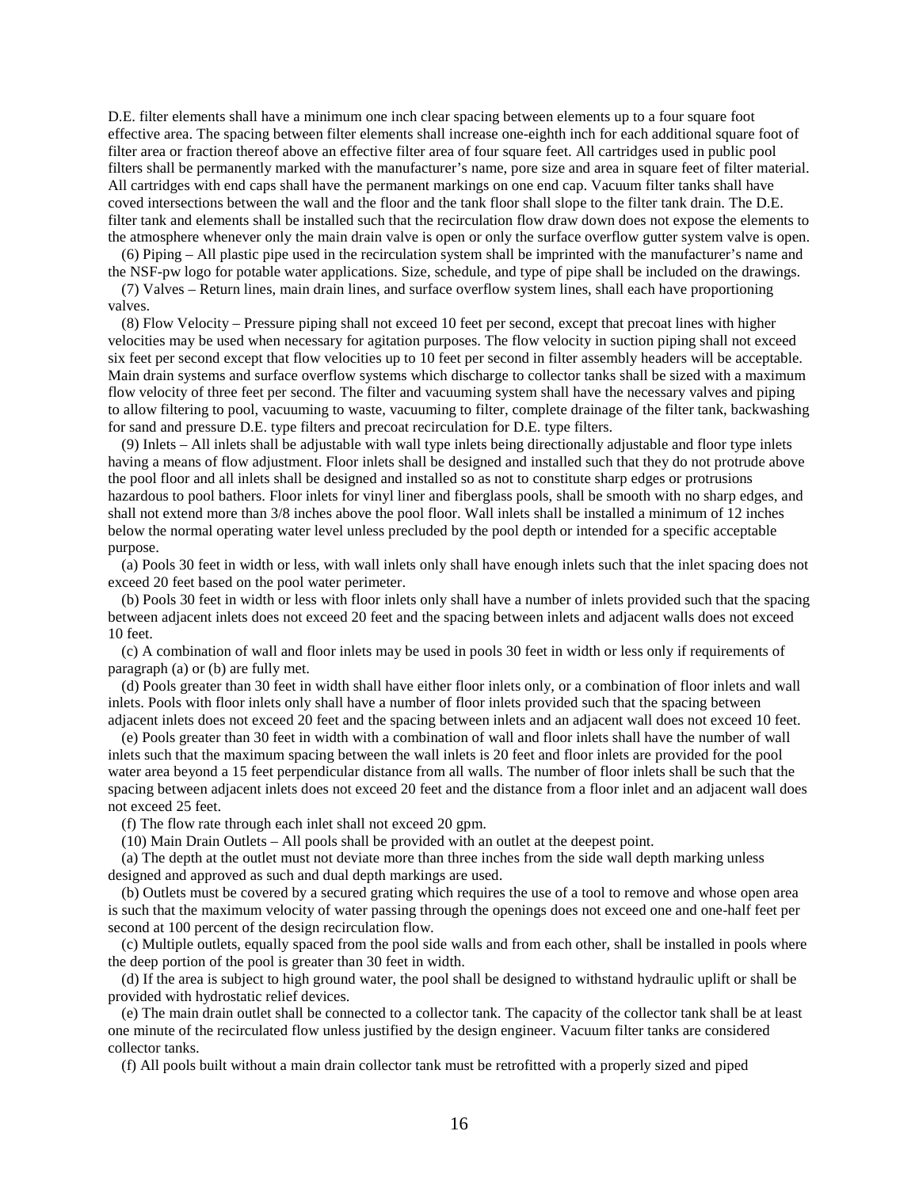D.E. filter elements shall have a minimum one inch clear spacing between elements up to a four square foot effective area. The spacing between filter elements shall increase one-eighth inch for each additional square foot of filter area or fraction thereof above an effective filter area of four square feet. All cartridges used in public pool filters shall be permanently marked with the manufacturer's name, pore size and area in square feet of filter material. All cartridges with end caps shall have the permanent markings on one end cap. Vacuum filter tanks shall have coved intersections between the wall and the floor and the tank floor shall slope to the filter tank drain. The D.E. filter tank and elements shall be installed such that the recirculation flow draw down does not expose the elements to the atmosphere whenever only the main drain valve is open or only the surface overflow gutter system valve is open.

(6) Piping – All plastic pipe used in the recirculation system shall be imprinted with the manufacturer's name and the NSF-pw logo for potable water applications. Size, schedule, and type of pipe shall be included on the drawings.

(7) Valves – Return lines, main drain lines, and surface overflow system lines, shall each have proportioning valves.

(8) Flow Velocity – Pressure piping shall not exceed 10 feet per second, except that precoat lines with higher velocities may be used when necessary for agitation purposes. The flow velocity in suction piping shall not exceed six feet per second except that flow velocities up to 10 feet per second in filter assembly headers will be acceptable. Main drain systems and surface overflow systems which discharge to collector tanks shall be sized with a maximum flow velocity of three feet per second. The filter and vacuuming system shall have the necessary valves and piping to allow filtering to pool, vacuuming to waste, vacuuming to filter, complete drainage of the filter tank, backwashing for sand and pressure D.E. type filters and precoat recirculation for D.E. type filters.

(9) Inlets – All inlets shall be adjustable with wall type inlets being directionally adjustable and floor type inlets having a means of flow adjustment. Floor inlets shall be designed and installed such that they do not protrude above the pool floor and all inlets shall be designed and installed so as not to constitute sharp edges or protrusions hazardous to pool bathers. Floor inlets for vinyl liner and fiberglass pools, shall be smooth with no sharp edges, and shall not extend more than 3/8 inches above the pool floor. Wall inlets shall be installed a minimum of 12 inches below the normal operating water level unless precluded by the pool depth or intended for a specific acceptable purpose.

(a) Pools 30 feet in width or less, with wall inlets only shall have enough inlets such that the inlet spacing does not exceed 20 feet based on the pool water perimeter.

(b) Pools 30 feet in width or less with floor inlets only shall have a number of inlets provided such that the spacing between adjacent inlets does not exceed 20 feet and the spacing between inlets and adjacent walls does not exceed 10 feet.

(c) A combination of wall and floor inlets may be used in pools 30 feet in width or less only if requirements of paragraph (a) or (b) are fully met.

(d) Pools greater than 30 feet in width shall have either floor inlets only, or a combination of floor inlets and wall inlets. Pools with floor inlets only shall have a number of floor inlets provided such that the spacing between adjacent inlets does not exceed 20 feet and the spacing between inlets and an adjacent wall does not exceed 10 feet.

(e) Pools greater than 30 feet in width with a combination of wall and floor inlets shall have the number of wall inlets such that the maximum spacing between the wall inlets is 20 feet and floor inlets are provided for the pool water area beyond a 15 feet perpendicular distance from all walls. The number of floor inlets shall be such that the spacing between adjacent inlets does not exceed 20 feet and the distance from a floor inlet and an adjacent wall does not exceed 25 feet.

(f) The flow rate through each inlet shall not exceed 20 gpm.

(10) Main Drain Outlets – All pools shall be provided with an outlet at the deepest point.

(a) The depth at the outlet must not deviate more than three inches from the side wall depth marking unless designed and approved as such and dual depth markings are used.

(b) Outlets must be covered by a secured grating which requires the use of a tool to remove and whose open area is such that the maximum velocity of water passing through the openings does not exceed one and one-half feet per second at 100 percent of the design recirculation flow.

(c) Multiple outlets, equally spaced from the pool side walls and from each other, shall be installed in pools where the deep portion of the pool is greater than 30 feet in width.

(d) If the area is subject to high ground water, the pool shall be designed to withstand hydraulic uplift or shall be provided with hydrostatic relief devices.

(e) The main drain outlet shall be connected to a collector tank. The capacity of the collector tank shall be at least one minute of the recirculated flow unless justified by the design engineer. Vacuum filter tanks are considered collector tanks.

(f) All pools built without a main drain collector tank must be retrofitted with a properly sized and piped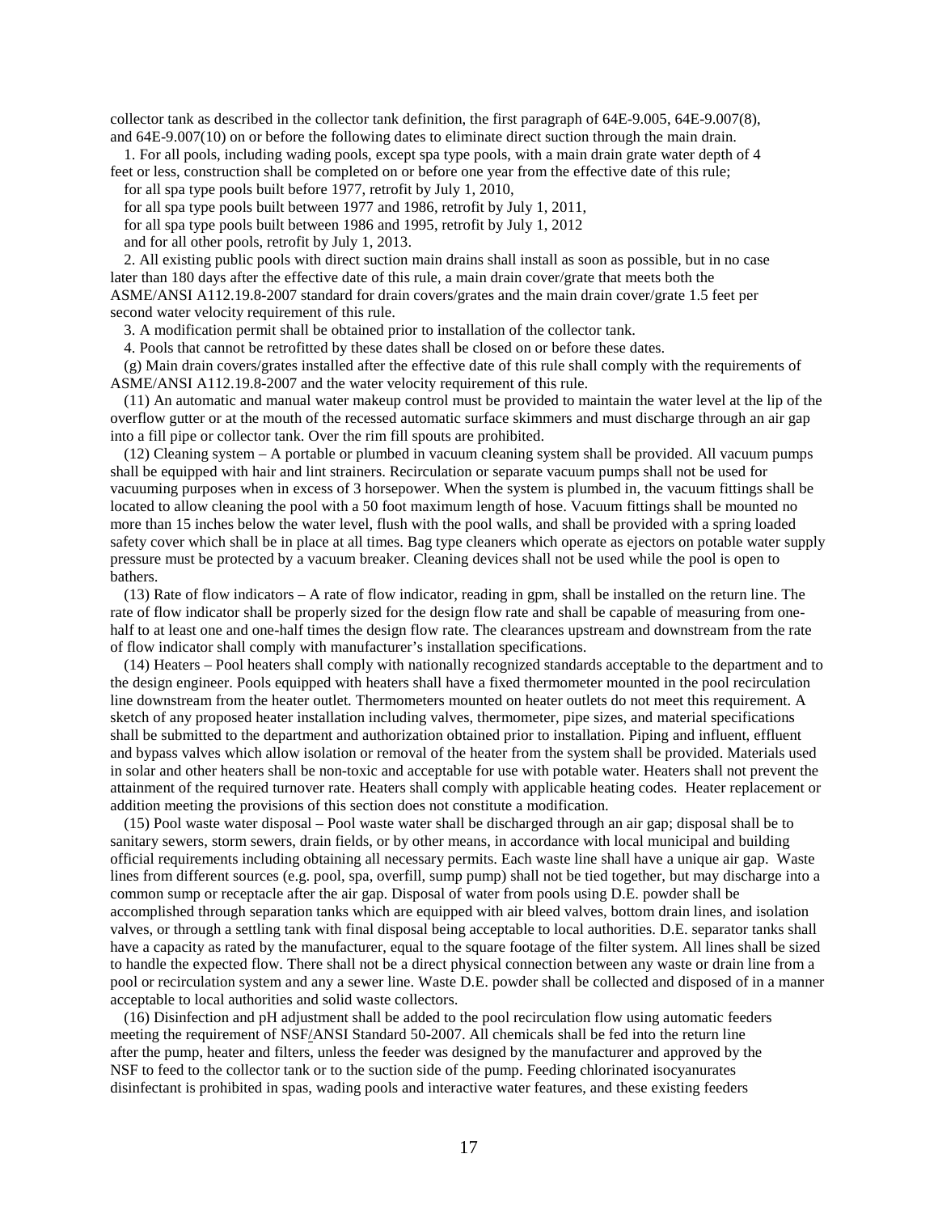collector tank as described in the collector tank definition, the first paragraph of 64E-9.005, 64E-9.007(8), and 64E-9.007(10) on or before the following dates to eliminate direct suction through the main drain.

1. For all pools, including wading pools, except spa type pools, with a main drain grate water depth of 4 feet or less, construction shall be completed on or before one year from the effective date of this rule;

for all spa type pools built before 1977, retrofit by July 1, 2010,

for all spa type pools built between 1977 and 1986, retrofit by July 1, 2011,

for all spa type pools built between 1986 and 1995, retrofit by July 1, 2012

and for all other pools, retrofit by July 1, 2013.

2. All existing public pools with direct suction main drains shall install as soon as possible, but in no case later than 180 days after the effective date of this rule, a main drain cover/grate that meets both the ASME/ANSI A112.19.8-2007 standard for drain covers/grates and the main drain cover/grate 1.5 feet per second water velocity requirement of this rule.

3. A modification permit shall be obtained prior to installation of the collector tank.

4. Pools that cannot be retrofitted by these dates shall be closed on or before these dates.

(g) Main drain covers/grates installed after the effective date of this rule shall comply with the requirements of ASME/ANSI A112.19.8-2007 and the water velocity requirement of this rule.

(11) An automatic and manual water makeup control must be provided to maintain the water level at the lip of the overflow gutter or at the mouth of the recessed automatic surface skimmers and must discharge through an air gap into a fill pipe or collector tank. Over the rim fill spouts are prohibited.

(12) Cleaning system – A portable or plumbed in vacuum cleaning system shall be provided. All vacuum pumps shall be equipped with hair and lint strainers. Recirculation or separate vacuum pumps shall not be used for vacuuming purposes when in excess of 3 horsepower. When the system is plumbed in, the vacuum fittings shall be located to allow cleaning the pool with a 50 foot maximum length of hose. Vacuum fittings shall be mounted no more than 15 inches below the water level, flush with the pool walls, and shall be provided with a spring loaded safety cover which shall be in place at all times. Bag type cleaners which operate as ejectors on potable water supply pressure must be protected by a vacuum breaker. Cleaning devices shall not be used while the pool is open to bathers.

(13) Rate of flow indicators – A rate of flow indicator, reading in gpm, shall be installed on the return line. The rate of flow indicator shall be properly sized for the design flow rate and shall be capable of measuring from one-half to at least one and one-half times the design flow rate. The clearances upstream and downstream from the rate of flow indicator shall comply with manufacturer's installation specifications.

(14) Heaters – Pool heaters shall comply with nationally recognized standards acceptable to the department and to the design engineer. Pools equipped with heaters shall have a fixed thermometer mounted in the pool recirculation line downstream from the heater outlet. Thermometers mounted on heater outlets do not meet this requirement. A sketch of any proposed heater installation including valves, thermometer, pipe sizes, and material specifications shall be submitted to the department and authorization obtained prior to installation. Piping and influent, effluent and bypass valves which allow isolation or removal of the heater from the system shall be provided. Materials used in solar and other heaters shall be non-toxic and acceptable for use with potable water. Heaters shall not prevent the attainment of the required turnover rate. Heaters shall comply with applicable heating codes. Heater replacement or addition meeting the provisions of this section does not constitute a modification.

(15) Pool waste water disposal – Pool waste water shall be discharged through an air gap; disposal shall be to sanitary sewers, storm sewers, drain fields, or by other means, in accordance with local municipal and building official requirements including obtaining all necessary permits. Each waste line shall have a unique air gap. Waste lines from different sources (e.g. pool, spa, overfill, sump pump) shall not be tied together, but may discharge into a common sump or receptacle after the air gap. Disposal of water from pools using D.E. powder shall be accomplished through separation tanks which are equipped with air bleed valves, bottom drain lines, and isolation valves, or through a settling tank with final disposal being acceptable to local authorities. D.E. separator tanks shall have a capacity as rated by the manufacturer, equal to the square footage of the filter system. All lines shall be sized to handle the expected flow. There shall not be a direct physical connection between any waste or drain line from a pool or recirculation system and any a sewer line. Waste D.E. powder shall be collected and disposed of in a manner acceptable to local authorities and solid waste collectors.

(16) Disinfection and pH adjustment shall be added to the pool recirculation flow using automatic feeders meeting the requirement of NSF/ANSI Standard 50-2007. All chemicals shall be fed into the return line after the pump, heater and filters, unless the feeder was designed by the manufacturer and approved by the NSF to feed to the collector tank or to the suction side of the pump. Feeding chlorinated isocyanurates disinfectant is prohibited in spas, wading pools and interactive water features, and these existing feeders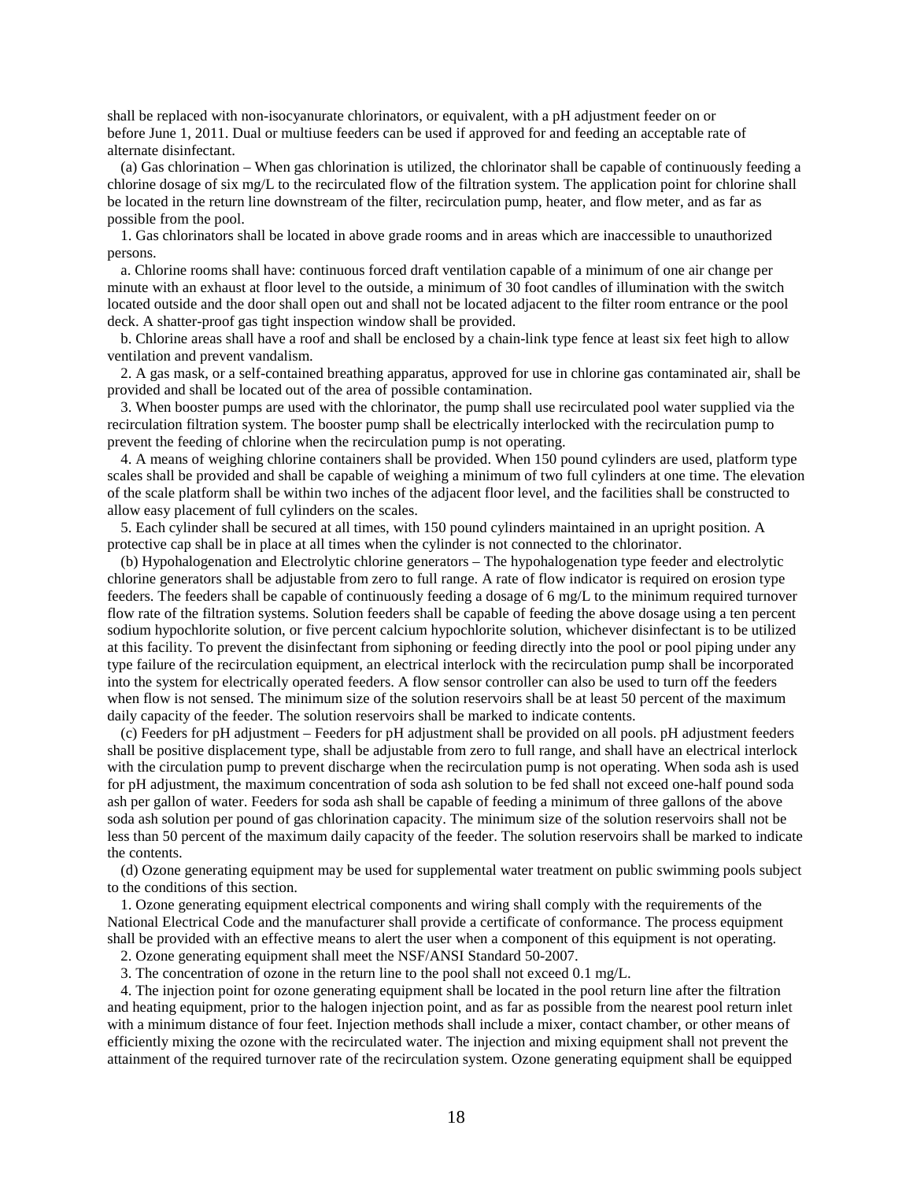shall be replaced with non-isocyanurate chlorinators, or equivalent, with a pH adjustment feeder on or before June 1, 2011. Dual or multiuse feeders can be used if approved for and feeding an acceptable rate of alternate disinfectant.

(a) Gas chlorination – When gas chlorination is utilized, the chlorinator shall be capable of continuously feeding a chlorine dosage of six mg/L to the recirculated flow of the filtration system. The application point for chlorine shall be located in the return line downstream of the filter, recirculation pump, heater, and flow meter, and as far as possible from the pool.

1. Gas chlorinators shall be located in above grade rooms and in areas which are inaccessible to unauthorized persons.

a. Chlorine rooms shall have: continuous forced draft ventilation capable of a minimum of one air change per minute with an exhaust at floor level to the outside, a minimum of 30 foot candles of illumination with the switch located outside and the door shall open out and shall not be located adjacent to the filter room entrance or the pool deck. A shatter-proof gas tight inspection window shall be provided.

b. Chlorine areas shall have a roof and shall be enclosed by a chain-link type fence at least six feet high to allow ventilation and prevent vandalism.

2. A gas mask, or a self-contained breathing apparatus, approved for use in chlorine gas contaminated air, shall be provided and shall be located out of the area of possible contamination.

3. When booster pumps are used with the chlorinator, the pump shall use recirculated pool water supplied via the recirculation filtration system. The booster pump shall be electrically interlocked with the recirculation pump to prevent the feeding of chlorine when the recirculation pump is not operating.

4. A means of weighing chlorine containers shall be provided. When 150 pound cylinders are used, platform type scales shall be provided and shall be capable of weighing a minimum of two full cylinders at one time. The elevation of the scale platform shall be within two inches of the adjacent floor level, and the facilities shall be constructed to allow easy placement of full cylinders on the scales.

5. Each cylinder shall be secured at all times, with 150 pound cylinders maintained in an upright position. A protective cap shall be in place at all times when the cylinder is not connected to the chlorinator.

(b) Hypohalogenation and Electrolytic chlorine generators – The hypohalogenation type feeder and electrolytic chlorine generators shall be adjustable from zero to full range. A rate of flow indicator is required on erosion type feeders. The feeders shall be capable of continuously feeding a dosage of 6 mg/L to the minimum required turnover flow rate of the filtration systems. Solution feeders shall be capable of feeding the above dosage using a ten percent sodium hypochlorite solution, or five percent calcium hypochlorite solution, whichever disinfectant is to be utilized at this facility. To prevent the disinfectant from siphoning or feeding directly into the pool or pool piping under any type failure of the recirculation equipment, an electrical interlock with the recirculation pump shall be incorporated into the system for electrically operated feeders. A flow sensor controller can also be used to turn off the feeders when flow is not sensed. The minimum size of the solution reservoirs shall be at least 50 percent of the maximum daily capacity of the feeder. The solution reservoirs shall be marked to indicate contents.

(c) Feeders for pH adjustment – Feeders for pH adjustment shall be provided on all pools. pH adjustment feeders shall be positive displacement type, shall be adjustable from zero to full range, and shall have an electrical interlock with the circulation pump to prevent discharge when the recirculation pump is not operating. When soda ash is used for pH adjustment, the maximum concentration of soda ash solution to be fed shall not exceed one-half pound soda ash per gallon of water. Feeders for soda ash shall be capable of feeding a minimum of three gallons of the above soda ash solution per pound of gas chlorination capacity. The minimum size of the solution reservoirs shall not be less than 50 percent of the maximum daily capacity of the feeder. The solution reservoirs shall be marked to indicate the contents.

(d) Ozone generating equipment may be used for supplemental water treatment on public swimming pools subject to the conditions of this section.

1. Ozone generating equipment electrical components and wiring shall comply with the requirements of the National Electrical Code and the manufacturer shall provide a certificate of conformance. The process equipment shall be provided with an effective means to alert the user when a component of this equipment is not operating.

2. Ozone generating equipment shall meet the NSF/ANSI Standard 50-2007.

3. The concentration of ozone in the return line to the pool shall not exceed 0.1 mg/L.

4. The injection point for ozone generating equipment shall be located in the pool return line after the filtration and heating equipment, prior to the halogen injection point, and as far as possible from the nearest pool return inlet with a minimum distance of four feet. Injection methods shall include a mixer, contact chamber, or other means of efficiently mixing the ozone with the recirculated water. The injection and mixing equipment shall not prevent the attainment of the required turnover rate of the recirculation system. Ozone generating equipment shall be equipped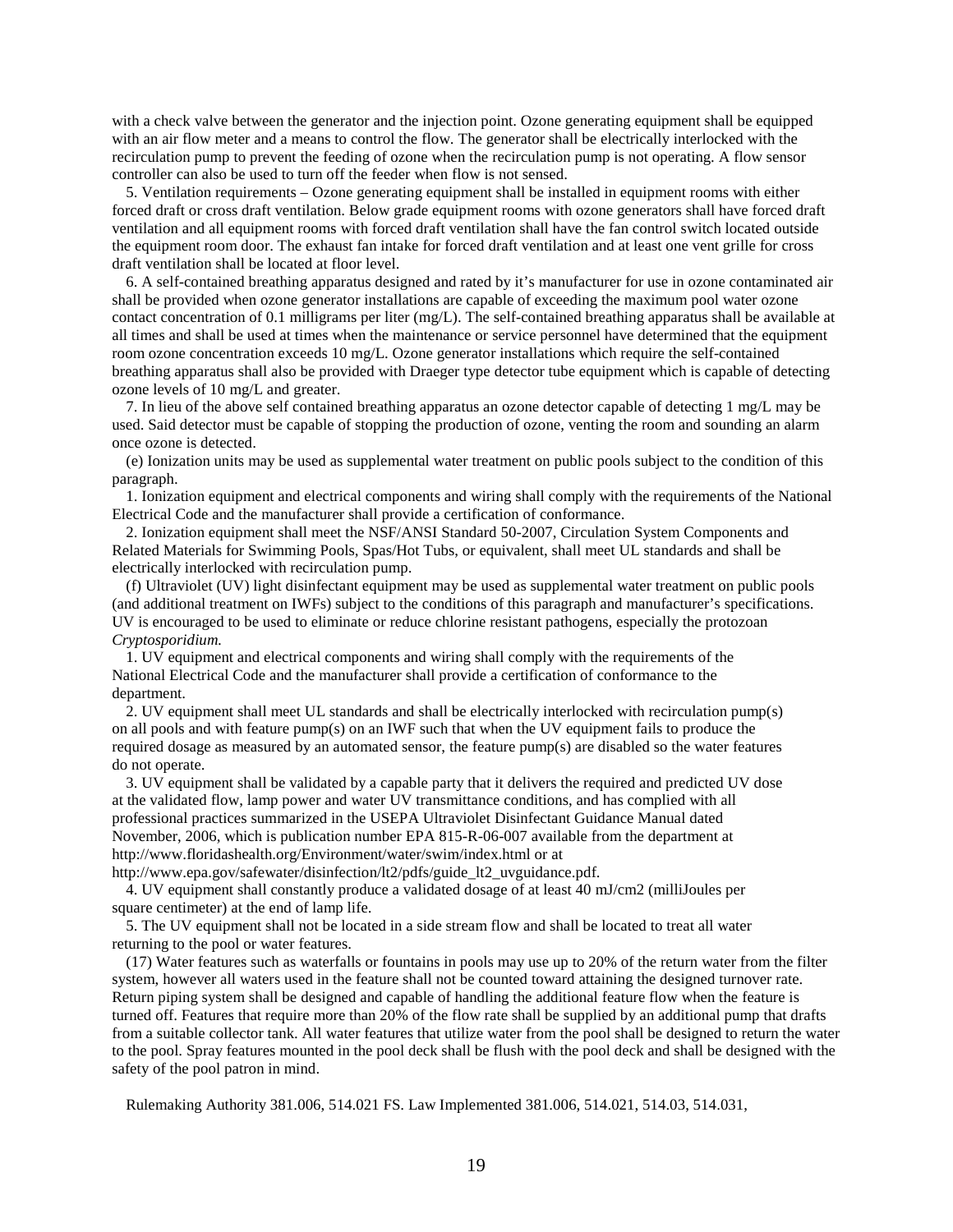with a check valve between the generator and the injection point. Ozone generating equipment shall be equipped with an air flow meter and a means to control the flow. The generator shall be electrically interlocked with the recirculation pump to prevent the feeding of ozone when the recirculation pump is not operating. A flow sensor controller can also be used to turn off the feeder when flow is not sensed.

5. Ventilation requirements – Ozone generating equipment shall be installed in equipment rooms with either forced draft or cross draft ventilation. Below grade equipment rooms with ozone generators shall have forced draft ventilation and all equipment rooms with forced draft ventilation shall have the fan control switch located outside the equipment room door. The exhaust fan intake for forced draft ventilation and at least one vent grille for cross draft ventilation shall be located at floor level.

6. A self-contained breathing apparatus designed and rated by it's manufacturer for use in ozone contaminated air shall be provided when ozone generator installations are capable of exceeding the maximum pool water ozone contact concentration of 0.1 milligrams per liter (mg/L). The self-contained breathing apparatus shall be available at all times and shall be used at times when the maintenance or service personnel have determined that the equipment room ozone concentration exceeds 10 mg/L. Ozone generator installations which require the self-contained breathing apparatus shall also be provided with Draeger type detector tube equipment which is capable of detecting ozone levels of 10 mg/L and greater.

7. In lieu of the above self contained breathing apparatus an ozone detector capable of detecting 1 mg/L may be used. Said detector must be capable of stopping the production of ozone, venting the room and sounding an alarm once ozone is detected.

(e) Ionization units may be used as supplemental water treatment on public pools subject to the condition of this paragraph.

1. Ionization equipment and electrical components and wiring shall comply with the requirements of the National Electrical Code and the manufacturer shall provide a certification of conformance.

2. Ionization equipment shall meet the NSF/ANSI Standard 50-2007, Circulation System Components and Related Materials for Swimming Pools, Spas/Hot Tubs, or equivalent, shall meet UL standards and shall be electrically interlocked with recirculation pump.

(f) Ultraviolet (UV) light disinfectant equipment may be used as supplemental water treatment on public pools (and additional treatment on IWFs) subject to the conditions of this paragraph and manufacturer's specifications. UV is encouraged to be used to eliminate or reduce chlorine resistant pathogens, especially the protozoan *Cryptosporidium.*

1. UV equipment and electrical components and wiring shall comply with the requirements of the National Electrical Code and the manufacturer shall provide a certification of conformance to the department.

2. UV equipment shall meet UL standards and shall be electrically interlocked with recirculation pump(s) on all pools and with feature pump(s) on an IWF such that when the UV equipment fails to produce the required dosage as measured by an automated sensor, the feature pump(s) are disabled so the water features do not operate.

3. UV equipment shall be validated by a capable party that it delivers the required and predicted UV dose at the validated flow, lamp power and water UV transmittance conditions, and has complied with all professional practices summarized in the USEPA Ultraviolet Disinfectant Guidance Manual dated November, 2006, which is publication number EPA 815-R-06-007 available from the department at http://www.floridashealth.org/Environment/water/swim/index.html or at http://www.epa.gov/safewater/disinfection/lt2/pdfs/guide_lt2_uvguidance.pdf.

4. UV equipment shall constantly produce a validated dosage of at least 40 mJ/cm2 (milliJoules per square centimeter) at the end of lamp life.

5. The UV equipment shall not be located in a side stream flow and shall be located to treat all water returning to the pool or water features.

(17) Water features such as waterfalls or fountains in pools may use up to 20% of the return water from the filter system, however all waters used in the feature shall not be counted toward attaining the designed turnover rate. Return piping system shall be designed and capable of handling the additional feature flow when the feature is turned off. Features that require more than 20% of the flow rate shall be supplied by an additional pump that drafts from a suitable collector tank. All water features that utilize water from the pool shall be designed to return the water to the pool. Spray features mounted in the pool deck shall be flush with the pool deck and shall be designed with the safety of the pool patron in mind.

Rulemaking Authority 381.006, 514.021 FS. Law Implemented 381.006, 514.021, 514.03, 514.031,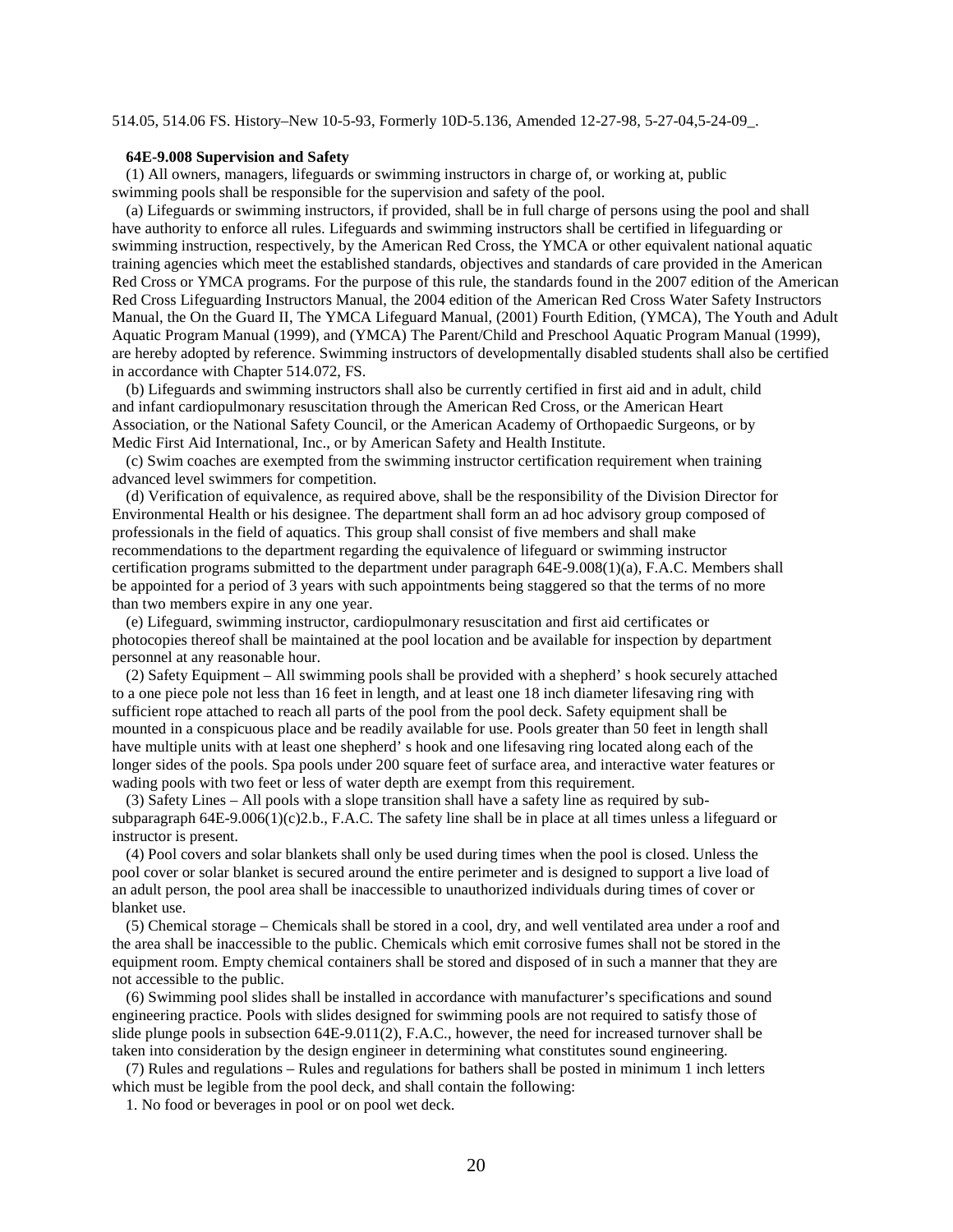514.05, 514.06 FS. History–New 10-5-93, Formerly 10D-5.136, Amended 12-27-98, 5-27-04,5-24-09_.

**64E-9.008 Supervision and Safety**

(1) All owners, managers, lifeguards or swimming instructors in charge of, or working at, public swimming pools shall be responsible for the supervision and safety of the pool.

(a) Lifeguards or swimming instructors, if provided, shall be in full charge of persons using the pool and shall have authority to enforce all rules. Lifeguards and swimming instructors shall be certified in lifeguarding or swimming instruction, respectively, by the American Red Cross, the YMCA or other equivalent national aquatic training agencies which meet the established standards, objectives and standards of care provided in the American Red Cross or YMCA programs. For the purpose of this rule, the standards found in the 2007 edition of the American Red Cross Lifeguarding Instructors Manual, the 2004 edition of the American Red Cross Water Safety Instructors Manual, the On the Guard II, The YMCA Lifeguard Manual, (2001) Fourth Edition, (YMCA), The Youth and Adult Aquatic Program Manual (1999), and (YMCA) The Parent/Child and Preschool Aquatic Program Manual (1999), are hereby adopted by reference. Swimming instructors of developmentally disabled students shall also be certified in accordance with Chapter 514.072, FS.

(b) Lifeguards and swimming instructors shall also be currently certified in first aid and in adult, child and infant cardiopulmonary resuscitation through the American Red Cross, or the American Heart Association, or the National Safety Council, or the American Academy of Orthopaedic Surgeons, or by Medic First Aid International, Inc., or by American Safety and Health Institute.

(c) Swim coaches are exempted from the swimming instructor certification requirement when training advanced level swimmers for competition.

(d) Verification of equivalence, as required above, shall be the responsibility of the Division Director for Environmental Health or his designee. The department shall form an ad hoc advisory group composed of professionals in the field of aquatics. This group shall consist of five members and shall make recommendations to the department regarding the equivalence of lifeguard or swimming instructor certification programs submitted to the department under paragraph 64E-9.008(1)(a), F.A.C. Members shall be appointed for a period of 3 years with such appointments being staggered so that the terms of no more than two members expire in any one year.

(e) Lifeguard, swimming instructor, cardiopulmonary resuscitation and first aid certificates or photocopies thereof shall be maintained at the pool location and be available for inspection by department personnel at any reasonable hour.

(2) Safety Equipment – All swimming pools shall be provided with a shepherd' s hook securely attached to a one piece pole not less than 16 feet in length, and at least one 18 inch diameter lifesaving ring with sufficient rope attached to reach all parts of the pool from the pool deck. Safety equipment shall be mounted in a conspicuous place and be readily available for use. Pools greater than 50 feet in length shall have multiple units with at least one shepherd' s hook and one lifesaving ring located along each of the longer sides of the pools. Spa pools under 200 square feet of surface area, and interactive water features or wading pools with two feet or less of water depth are exempt from this requirement.

(3) Safety Lines – All pools with a slope transition shall have a safety line as required by sub-subparagraph 64E-9.006(1)(c)2.b., F.A.C. The safety line shall be in place at all times unless a lifeguard or instructor is present.

(4) Pool covers and solar blankets shall only be used during times when the pool is closed. Unless the pool cover or solar blanket is secured around the entire perimeter and is designed to support a live load of an adult person, the pool area shall be inaccessible to unauthorized individuals during times of cover or blanket use.

(5) Chemical storage – Chemicals shall be stored in a cool, dry, and well ventilated area under a roof and the area shall be inaccessible to the public. Chemicals which emit corrosive fumes shall not be stored in the equipment room. Empty chemical containers shall be stored and disposed of in such a manner that they are not accessible to the public.

(6) Swimming pool slides shall be installed in accordance with manufacturer's specifications and sound engineering practice. Pools with slides designed for swimming pools are not required to satisfy those of slide plunge pools in subsection 64E-9.011(2), F.A.C., however, the need for increased turnover shall be taken into consideration by the design engineer in determining what constitutes sound engineering.

(7) Rules and regulations – Rules and regulations for bathers shall be posted in minimum 1 inch letters which must be legible from the pool deck, and shall contain the following:

1. No food or beverages in pool or on pool wet deck.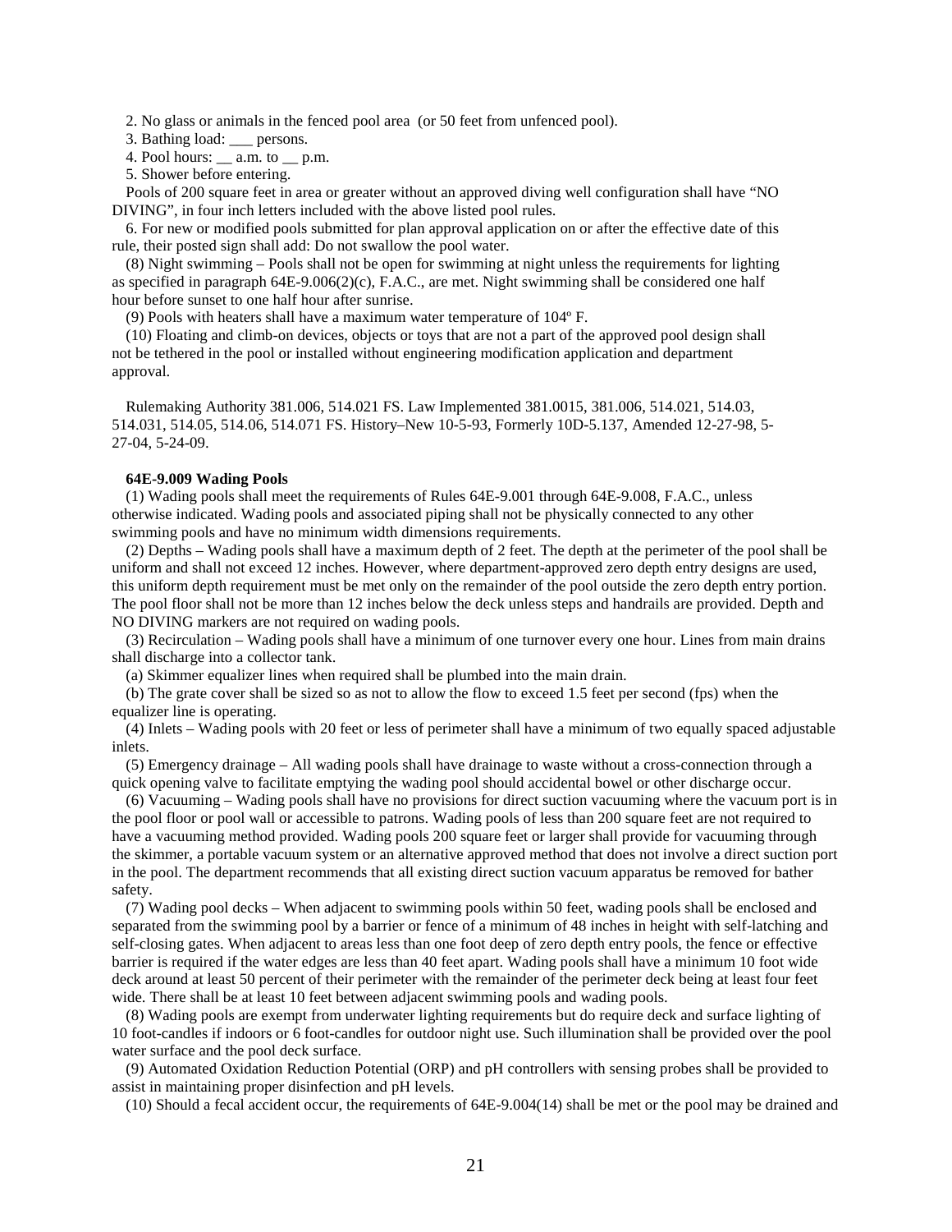2. No glass or animals in the fenced pool area (or 50 feet from unfenced pool).

3. Bathing load: ___ persons.

4. Pool hours: __ a.m. to __ p.m.

5. Shower before entering.

Pools of 200 square feet in area or greater without an approved diving well configuration shall have "NO DIVING", in four inch letters included with the above listed pool rules.

6. For new or modified pools submitted for plan approval application on or after the effective date of this rule, their posted sign shall add: Do not swallow the pool water.

(8) Night swimming – Pools shall not be open for swimming at night unless the requirements for lighting as specified in paragraph 64E-9.006(2)(c), F.A.C., are met. Night swimming shall be considered one half hour before sunset to one half hour after sunrise.

(9) Pools with heaters shall have a maximum water temperature of 104º F.

(10) Floating and climb-on devices, objects or toys that are not a part of the approved pool design shall not be tethered in the pool or installed without engineering modification application and department approval.

Rulemaking Authority 381.006, 514.021 FS. Law Implemented 381.0015, 381.006, 514.021, 514.03, 514.031, 514.05, 514.06, 514.071 FS. History–New 10-5-93, Formerly 10D-5.137, Amended 12-27-98, 5-27-04, 5-24-09.

**64E-9.009 Wading Pools**

(1) Wading pools shall meet the requirements of Rules 64E-9.001 through 64E-9.008, F.A.C., unless otherwise indicated. Wading pools and associated piping shall not be physically connected to any other swimming pools and have no minimum width dimensions requirements.

(2) Depths – Wading pools shall have a maximum depth of 2 feet. The depth at the perimeter of the pool shall be uniform and shall not exceed 12 inches. However, where department-approved zero depth entry designs are used, this uniform depth requirement must be met only on the remainder of the pool outside the zero depth entry portion. The pool floor shall not be more than 12 inches below the deck unless steps and handrails are provided. Depth and NO DIVING markers are not required on wading pools.

(3) Recirculation – Wading pools shall have a minimum of one turnover every one hour. Lines from main drains shall discharge into a collector tank.

(a) Skimmer equalizer lines when required shall be plumbed into the main drain.

(b) The grate cover shall be sized so as not to allow the flow to exceed 1.5 feet per second (fps) when the equalizer line is operating.

(4) Inlets – Wading pools with 20 feet or less of perimeter shall have a minimum of two equally spaced adjustable inlets.

(5) Emergency drainage – All wading pools shall have drainage to waste without a cross-connection through a quick opening valve to facilitate emptying the wading pool should accidental bowel or other discharge occur.

(6) Vacuuming – Wading pools shall have no provisions for direct suction vacuuming where the vacuum port is in the pool floor or pool wall or accessible to patrons. Wading pools of less than 200 square feet are not required to have a vacuuming method provided. Wading pools 200 square feet or larger shall provide for vacuuming through the skimmer, a portable vacuum system or an alternative approved method that does not involve a direct suction port in the pool. The department recommends that all existing direct suction vacuum apparatus be removed for bather safety.

(7) Wading pool decks – When adjacent to swimming pools within 50 feet, wading pools shall be enclosed and separated from the swimming pool by a barrier or fence of a minimum of 48 inches in height with self-latching and self-closing gates. When adjacent to areas less than one foot deep of zero depth entry pools, the fence or effective barrier is required if the water edges are less than 40 feet apart. Wading pools shall have a minimum 10 foot wide deck around at least 50 percent of their perimeter with the remainder of the perimeter deck being at least four feet wide. There shall be at least 10 feet between adjacent swimming pools and wading pools.

(8) Wading pools are exempt from underwater lighting requirements but do require deck and surface lighting of 10 foot-candles if indoors or 6 foot-candles for outdoor night use. Such illumination shall be provided over the pool water surface and the pool deck surface.

(9) Automated Oxidation Reduction Potential (ORP) and pH controllers with sensing probes shall be provided to assist in maintaining proper disinfection and pH levels.

(10) Should a fecal accident occur, the requirements of 64E-9.004(14) shall be met or the pool may be drained and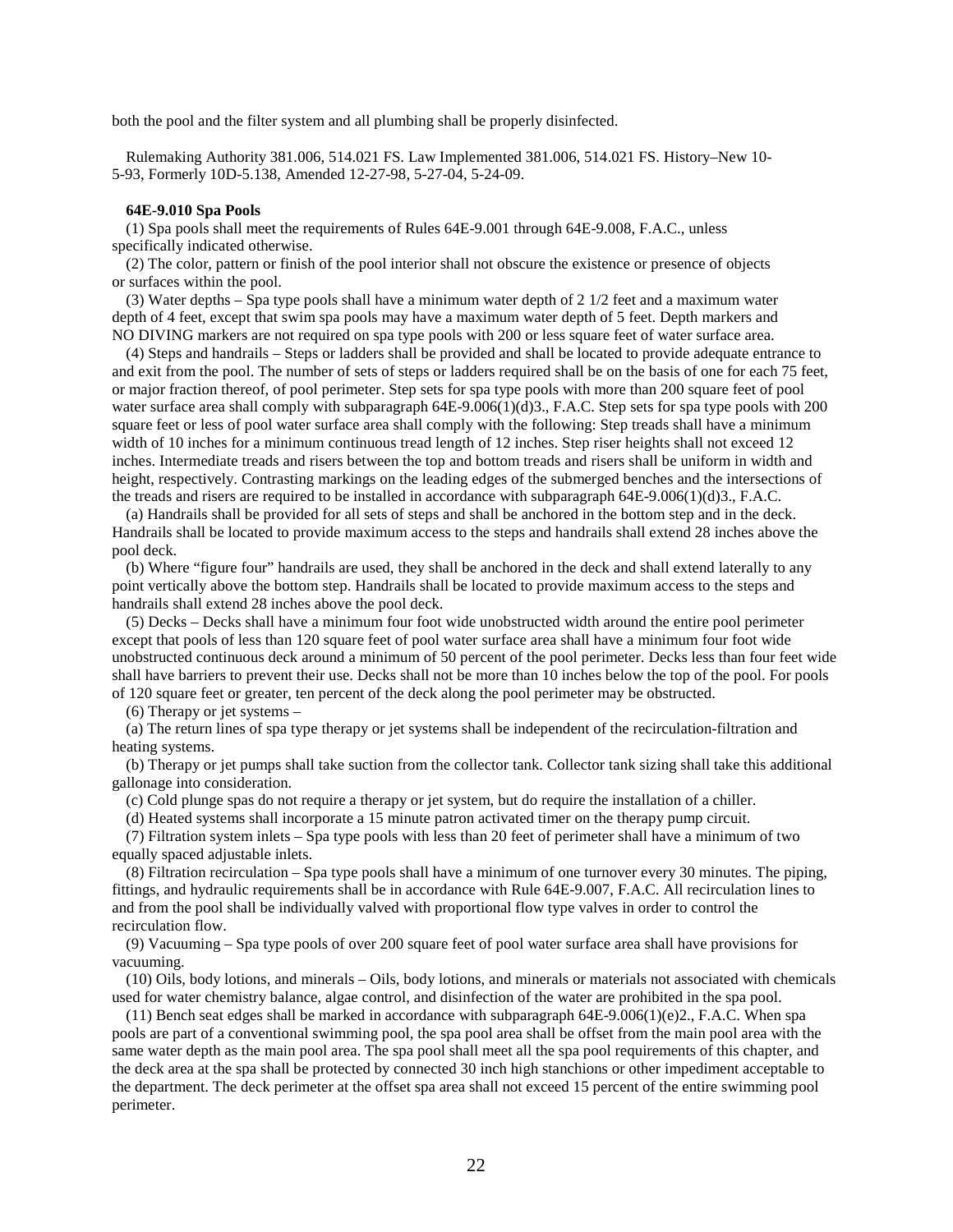both the pool and the filter system and all plumbing shall be properly disinfected.

Rulemaking Authority 381.006, 514.021 FS. Law Implemented 381.006, 514.021 FS. History–New 10-5-93, Formerly 10D-5.138, Amended 12-27-98, 5-27-04, 5-24-09.

**64E-9.010 Spa Pools**

(1) Spa pools shall meet the requirements of Rules 64E-9.001 through 64E-9.008, F.A.C., unless specifically indicated otherwise.

(2) The color, pattern or finish of the pool interior shall not obscure the existence or presence of objects or surfaces within the pool.

(3) Water depths – Spa type pools shall have a minimum water depth of 2 1/2 feet and a maximum water depth of 4 feet, except that swim spa pools may have a maximum water depth of 5 feet. Depth markers and NO DIVING markers are not required on spa type pools with 200 or less square feet of water surface area.

(4) Steps and handrails – Steps or ladders shall be provided and shall be located to provide adequate entrance to and exit from the pool. The number of sets of steps or ladders required shall be on the basis of one for each 75 feet, or major fraction thereof, of pool perimeter. Step sets for spa type pools with more than 200 square feet of pool water surface area shall comply with subparagraph 64E-9.006(1)(d)3., F.A.C. Step sets for spa type pools with 200 square feet or less of pool water surface area shall comply with the following: Step treads shall have a minimum width of 10 inches for a minimum continuous tread length of 12 inches. Step riser heights shall not exceed 12 inches. Intermediate treads and risers between the top and bottom treads and risers shall be uniform in width and height, respectively. Contrasting markings on the leading edges of the submerged benches and the intersections of the treads and risers are required to be installed in accordance with subparagraph 64E-9.006(1)(d)3., F.A.C.

(a) Handrails shall be provided for all sets of steps and shall be anchored in the bottom step and in the deck. Handrails shall be located to provide maximum access to the steps and handrails shall extend 28 inches above the pool deck.

(b) Where "figure four" handrails are used, they shall be anchored in the deck and shall extend laterally to any point vertically above the bottom step. Handrails shall be located to provide maximum access to the steps and handrails shall extend 28 inches above the pool deck.

(5) Decks – Decks shall have a minimum four foot wide unobstructed width around the entire pool perimeter except that pools of less than 120 square feet of pool water surface area shall have a minimum four foot wide unobstructed continuous deck around a minimum of 50 percent of the pool perimeter. Decks less than four feet wide shall have barriers to prevent their use. Decks shall not be more than 10 inches below the top of the pool. For pools of 120 square feet or greater, ten percent of the deck along the pool perimeter may be obstructed.

(6) Therapy or jet systems –

(a) The return lines of spa type therapy or jet systems shall be independent of the recirculation-filtration and heating systems.

(b) Therapy or jet pumps shall take suction from the collector tank. Collector tank sizing shall take this additional gallonage into consideration.

(c) Cold plunge spas do not require a therapy or jet system, but do require the installation of a chiller.

(d) Heated systems shall incorporate a 15 minute patron activated timer on the therapy pump circuit.

(7) Filtration system inlets – Spa type pools with less than 20 feet of perimeter shall have a minimum of two equally spaced adjustable inlets.

(8) Filtration recirculation – Spa type pools shall have a minimum of one turnover every 30 minutes. The piping, fittings, and hydraulic requirements shall be in accordance with Rule 64E-9.007, F.A.C. All recirculation lines to and from the pool shall be individually valved with proportional flow type valves in order to control the recirculation flow.

(9) Vacuuming – Spa type pools of over 200 square feet of pool water surface area shall have provisions for vacuuming.

(10) Oils, body lotions, and minerals – Oils, body lotions, and minerals or materials not associated with chemicals used for water chemistry balance, algae control, and disinfection of the water are prohibited in the spa pool.

(11) Bench seat edges shall be marked in accordance with subparagraph 64E-9.006(1)(e)2., F.A.C. When spa pools are part of a conventional swimming pool, the spa pool area shall be offset from the main pool area with the same water depth as the main pool area. The spa pool shall meet all the spa pool requirements of this chapter, and the deck area at the spa shall be protected by connected 30 inch high stanchions or other impediment acceptable to the department. The deck perimeter at the offset spa area shall not exceed 15 percent of the entire swimming pool perimeter.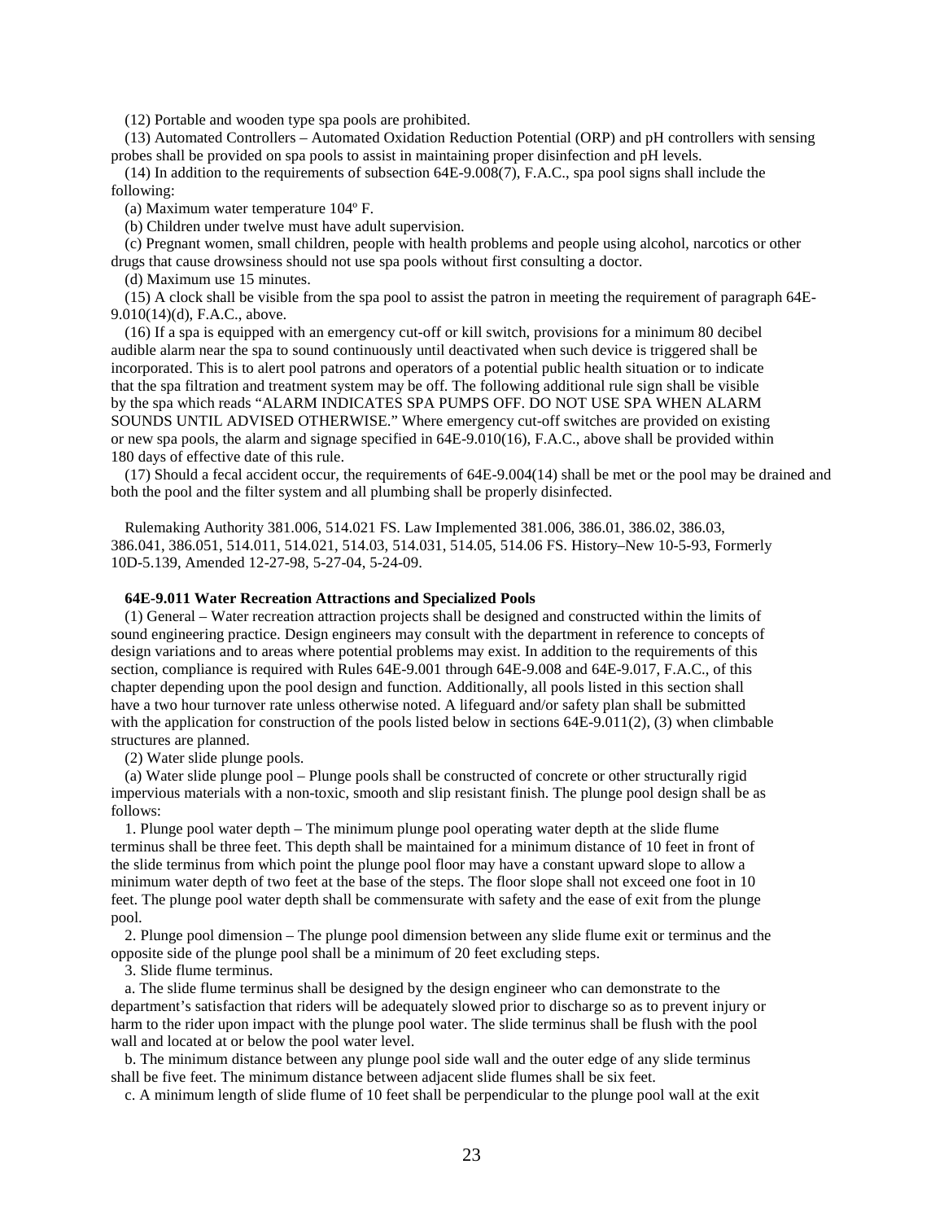(12) Portable and wooden type spa pools are prohibited.

(13) Automated Controllers – Automated Oxidation Reduction Potential (ORP) and pH controllers with sensing probes shall be provided on spa pools to assist in maintaining proper disinfection and pH levels.

(14) In addition to the requirements of subsection 64E-9.008(7), F.A.C., spa pool signs shall include the following:

(a) Maximum water temperature 104º F.

(b) Children under twelve must have adult supervision.

(c) Pregnant women, small children, people with health problems and people using alcohol, narcotics or other drugs that cause drowsiness should not use spa pools without first consulting a doctor.

(d) Maximum use 15 minutes.

(15) A clock shall be visible from the spa pool to assist the patron in meeting the requirement of paragraph 64E-9.010(14)(d), F.A.C., above.

(16) If a spa is equipped with an emergency cut-off or kill switch, provisions for a minimum 80 decibel audible alarm near the spa to sound continuously until deactivated when such device is triggered shall be incorporated. This is to alert pool patrons and operators of a potential public health situation or to indicate that the spa filtration and treatment system may be off. The following additional rule sign shall be visible by the spa which reads "ALARM INDICATES SPA PUMPS OFF. DO NOT USE SPA WHEN ALARM SOUNDS UNTIL ADVISED OTHERWISE." Where emergency cut-off switches are provided on existing or new spa pools, the alarm and signage specified in 64E-9.010(16), F.A.C., above shall be provided within 180 days of effective date of this rule.

(17) Should a fecal accident occur, the requirements of 64E-9.004(14) shall be met or the pool may be drained and both the pool and the filter system and all plumbing shall be properly disinfected.

Rulemaking Authority 381.006, 514.021 FS. Law Implemented 381.006, 386.01, 386.02, 386.03, 386.041, 386.051, 514.011, 514.021, 514.03, 514.031, 514.05, 514.06 FS. History–New 10-5-93, Formerly 10D-5.139, Amended 12-27-98, 5-27-04, 5-24-09.

**64E-9.011 Water Recreation Attractions and Specialized Pools**

(1) General – Water recreation attraction projects shall be designed and constructed within the limits of sound engineering practice. Design engineers may consult with the department in reference to concepts of design variations and to areas where potential problems may exist. In addition to the requirements of this section, compliance is required with Rules 64E-9.001 through 64E-9.008 and 64E-9.017, F.A.C., of this chapter depending upon the pool design and function. Additionally, all pools listed in this section shall have a two hour turnover rate unless otherwise noted. A lifeguard and/or safety plan shall be submitted with the application for construction of the pools listed below in sections 64E-9.011(2), (3) when climbable structures are planned.

(2) Water slide plunge pools.

(a) Water slide plunge pool – Plunge pools shall be constructed of concrete or other structurally rigid impervious materials with a non-toxic, smooth and slip resistant finish. The plunge pool design shall be as follows:

1. Plunge pool water depth – The minimum plunge pool operating water depth at the slide flume terminus shall be three feet. This depth shall be maintained for a minimum distance of 10 feet in front of the slide terminus from which point the plunge pool floor may have a constant upward slope to allow a minimum water depth of two feet at the base of the steps. The floor slope shall not exceed one foot in 10 feet. The plunge pool water depth shall be commensurate with safety and the ease of exit from the plunge pool.

2. Plunge pool dimension – The plunge pool dimension between any slide flume exit or terminus and the opposite side of the plunge pool shall be a minimum of 20 feet excluding steps.

3. Slide flume terminus.

a. The slide flume terminus shall be designed by the design engineer who can demonstrate to the department's satisfaction that riders will be adequately slowed prior to discharge so as to prevent injury or harm to the rider upon impact with the plunge pool water. The slide terminus shall be flush with the pool wall and located at or below the pool water level.

b. The minimum distance between any plunge pool side wall and the outer edge of any slide terminus shall be five feet. The minimum distance between adjacent slide flumes shall be six feet.

c. A minimum length of slide flume of 10 feet shall be perpendicular to the plunge pool wall at the exit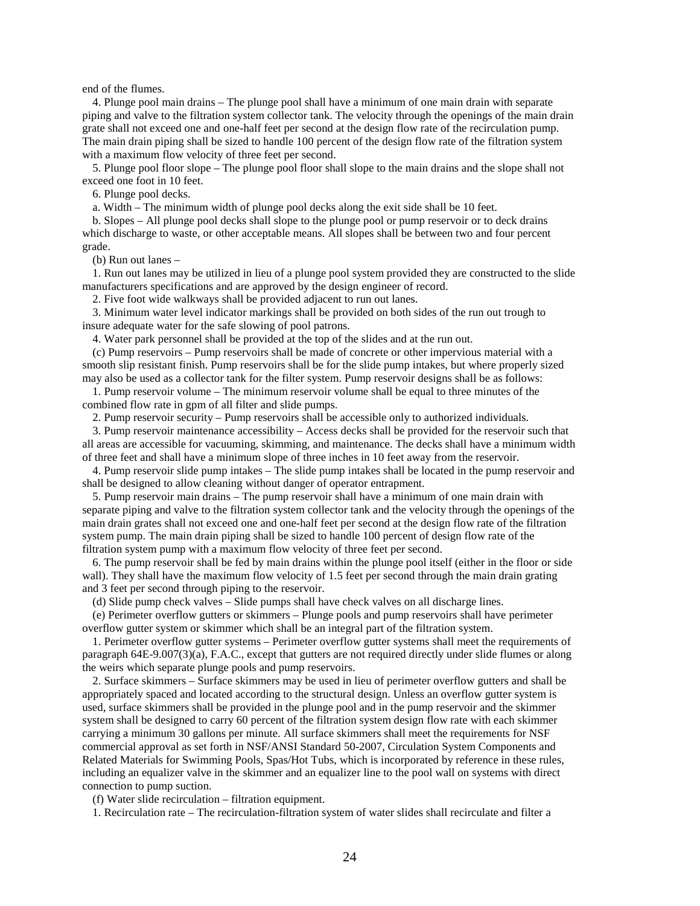end of the flumes.

4. Plunge pool main drains – The plunge pool shall have a minimum of one main drain with separate piping and valve to the filtration system collector tank. The velocity through the openings of the main drain grate shall not exceed one and one-half feet per second at the design flow rate of the recirculation pump. The main drain piping shall be sized to handle 100 percent of the design flow rate of the filtration system with a maximum flow velocity of three feet per second.

5. Plunge pool floor slope – The plunge pool floor shall slope to the main drains and the slope shall not exceed one foot in 10 feet.

6. Plunge pool decks.

a. Width – The minimum width of plunge pool decks along the exit side shall be 10 feet.

b. Slopes – All plunge pool decks shall slope to the plunge pool or pump reservoir or to deck drains which discharge to waste, or other acceptable means. All slopes shall be between two and four percent grade.

(b) Run out lanes –

1. Run out lanes may be utilized in lieu of a plunge pool system provided they are constructed to the slide manufacturers specifications and are approved by the design engineer of record.

2. Five foot wide walkways shall be provided adjacent to run out lanes.

3. Minimum water level indicator markings shall be provided on both sides of the run out trough to insure adequate water for the safe slowing of pool patrons.

4. Water park personnel shall be provided at the top of the slides and at the run out.

(c) Pump reservoirs – Pump reservoirs shall be made of concrete or other impervious material with a smooth slip resistant finish. Pump reservoirs shall be for the slide pump intakes, but where properly sized may also be used as a collector tank for the filter system. Pump reservoir designs shall be as follows:

1. Pump reservoir volume – The minimum reservoir volume shall be equal to three minutes of the combined flow rate in gpm of all filter and slide pumps.

2. Pump reservoir security – Pump reservoirs shall be accessible only to authorized individuals.

3. Pump reservoir maintenance accessibility – Access decks shall be provided for the reservoir such that all areas are accessible for vacuuming, skimming, and maintenance. The decks shall have a minimum width of three feet and shall have a minimum slope of three inches in 10 feet away from the reservoir.

4. Pump reservoir slide pump intakes – The slide pump intakes shall be located in the pump reservoir and shall be designed to allow cleaning without danger of operator entrapment.

5. Pump reservoir main drains – The pump reservoir shall have a minimum of one main drain with separate piping and valve to the filtration system collector tank and the velocity through the openings of the main drain grates shall not exceed one and one-half feet per second at the design flow rate of the filtration system pump. The main drain piping shall be sized to handle 100 percent of design flow rate of the filtration system pump with a maximum flow velocity of three feet per second.

6. The pump reservoir shall be fed by main drains within the plunge pool itself (either in the floor or side wall). They shall have the maximum flow velocity of 1.5 feet per second through the main drain grating and 3 feet per second through piping to the reservoir.

(d) Slide pump check valves – Slide pumps shall have check valves on all discharge lines.

(e) Perimeter overflow gutters or skimmers – Plunge pools and pump reservoirs shall have perimeter overflow gutter system or skimmer which shall be an integral part of the filtration system.

1. Perimeter overflow gutter systems – Perimeter overflow gutter systems shall meet the requirements of paragraph 64E-9.007(3)(a), F.A.C., except that gutters are not required directly under slide flumes or along the weirs which separate plunge pools and pump reservoirs.

2. Surface skimmers – Surface skimmers may be used in lieu of perimeter overflow gutters and shall be appropriately spaced and located according to the structural design. Unless an overflow gutter system is used, surface skimmers shall be provided in the plunge pool and in the pump reservoir and the skimmer system shall be designed to carry 60 percent of the filtration system design flow rate with each skimmer carrying a minimum 30 gallons per minute. All surface skimmers shall meet the requirements for NSF commercial approval as set forth in NSF/ANSI Standard 50-2007, Circulation System Components and Related Materials for Swimming Pools, Spas/Hot Tubs, which is incorporated by reference in these rules, including an equalizer valve in the skimmer and an equalizer line to the pool wall on systems with direct connection to pump suction.

(f) Water slide recirculation – filtration equipment.

1. Recirculation rate – The recirculation-filtration system of water slides shall recirculate and filter a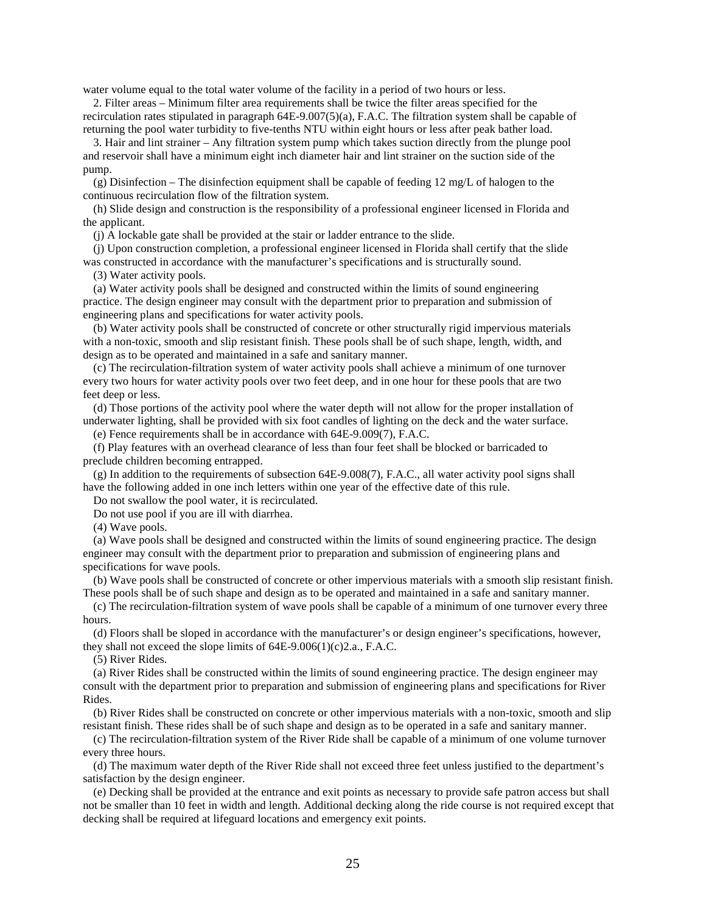water volume equal to the total water volume of the facility in a period of two hours or less.

2. Filter areas – Minimum filter area requirements shall be twice the filter areas specified for the recirculation rates stipulated in paragraph 64E-9.007(5)(a), F.A.C. The filtration system shall be capable of returning the pool water turbidity to five-tenths NTU within eight hours or less after peak bather load.

3. Hair and lint strainer – Any filtration system pump which takes suction directly from the plunge pool and reservoir shall have a minimum eight inch diameter hair and lint strainer on the suction side of the pump.

(g) Disinfection – The disinfection equipment shall be capable of feeding 12 mg/L of halogen to the continuous recirculation flow of the filtration system.

(h) Slide design and construction is the responsibility of a professional engineer licensed in Florida and the applicant.

(j) A lockable gate shall be provided at the stair or ladder entrance to the slide.

(j) Upon construction completion, a professional engineer licensed in Florida shall certify that the slide was constructed in accordance with the manufacturer's specifications and is structurally sound.

(3) Water activity pools.

(a) Water activity pools shall be designed and constructed within the limits of sound engineering practice. The design engineer may consult with the department prior to preparation and submission of engineering plans and specifications for water activity pools.

(b) Water activity pools shall be constructed of concrete or other structurally rigid impervious materials with a non-toxic, smooth and slip resistant finish. These pools shall be of such shape, length, width, and design as to be operated and maintained in a safe and sanitary manner.

(c) The recirculation-filtration system of water activity pools shall achieve a minimum of one turnover every two hours for water activity pools over two feet deep, and in one hour for these pools that are two feet deep or less.

(d) Those portions of the activity pool where the water depth will not allow for the proper installation of underwater lighting, shall be provided with six foot candles of lighting on the deck and the water surface.

(e) Fence requirements shall be in accordance with 64E-9.009(7), F.A.C.

(f) Play features with an overhead clearance of less than four feet shall be blocked or barricaded to preclude children becoming entrapped.

(g) In addition to the requirements of subsection 64E-9.008(7), F.A.C., all water activity pool signs shall have the following added in one inch letters within one year of the effective date of this rule.

Do not swallow the pool water, it is recirculated.

Do not use pool if you are ill with diarrhea.

(4) Wave pools.

(a) Wave pools shall be designed and constructed within the limits of sound engineering practice. The design engineer may consult with the department prior to preparation and submission of engineering plans and specifications for wave pools.

(b) Wave pools shall be constructed of concrete or other impervious materials with a smooth slip resistant finish. These pools shall be of such shape and design as to be operated and maintained in a safe and sanitary manner.

(c) The recirculation-filtration system of wave pools shall be capable of a minimum of one turnover every three hours.

(d) Floors shall be sloped in accordance with the manufacturer's or design engineer's specifications, however, they shall not exceed the slope limits of 64E-9.006(1)(c)2.a., F.A.C.

(5) River Rides.

(a) River Rides shall be constructed within the limits of sound engineering practice. The design engineer may consult with the department prior to preparation and submission of engineering plans and specifications for River Rides.

(b) River Rides shall be constructed on concrete or other impervious materials with a non-toxic, smooth and slip resistant finish. These rides shall be of such shape and design as to be operated in a safe and sanitary manner.

(c) The recirculation-filtration system of the River Ride shall be capable of a minimum of one volume turnover every three hours.

(d) The maximum water depth of the River Ride shall not exceed three feet unless justified to the department's satisfaction by the design engineer.

(e) Decking shall be provided at the entrance and exit points as necessary to provide safe patron access but shall not be smaller than 10 feet in width and length. Additional decking along the ride course is not required except that decking shall be required at lifeguard locations and emergency exit points.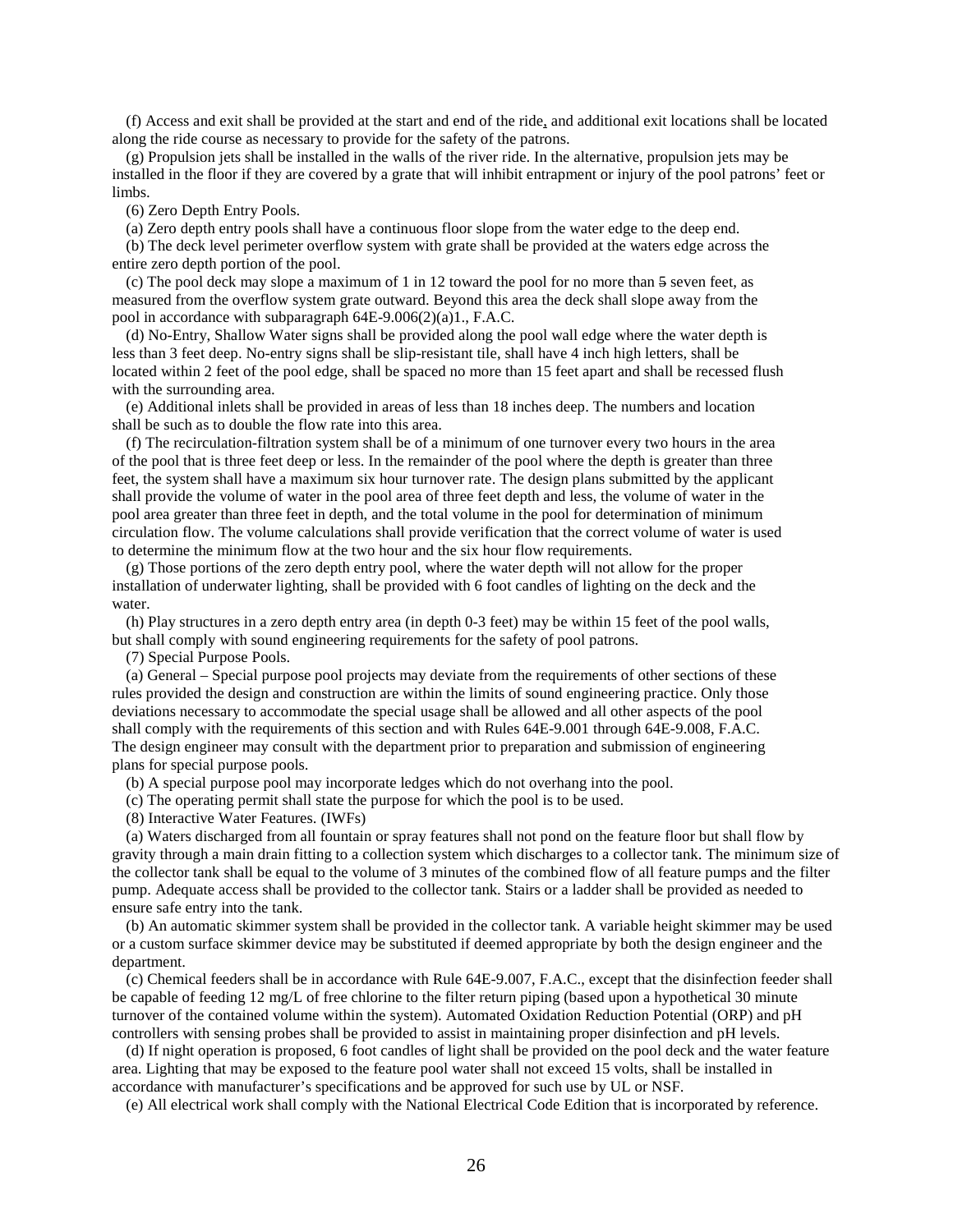(f) Access and exit shall be provided at the start and end of the ride, and additional exit locations shall be located along the ride course as necessary to provide for the safety of the patrons.

(g) Propulsion jets shall be installed in the walls of the river ride. In the alternative, propulsion jets may be installed in the floor if they are covered by a grate that will inhibit entrapment or injury of the pool patrons' feet or limbs.

(6) Zero Depth Entry Pools.

(a) Zero depth entry pools shall have a continuous floor slope from the water edge to the deep end.

(b) The deck level perimeter overflow system with grate shall be provided at the waters edge across the entire zero depth portion of the pool.

(c) The pool deck may slope a maximum of 1 in 12 toward the pool for no more than ~~5~~ seven feet, as measured from the overflow system grate outward. Beyond this area the deck shall slope away from the pool in accordance with subparagraph 64E-9.006(2)(a)1., F.A.C.

(d) No-Entry, Shallow Water signs shall be provided along the pool wall edge where the water depth is less than 3 feet deep. No-entry signs shall be slip-resistant tile, shall have 4 inch high letters, shall be located within 2 feet of the pool edge, shall be spaced no more than 15 feet apart and shall be recessed flush with the surrounding area.

(e) Additional inlets shall be provided in areas of less than 18 inches deep. The numbers and location shall be such as to double the flow rate into this area.

(f) The recirculation-filtration system shall be of a minimum of one turnover every two hours in the area of the pool that is three feet deep or less. In the remainder of the pool where the depth is greater than three feet, the system shall have a maximum six hour turnover rate. The design plans submitted by the applicant shall provide the volume of water in the pool area of three feet depth and less, the volume of water in the pool area greater than three feet in depth, and the total volume in the pool for determination of minimum circulation flow. The volume calculations shall provide verification that the correct volume of water is used to determine the minimum flow at the two hour and the six hour flow requirements.

(g) Those portions of the zero depth entry pool, where the water depth will not allow for the proper installation of underwater lighting, shall be provided with 6 foot candles of lighting on the deck and the water.

(h) Play structures in a zero depth entry area (in depth 0-3 feet) may be within 15 feet of the pool walls, but shall comply with sound engineering requirements for the safety of pool patrons.

(7) Special Purpose Pools.

(a) General – Special purpose pool projects may deviate from the requirements of other sections of these rules provided the design and construction are within the limits of sound engineering practice. Only those deviations necessary to accommodate the special usage shall be allowed and all other aspects of the pool shall comply with the requirements of this section and with Rules 64E-9.001 through 64E-9.008, F.A.C. The design engineer may consult with the department prior to preparation and submission of engineering plans for special purpose pools.

(b) A special purpose pool may incorporate ledges which do not overhang into the pool.

(c) The operating permit shall state the purpose for which the pool is to be used.

(8) Interactive Water Features. (IWFs)

(a) Waters discharged from all fountain or spray features shall not pond on the feature floor but shall flow by gravity through a main drain fitting to a collection system which discharges to a collector tank. The minimum size of the collector tank shall be equal to the volume of 3 minutes of the combined flow of all feature pumps and the filter pump. Adequate access shall be provided to the collector tank. Stairs or a ladder shall be provided as needed to ensure safe entry into the tank.

(b) An automatic skimmer system shall be provided in the collector tank. A variable height skimmer may be used or a custom surface skimmer device may be substituted if deemed appropriate by both the design engineer and the department.

(c) Chemical feeders shall be in accordance with Rule 64E-9.007, F.A.C., except that the disinfection feeder shall be capable of feeding 12 mg/L of free chlorine to the filter return piping (based upon a hypothetical 30 minute turnover of the contained volume within the system). Automated Oxidation Reduction Potential (ORP) and pH controllers with sensing probes shall be provided to assist in maintaining proper disinfection and pH levels.

(d) If night operation is proposed, 6 foot candles of light shall be provided on the pool deck and the water feature area. Lighting that may be exposed to the feature pool water shall not exceed 15 volts, shall be installed in accordance with manufacturer's specifications and be approved for such use by UL or NSF.

(e) All electrical work shall comply with the National Electrical Code Edition that is incorporated by reference.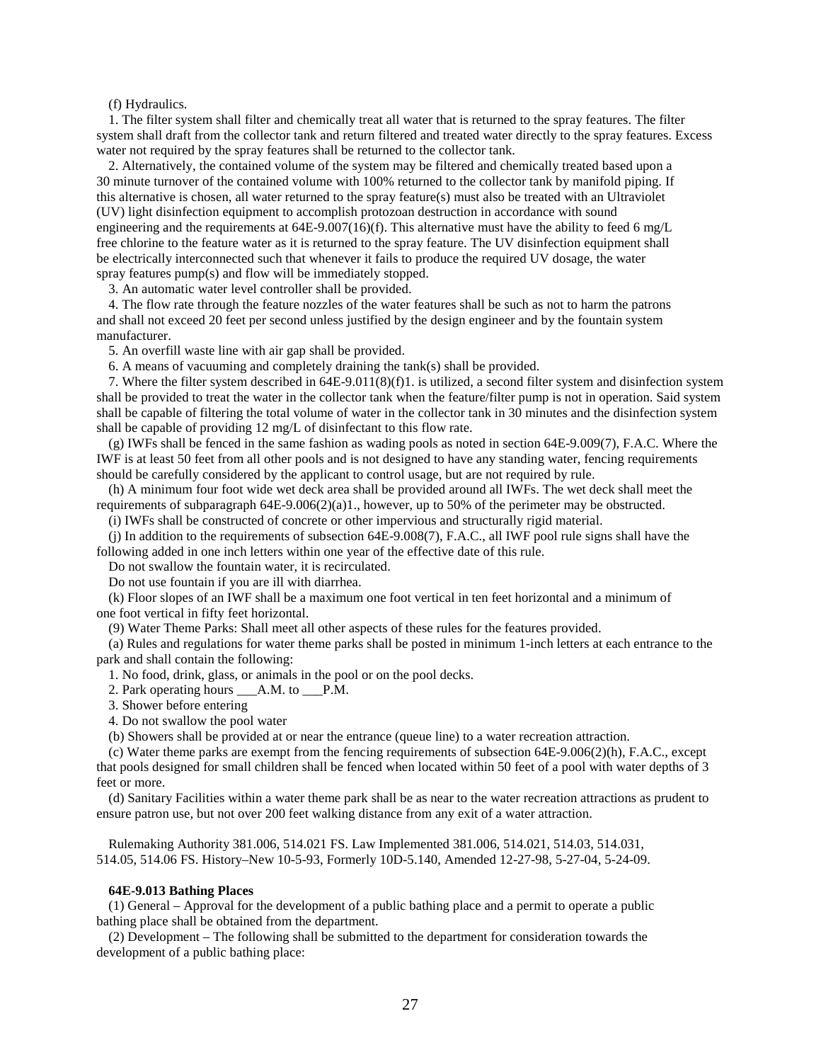(f) Hydraulics.

1. The filter system shall filter and chemically treat all water that is returned to the spray features. The filter system shall draft from the collector tank and return filtered and treated water directly to the spray features. Excess water not required by the spray features shall be returned to the collector tank.

2. Alternatively, the contained volume of the system may be filtered and chemically treated based upon a 30 minute turnover of the contained volume with 100% returned to the collector tank by manifold piping. If this alternative is chosen, all water returned to the spray feature(s) must also be treated with an Ultraviolet (UV) light disinfection equipment to accomplish protozoan destruction in accordance with sound engineering and the requirements at 64E-9.007(16)(f). This alternative must have the ability to feed 6 mg/L free chlorine to the feature water as it is returned to the spray feature. The UV disinfection equipment shall be electrically interconnected such that whenever it fails to produce the required UV dosage, the water spray features pump(s) and flow will be immediately stopped.

3. An automatic water level controller shall be provided.

4. The flow rate through the feature nozzles of the water features shall be such as not to harm the patrons and shall not exceed 20 feet per second unless justified by the design engineer and by the fountain system manufacturer.

5. An overfill waste line with air gap shall be provided.

6. A means of vacuuming and completely draining the tank(s) shall be provided.

7. Where the filter system described in 64E-9.011(8)(f)1. is utilized, a second filter system and disinfection system shall be provided to treat the water in the collector tank when the feature/filter pump is not in operation. Said system shall be capable of filtering the total volume of water in the collector tank in 30 minutes and the disinfection system shall be capable of providing 12 mg/L of disinfectant to this flow rate.

(g) IWFs shall be fenced in the same fashion as wading pools as noted in section 64E-9.009(7), F.A.C. Where the IWF is at least 50 feet from all other pools and is not designed to have any standing water, fencing requirements should be carefully considered by the applicant to control usage, but are not required by rule.

(h) A minimum four foot wide wet deck area shall be provided around all IWFs. The wet deck shall meet the requirements of subparagraph 64E-9.006(2)(a)1., however, up to 50% of the perimeter may be obstructed.

(i) IWFs shall be constructed of concrete or other impervious and structurally rigid material.

(j) In addition to the requirements of subsection 64E-9.008(7), F.A.C., all IWF pool rule signs shall have the following added in one inch letters within one year of the effective date of this rule.

Do not swallow the fountain water, it is recirculated.

Do not use fountain if you are ill with diarrhea.

(k) Floor slopes of an IWF shall be a maximum one foot vertical in ten feet horizontal and a minimum of one foot vertical in fifty feet horizontal.

(9) Water Theme Parks: Shall meet all other aspects of these rules for the features provided.

(a) Rules and regulations for water theme parks shall be posted in minimum 1-inch letters at each entrance to the park and shall contain the following:

1. No food, drink, glass, or animals in the pool or on the pool decks.

2. Park operating hours ___A.M. to ___P.M.

3. Shower before entering

4. Do not swallow the pool water

(b) Showers shall be provided at or near the entrance (queue line) to a water recreation attraction.

(c) Water theme parks are exempt from the fencing requirements of subsection 64E-9.006(2)(h), F.A.C., except that pools designed for small children shall be fenced when located within 50 feet of a pool with water depths of 3 feet or more.

(d) Sanitary Facilities within a water theme park shall be as near to the water recreation attractions as prudent to ensure patron use, but not over 200 feet walking distance from any exit of a water attraction.

Rulemaking Authority 381.006, 514.021 FS. Law Implemented 381.006, 514.021, 514.03, 514.031, 514.05, 514.06 FS. History–New 10-5-93, Formerly 10D-5.140, Amended 12-27-98, 5-27-04, 5-24-09.

**64E-9.013 Bathing Places**

(1) General – Approval for the development of a public bathing place and a permit to operate a public bathing place shall be obtained from the department.

(2) Development – The following shall be submitted to the department for consideration towards the development of a public bathing place: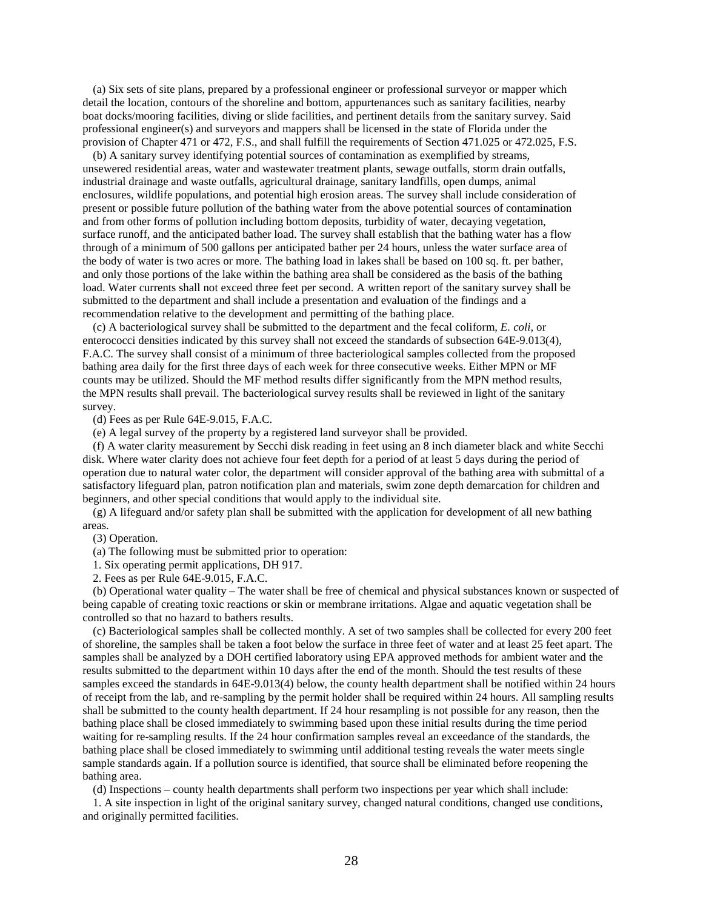(a) Six sets of site plans, prepared by a professional engineer or professional surveyor or mapper which detail the location, contours of the shoreline and bottom, appurtenances such as sanitary facilities, nearby boat docks/mooring facilities, diving or slide facilities, and pertinent details from the sanitary survey. Said professional engineer(s) and surveyors and mappers shall be licensed in the state of Florida under the provision of Chapter 471 or 472, F.S., and shall fulfill the requirements of Section 471.025 or 472.025, F.S.

(b) A sanitary survey identifying potential sources of contamination as exemplified by streams, unsewered residential areas, water and wastewater treatment plants, sewage outfalls, storm drain outfalls, industrial drainage and waste outfalls, agricultural drainage, sanitary landfills, open dumps, animal enclosures, wildlife populations, and potential high erosion areas. The survey shall include consideration of present or possible future pollution of the bathing water from the above potential sources of contamination and from other forms of pollution including bottom deposits, turbidity of water, decaying vegetation, surface runoff, and the anticipated bather load. The survey shall establish that the bathing water has a flow through of a minimum of 500 gallons per anticipated bather per 24 hours, unless the water surface area of the body of water is two acres or more. The bathing load in lakes shall be based on 100 sq. ft. per bather, and only those portions of the lake within the bathing area shall be considered as the basis of the bathing load. Water currents shall not exceed three feet per second. A written report of the sanitary survey shall be submitted to the department and shall include a presentation and evaluation of the findings and a recommendation relative to the development and permitting of the bathing place.

(c) A bacteriological survey shall be submitted to the department and the fecal coliform, *E. coli,* or enterococci densities indicated by this survey shall not exceed the standards of subsection 64E-9.013(4), F.A.C. The survey shall consist of a minimum of three bacteriological samples collected from the proposed bathing area daily for the first three days of each week for three consecutive weeks. Either MPN or MF counts may be utilized. Should the MF method results differ significantly from the MPN method results, the MPN results shall prevail. The bacteriological survey results shall be reviewed in light of the sanitary survey.

(d) Fees as per Rule 64E-9.015, F.A.C.

(e) A legal survey of the property by a registered land surveyor shall be provided.

(f) A water clarity measurement by Secchi disk reading in feet using an 8 inch diameter black and white Secchi disk. Where water clarity does not achieve four feet depth for a period of at least 5 days during the period of operation due to natural water color, the department will consider approval of the bathing area with submittal of a satisfactory lifeguard plan, patron notification plan and materials, swim zone depth demarcation for children and beginners, and other special conditions that would apply to the individual site.

(g) A lifeguard and/or safety plan shall be submitted with the application for development of all new bathing areas.

(3) Operation.

(a) The following must be submitted prior to operation:

1. Six operating permit applications, DH 917.

2. Fees as per Rule 64E-9.015, F.A.C.

(b) Operational water quality – The water shall be free of chemical and physical substances known or suspected of being capable of creating toxic reactions or skin or membrane irritations. Algae and aquatic vegetation shall be controlled so that no hazard to bathers results.

(c) Bacteriological samples shall be collected monthly. A set of two samples shall be collected for every 200 feet of shoreline, the samples shall be taken a foot below the surface in three feet of water and at least 25 feet apart. The samples shall be analyzed by a DOH certified laboratory using EPA approved methods for ambient water and the results submitted to the department within 10 days after the end of the month. Should the test results of these samples exceed the standards in 64E-9.013(4) below, the county health department shall be notified within 24 hours of receipt from the lab, and re-sampling by the permit holder shall be required within 24 hours. All sampling results shall be submitted to the county health department. If 24 hour resampling is not possible for any reason, then the bathing place shall be closed immediately to swimming based upon these initial results during the time period waiting for re-sampling results. If the 24 hour confirmation samples reveal an exceedance of the standards, the bathing place shall be closed immediately to swimming until additional testing reveals the water meets single sample standards again. If a pollution source is identified, that source shall be eliminated before reopening the bathing area.

(d) Inspections – county health departments shall perform two inspections per year which shall include:

1. A site inspection in light of the original sanitary survey, changed natural conditions, changed use conditions, and originally permitted facilities.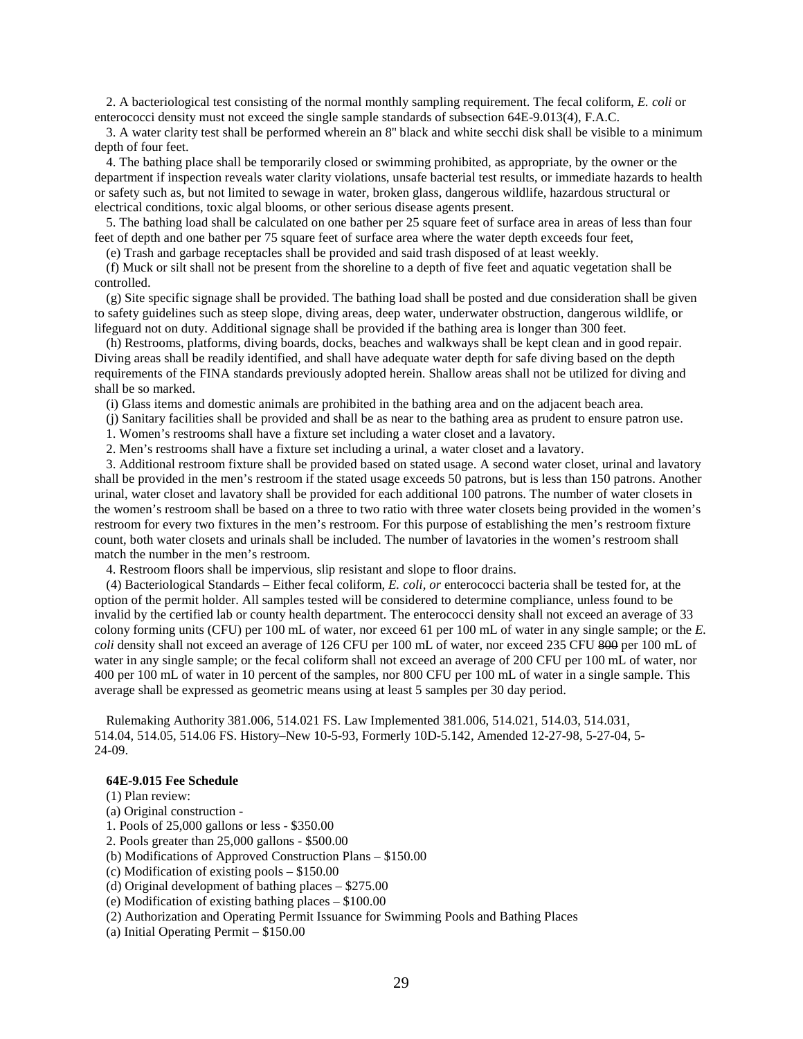2. A bacteriological test consisting of the normal monthly sampling requirement. The fecal coliform, *E. coli* or enterococci density must not exceed the single sample standards of subsection 64E-9.013(4), F.A.C.

3. A water clarity test shall be performed wherein an 8" black and white secchi disk shall be visible to a minimum depth of four feet.

4. The bathing place shall be temporarily closed or swimming prohibited, as appropriate, by the owner or the department if inspection reveals water clarity violations, unsafe bacterial test results, or immediate hazards to health or safety such as, but not limited to sewage in water, broken glass, dangerous wildlife, hazardous structural or electrical conditions, toxic algal blooms, or other serious disease agents present.

5. The bathing load shall be calculated on one bather per 25 square feet of surface area in areas of less than four feet of depth and one bather per 75 square feet of surface area where the water depth exceeds four feet,

(e) Trash and garbage receptacles shall be provided and said trash disposed of at least weekly.

(f) Muck or silt shall not be present from the shoreline to a depth of five feet and aquatic vegetation shall be controlled.

(g) Site specific signage shall be provided. The bathing load shall be posted and due consideration shall be given to safety guidelines such as steep slope, diving areas, deep water, underwater obstruction, dangerous wildlife, or lifeguard not on duty. Additional signage shall be provided if the bathing area is longer than 300 feet.

(h) Restrooms, platforms, diving boards, docks, beaches and walkways shall be kept clean and in good repair. Diving areas shall be readily identified, and shall have adequate water depth for safe diving based on the depth requirements of the FINA standards previously adopted herein. Shallow areas shall not be utilized for diving and shall be so marked.

(i) Glass items and domestic animals are prohibited in the bathing area and on the adjacent beach area.

(j) Sanitary facilities shall be provided and shall be as near to the bathing area as prudent to ensure patron use.

1. Women's restrooms shall have a fixture set including a water closet and a lavatory.

2. Men's restrooms shall have a fixture set including a urinal, a water closet and a lavatory.

3. Additional restroom fixture shall be provided based on stated usage. A second water closet, urinal and lavatory shall be provided in the men's restroom if the stated usage exceeds 50 patrons, but is less than 150 patrons. Another urinal, water closet and lavatory shall be provided for each additional 100 patrons. The number of water closets in the women's restroom shall be based on a three to two ratio with three water closets being provided in the women's restroom for every two fixtures in the men's restroom. For this purpose of establishing the men's restroom fixture count, both water closets and urinals shall be included. The number of lavatories in the women's restroom shall match the number in the men's restroom.

4. Restroom floors shall be impervious, slip resistant and slope to floor drains.

(4) Bacteriological Standards – Either fecal coliform, *E. coli, or* enterococci bacteria shall be tested for, at the option of the permit holder. All samples tested will be considered to determine compliance, unless found to be invalid by the certified lab or county health department. The enterococci density shall not exceed an average of 33 colony forming units (CFU) per 100 mL of water, nor exceed 61 per 100 mL of water in any single sample; or the *E. coli* density shall not exceed an average of 126 CFU per 100 mL of water, nor exceed 235 CFU ~~800~~ per 100 mL of water in any single sample; or the fecal coliform shall not exceed an average of 200 CFU per 100 mL of water, nor 400 per 100 mL of water in 10 percent of the samples, nor 800 CFU per 100 mL of water in a single sample. This average shall be expressed as geometric means using at least 5 samples per 30 day period.

Rulemaking Authority 381.006, 514.021 FS. Law Implemented 381.006, 514.021, 514.03, 514.031, 514.04, 514.05, 514.06 FS. History–New 10-5-93, Formerly 10D-5.142, Amended 12-27-98, 5-27-04, 5-24-09.

**64E-9.015 Fee Schedule**

(1) Plan review:

(a) Original construction -

1. Pools of 25,000 gallons or less - $350.00

2. Pools greater than 25,000 gallons - $500.00

(b) Modifications of Approved Construction Plans – $150.00

(c) Modification of existing pools – $150.00

(d) Original development of bathing places – $275.00

(e) Modification of existing bathing places – $100.00

(2) Authorization and Operating Permit Issuance for Swimming Pools and Bathing Places

(a) Initial Operating Permit – $150.00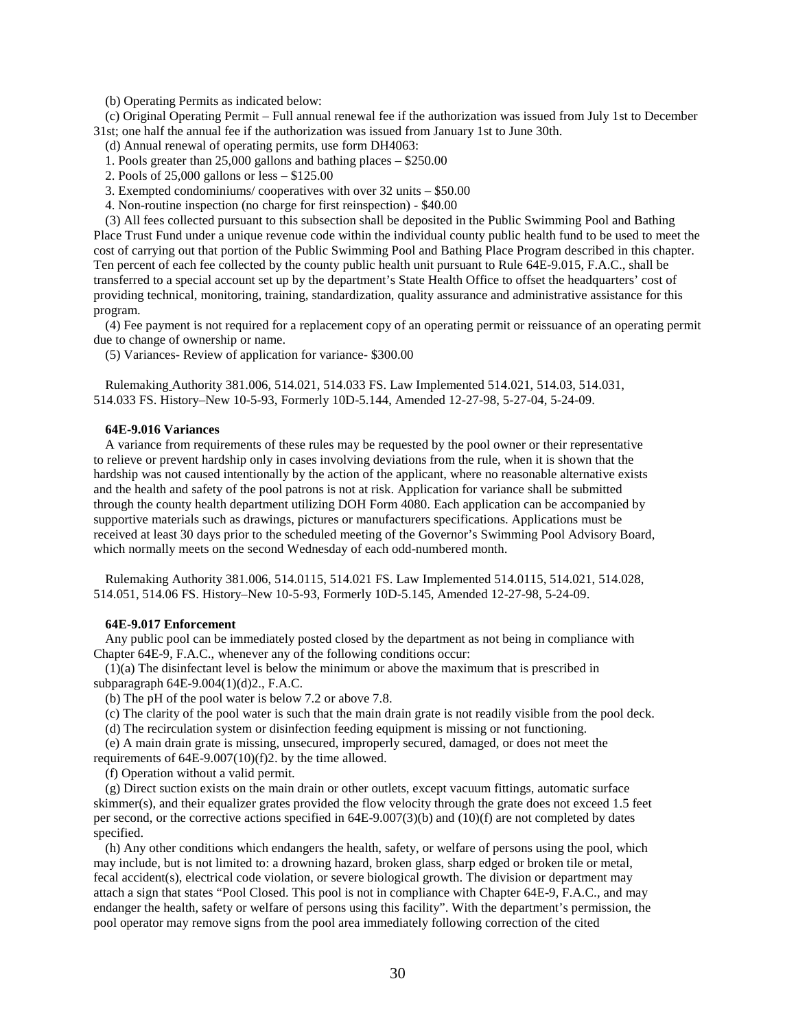(b) Operating Permits as indicated below:

(c) Original Operating Permit – Full annual renewal fee if the authorization was issued from July 1st to December 31st; one half the annual fee if the authorization was issued from January 1st to June 30th.

(d) Annual renewal of operating permits, use form DH4063:

1. Pools greater than 25,000 gallons and bathing places – $250.00
2. Pools of 25,000 gallons or less – $125.00
3. Exempted condominiums/ cooperatives with over 32 units – $50.00
4. Non-routine inspection (no charge for first reinspection) - $40.00

(3) All fees collected pursuant to this subsection shall be deposited in the Public Swimming Pool and Bathing Place Trust Fund under a unique revenue code within the individual county public health fund to be used to meet the cost of carrying out that portion of the Public Swimming Pool and Bathing Place Program described in this chapter. Ten percent of each fee collected by the county public health unit pursuant to Rule 64E-9.015, F.A.C., shall be transferred to a special account set up by the department's State Health Office to offset the headquarters' cost of providing technical, monitoring, training, standardization, quality assurance and administrative assistance for this program.

(4) Fee payment is not required for a replacement copy of an operating permit or reissuance of an operating permit due to change of ownership or name.

(5) Variances- Review of application for variance- $300.00

Rulemaking Authority 381.006, 514.021, 514.033 FS. Law Implemented 514.021, 514.03, 514.031, 514.033 FS. History–New 10-5-93, Formerly 10D-5.144, Amended 12-27-98, 5-27-04, 5-24-09.

**64E-9.016 Variances**

A variance from requirements of these rules may be requested by the pool owner or their representative to relieve or prevent hardship only in cases involving deviations from the rule, when it is shown that the hardship was not caused intentionally by the action of the applicant, where no reasonable alternative exists and the health and safety of the pool patrons is not at risk. Application for variance shall be submitted through the county health department utilizing DOH Form 4080. Each application can be accompanied by supportive materials such as drawings, pictures or manufacturers specifications. Applications must be received at least 30 days prior to the scheduled meeting of the Governor's Swimming Pool Advisory Board, which normally meets on the second Wednesday of each odd-numbered month.

Rulemaking Authority 381.006, 514.0115, 514.021 FS. Law Implemented 514.0115, 514.021, 514.028, 514.051, 514.06 FS. History–New 10-5-93, Formerly 10D-5.145, Amended 12-27-98, 5-24-09.

**64E-9.017 Enforcement**

Any public pool can be immediately posted closed by the department as not being in compliance with Chapter 64E-9, F.A.C., whenever any of the following conditions occur:

(1)(a) The disinfectant level is below the minimum or above the maximum that is prescribed in subparagraph 64E-9.004(1)(d)2., F.A.C.

(b) The pH of the pool water is below 7.2 or above 7.8.

(c) The clarity of the pool water is such that the main drain grate is not readily visible from the pool deck.

(d) The recirculation system or disinfection feeding equipment is missing or not functioning.

(e) A main drain grate is missing, unsecured, improperly secured, damaged, or does not meet the requirements of 64E-9.007(10)(f)2. by the time allowed.

(f) Operation without a valid permit.

(g) Direct suction exists on the main drain or other outlets, except vacuum fittings, automatic surface skimmer(s), and their equalizer grates provided the flow velocity through the grate does not exceed 1.5 feet per second, or the corrective actions specified in 64E-9.007(3)(b) and (10)(f) are not completed by dates specified.

(h) Any other conditions which endangers the health, safety, or welfare of persons using the pool, which may include, but is not limited to: a drowning hazard, broken glass, sharp edged or broken tile or metal, fecal accident(s), electrical code violation, or severe biological growth. The division or department may attach a sign that states "Pool Closed. This pool is not in compliance with Chapter 64E-9, F.A.C., and may endanger the health, safety or welfare of persons using this facility". With the department's permission, the pool operator may remove signs from the pool area immediately following correction of the cited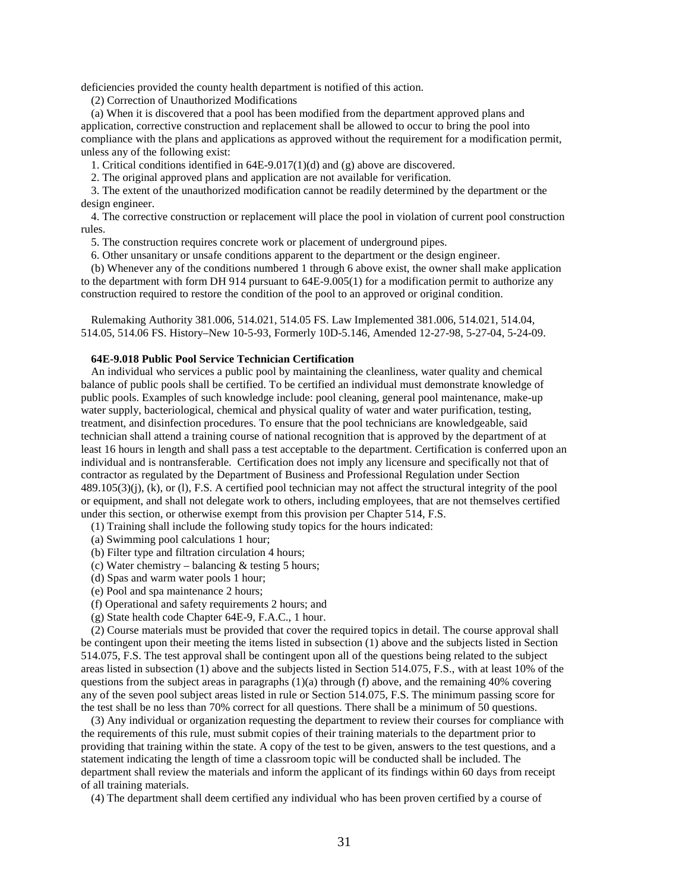deficiencies provided the county health department is notified of this action.

(2) Correction of Unauthorized Modifications

(a) When it is discovered that a pool has been modified from the department approved plans and application, corrective construction and replacement shall be allowed to occur to bring the pool into compliance with the plans and applications as approved without the requirement for a modification permit, unless any of the following exist:

1. Critical conditions identified in 64E-9.017(1)(d) and (g) above are discovered.

2. The original approved plans and application are not available for verification.

3. The extent of the unauthorized modification cannot be readily determined by the department or the design engineer.

4. The corrective construction or replacement will place the pool in violation of current pool construction rules.

5. The construction requires concrete work or placement of underground pipes.

6. Other unsanitary or unsafe conditions apparent to the department or the design engineer.

(b) Whenever any of the conditions numbered 1 through 6 above exist, the owner shall make application to the department with form DH 914 pursuant to 64E-9.005(1) for a modification permit to authorize any construction required to restore the condition of the pool to an approved or original condition.

Rulemaking Authority 381.006, 514.021, 514.05 FS. Law Implemented 381.006, 514.021, 514.04, 514.05, 514.06 FS. History–New 10-5-93, Formerly 10D-5.146, Amended 12-27-98, 5-27-04, 5-24-09.

**64E-9.018 Public Pool Service Technician Certification**

An individual who services a public pool by maintaining the cleanliness, water quality and chemical balance of public pools shall be certified. To be certified an individual must demonstrate knowledge of public pools. Examples of such knowledge include: pool cleaning, general pool maintenance, make-up water supply, bacteriological, chemical and physical quality of water and water purification, testing, treatment, and disinfection procedures. To ensure that the pool technicians are knowledgeable, said technician shall attend a training course of national recognition that is approved by the department of at least 16 hours in length and shall pass a test acceptable to the department. Certification is conferred upon an individual and is nontransferable. Certification does not imply any licensure and specifically not that of contractor as regulated by the Department of Business and Professional Regulation under Section 489.105(3)(j), (k), or (l), F.S. A certified pool technician may not affect the structural integrity of the pool or equipment, and shall not delegate work to others, including employees, that are not themselves certified under this section, or otherwise exempt from this provision per Chapter 514, F.S.

(1) Training shall include the following study topics for the hours indicated:

(a) Swimming pool calculations 1 hour;

(b) Filter type and filtration circulation 4 hours;

(c) Water chemistry – balancing & testing 5 hours;

(d) Spas and warm water pools 1 hour;

(e) Pool and spa maintenance 2 hours;

(f) Operational and safety requirements 2 hours; and

(g) State health code Chapter 64E-9, F.A.C., 1 hour.

(2) Course materials must be provided that cover the required topics in detail. The course approval shall be contingent upon their meeting the items listed in subsection (1) above and the subjects listed in Section 514.075, F.S. The test approval shall be contingent upon all of the questions being related to the subject areas listed in subsection (1) above and the subjects listed in Section 514.075, F.S., with at least 10% of the questions from the subject areas in paragraphs (1)(a) through (f) above, and the remaining 40% covering any of the seven pool subject areas listed in rule or Section 514.075, F.S. The minimum passing score for the test shall be no less than 70% correct for all questions. There shall be a minimum of 50 questions.

(3) Any individual or organization requesting the department to review their courses for compliance with the requirements of this rule, must submit copies of their training materials to the department prior to providing that training within the state. A copy of the test to be given, answers to the test questions, and a statement indicating the length of time a classroom topic will be conducted shall be included. The department shall review the materials and inform the applicant of its findings within 60 days from receipt of all training materials.

(4) The department shall deem certified any individual who has been proven certified by a course of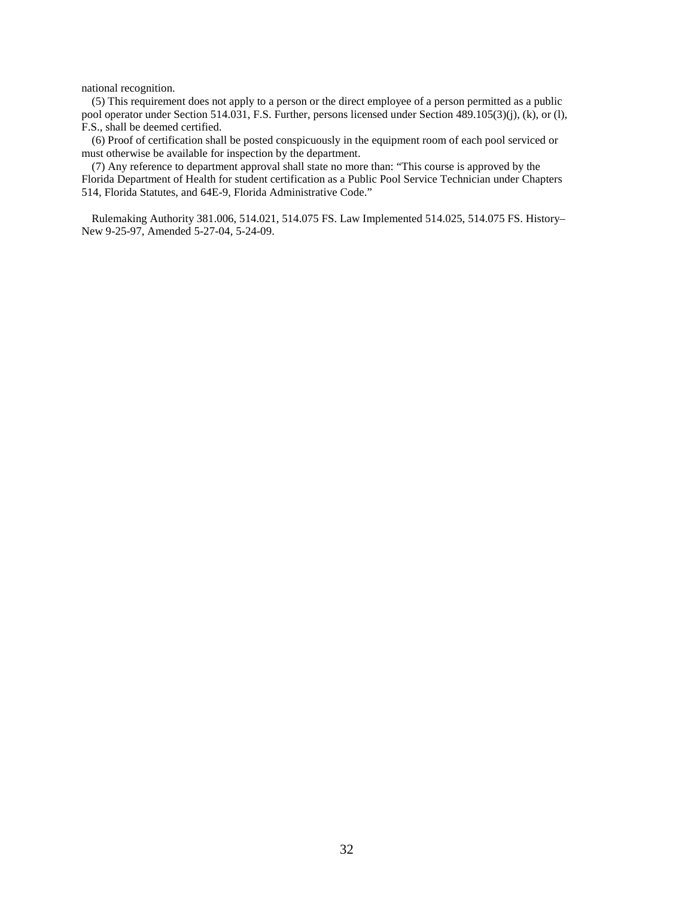national recognition.

(5) This requirement does not apply to a person or the direct employee of a person permitted as a public pool operator under Section 514.031, F.S. Further, persons licensed under Section 489.105(3)(j), (k), or (l), F.S., shall be deemed certified.

(6) Proof of certification shall be posted conspicuously in the equipment room of each pool serviced or must otherwise be available for inspection by the department.

(7) Any reference to department approval shall state no more than: "This course is approved by the Florida Department of Health for student certification as a Public Pool Service Technician under Chapters 514, Florida Statutes, and 64E-9, Florida Administrative Code."

Rulemaking Authority 381.006, 514.021, 514.075 FS. Law Implemented 514.025, 514.075 FS. History–New 9-25-97, Amended 5-27-04, 5-24-09.